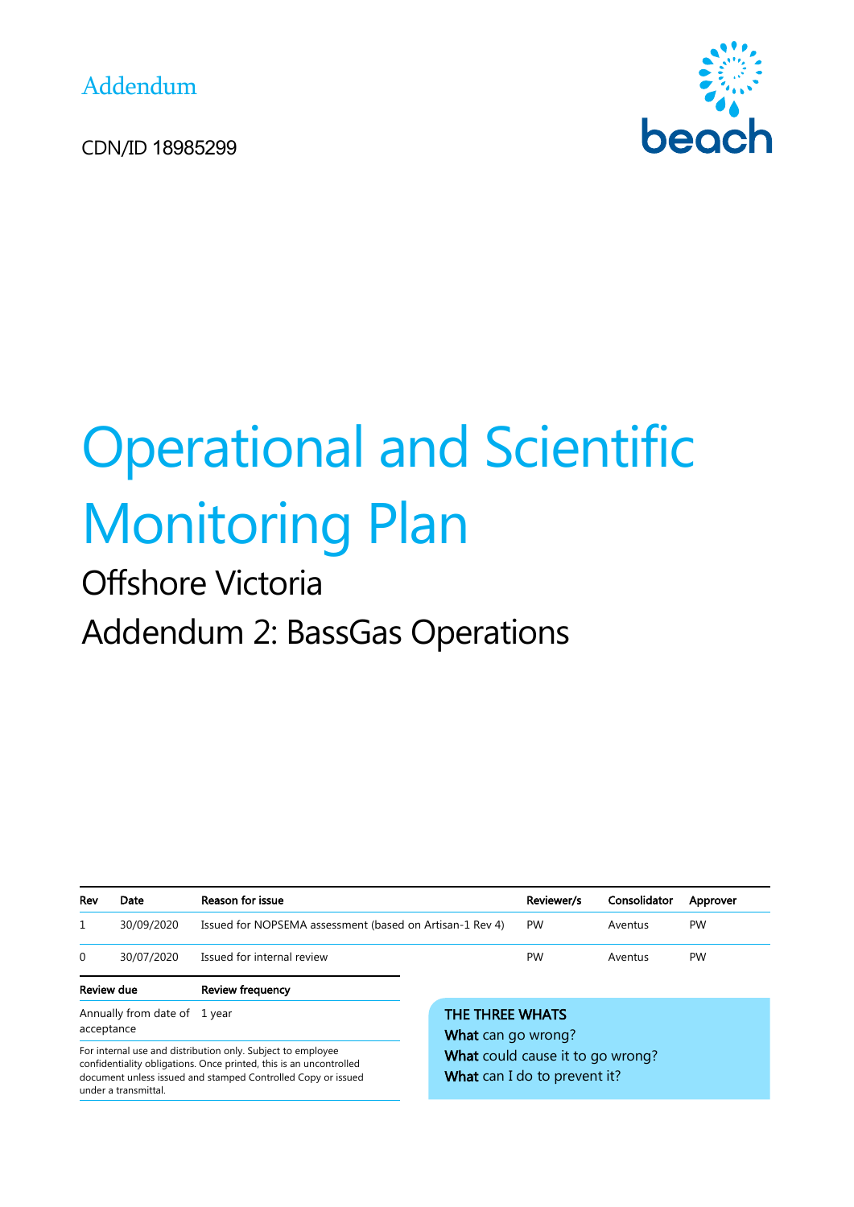Addendum

CDN/ID 18985299

# Operational and Scientific Monitoring Plan

## Offshore Victoria

## Addendum 2: BassGas Operations

| Rev | Date | Reason for issue | Reviewer/s | Consolidator | Approver |
|---|---|---|---|---|---|
| 1 | 30/09/2020 | Issued for NOPSEMA assessment (based on Artisan-1 Rev 4) | PW | Aventus | PW |
| 0 | 30/07/2020 | Issued for internal review | PW | Aventus | PW |

| Review due | Review frequency |
|---|---|
| Annually from date of acceptance | 1 year |

For internal use and distribution only. Subject to employee confidentiality obligations. Once printed, this is an uncontrolled document unless issued and stamped Controlled Copy or issued under a transmittal.

**THE THREE WHATS**

**What** can go wrong?

**What** could cause it to go wrong?

**What** can I do to prevent it?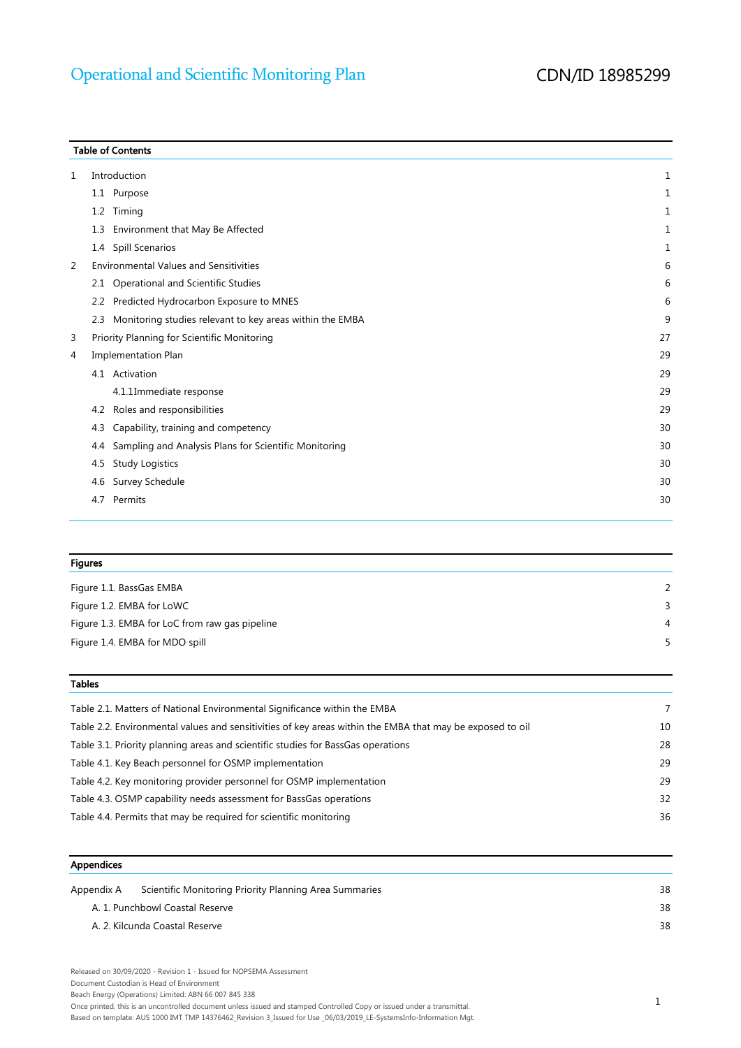# Operational and Scientific Monitoring Plan

CDN/ID 18985299

**Table of Contents**

| | | |
|---|---|---|
| 1 | Introduction | 1 |
| | 1.1 Purpose | 1 |
| | 1.2 Timing | 1 |
| | 1.3 Environment that May Be Affected | 1 |
| | 1.4 Spill Scenarios | 1 |
| 2 | Environmental Values and Sensitivities | 6 |
| | 2.1 Operational and Scientific Studies | 6 |
| | 2.2 Predicted Hydrocarbon Exposure to MNES | 6 |
| | 2.3 Monitoring studies relevant to key areas within the EMBA | 9 |
| 3 | Priority Planning for Scientific Monitoring | 27 |
| 4 | Implementation Plan | 29 |
| | 4.1 Activation | 29 |
| | 4.1.1 Immediate response | 29 |
| | 4.2 Roles and responsibilities | 29 |
| | 4.3 Capability, training and competency | 30 |
| | 4.4 Sampling and Analysis Plans for Scientific Monitoring | 30 |
| | 4.5 Study Logistics | 30 |
| | 4.6 Survey Schedule | 30 |
| | 4.7 Permits | 30 |

**Figures**

| | |
|---|---|
| Figure 1.1. BassGas EMBA | 2 |
| Figure 1.2. EMBA for LoWC | 3 |
| Figure 1.3. EMBA for LoC from raw gas pipeline | 4 |
| Figure 1.4. EMBA for MDO spill | 5 |

**Tables**

| | |
|---|---|
| Table 2.1. Matters of National Environmental Significance within the EMBA | 7 |
| Table 2.2. Environmental values and sensitivities of key areas within the EMBA that may be exposed to oil | 10 |
| Table 3.1. Priority planning areas and scientific studies for BassGas operations | 28 |
| Table 4.1. Key Beach personnel for OSMP implementation | 29 |
| Table 4.2. Key monitoring provider personnel for OSMP implementation | 29 |
| Table 4.3. OSMP capability needs assessment for BassGas operations | 32 |
| Table 4.4. Permits that may be required for scientific monitoring | 36 |

**Appendices**

| | | |
|---|---|---|
| Appendix A | Scientific Monitoring Priority Planning Area Summaries | 38 |
| | A. 1. Punchbowl Coastal Reserve | 38 |
| | A. 2. Kilcunda Coastal Reserve | 38 |

Released on 30/09/2020 - Revision 1 - Issued for NOPSEMA Assessment
Document Custodian is Head of Environment
Beach Energy (Operations) Limited: ABN 66 007 845 338
Once printed, this is an uncontrolled document unless issued and stamped Controlled Copy or issued under a transmittal.
Based on template: AUS 1000 IMT TMP 14376462_Revision 3_Issued for Use _06/03/2019_LE-SystemsInfo-Information Mgt.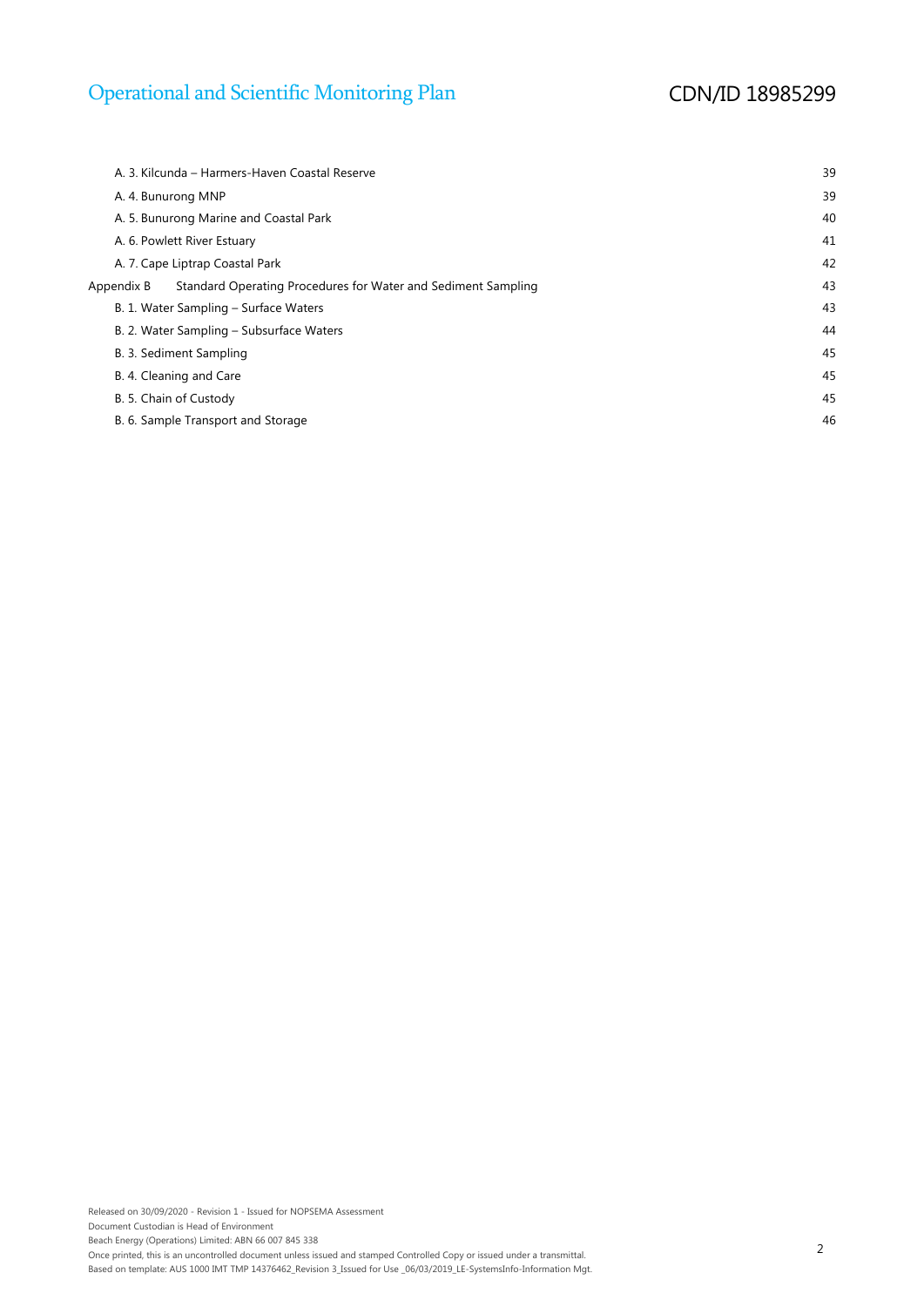A. 3. Kilcunda – Harmers-Haven Coastal Reserve 39

A. 4. Bunurong MNP 39

A. 5. Bunurong Marine and Coastal Park 40

A. 6. Powlett River Estuary 41

A. 7. Cape Liptrap Coastal Park 42

Appendix B Standard Operating Procedures for Water and Sediment Sampling 43

B. 1. Water Sampling – Surface Waters 43

B. 2. Water Sampling – Subsurface Waters 44

B. 3. Sediment Sampling 45

B. 4. Cleaning and Care 45

B. 5. Chain of Custody 45

B. 6. Sample Transport and Storage 46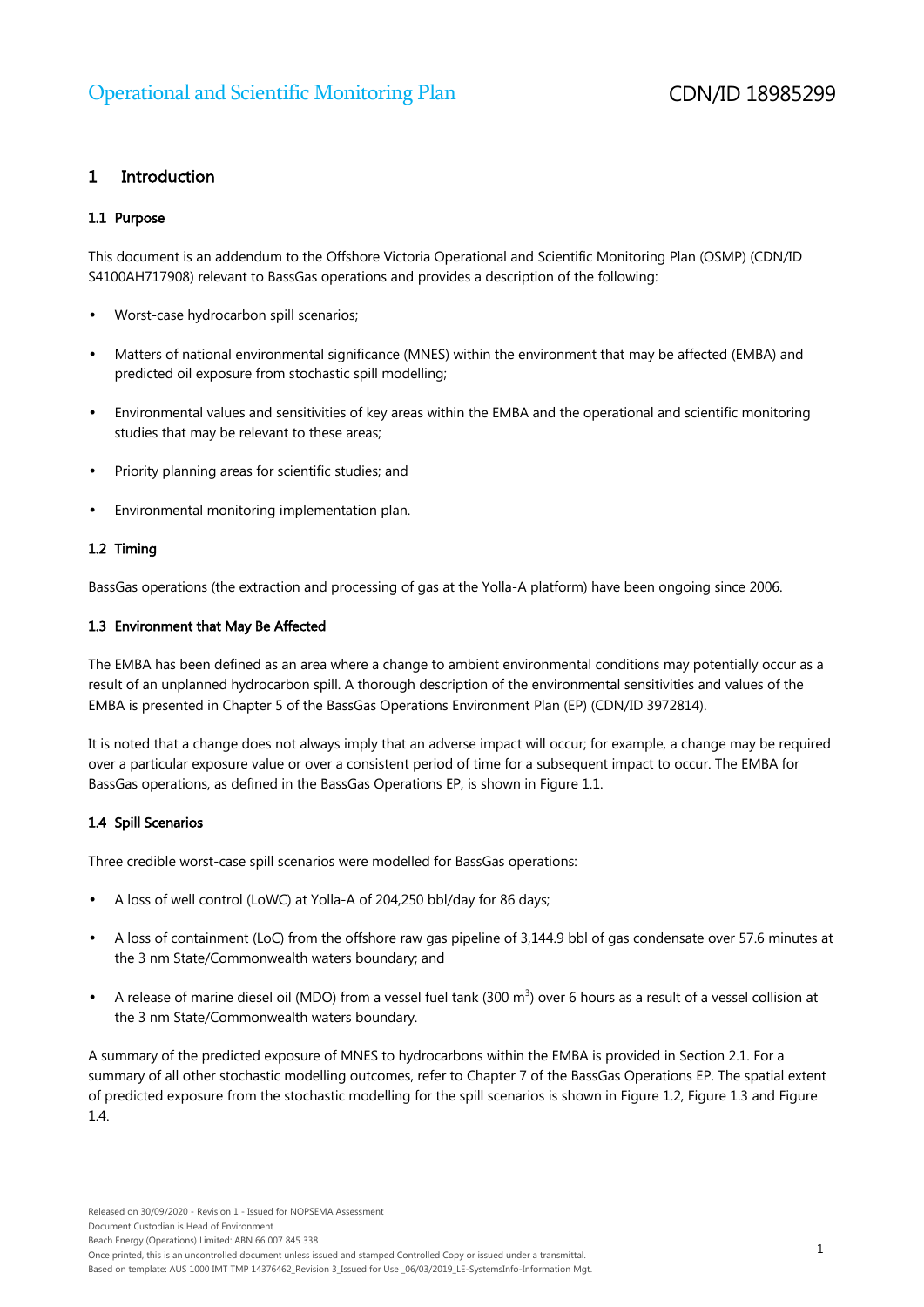# 1 Introduction

## 1.1 Purpose

This document is an addendum to the Offshore Victoria Operational and Scientific Monitoring Plan (OSMP) (CDN/ID S4100AH717908) relevant to BassGas operations and provides a description of the following:

- Worst-case hydrocarbon spill scenarios;
- Matters of national environmental significance (MNES) within the environment that may be affected (EMBA) and predicted oil exposure from stochastic spill modelling;
- Environmental values and sensitivities of key areas within the EMBA and the operational and scientific monitoring studies that may be relevant to these areas;
- Priority planning areas for scientific studies; and
- Environmental monitoring implementation plan.

## 1.2 Timing

BassGas operations (the extraction and processing of gas at the Yolla-A platform) have been ongoing since 2006.

## 1.3 Environment that May Be Affected

The EMBA has been defined as an area where a change to ambient environmental conditions may potentially occur as a result of an unplanned hydrocarbon spill. A thorough description of the environmental sensitivities and values of the EMBA is presented in Chapter 5 of the BassGas Operations Environment Plan (EP) (CDN/ID 3972814).

It is noted that a change does not always imply that an adverse impact will occur; for example, a change may be required over a particular exposure value or over a consistent period of time for a subsequent impact to occur. The EMBA for BassGas operations, as defined in the BassGas Operations EP, is shown in Figure 1.1.

## 1.4 Spill Scenarios

Three credible worst-case spill scenarios were modelled for BassGas operations:

- A loss of well control (LoWC) at Yolla-A of 204,250 bbl/day for 86 days;
- A loss of containment (LoC) from the offshore raw gas pipeline of 3,144.9 bbl of gas condensate over 57.6 minutes at the 3 nm State/Commonwealth waters boundary; and
- A release of marine diesel oil (MDO) from a vessel fuel tank (300 m$^3$) over 6 hours as a result of a vessel collision at the 3 nm State/Commonwealth waters boundary.

A summary of the predicted exposure of MNES to hydrocarbons within the EMBA is provided in Section 2.1. For a summary of all other stochastic modelling outcomes, refer to Chapter 7 of the BassGas Operations EP. The spatial extent of predicted exposure from the stochastic modelling for the spill scenarios is shown in Figure 1.2, Figure 1.3 and Figure 1.4.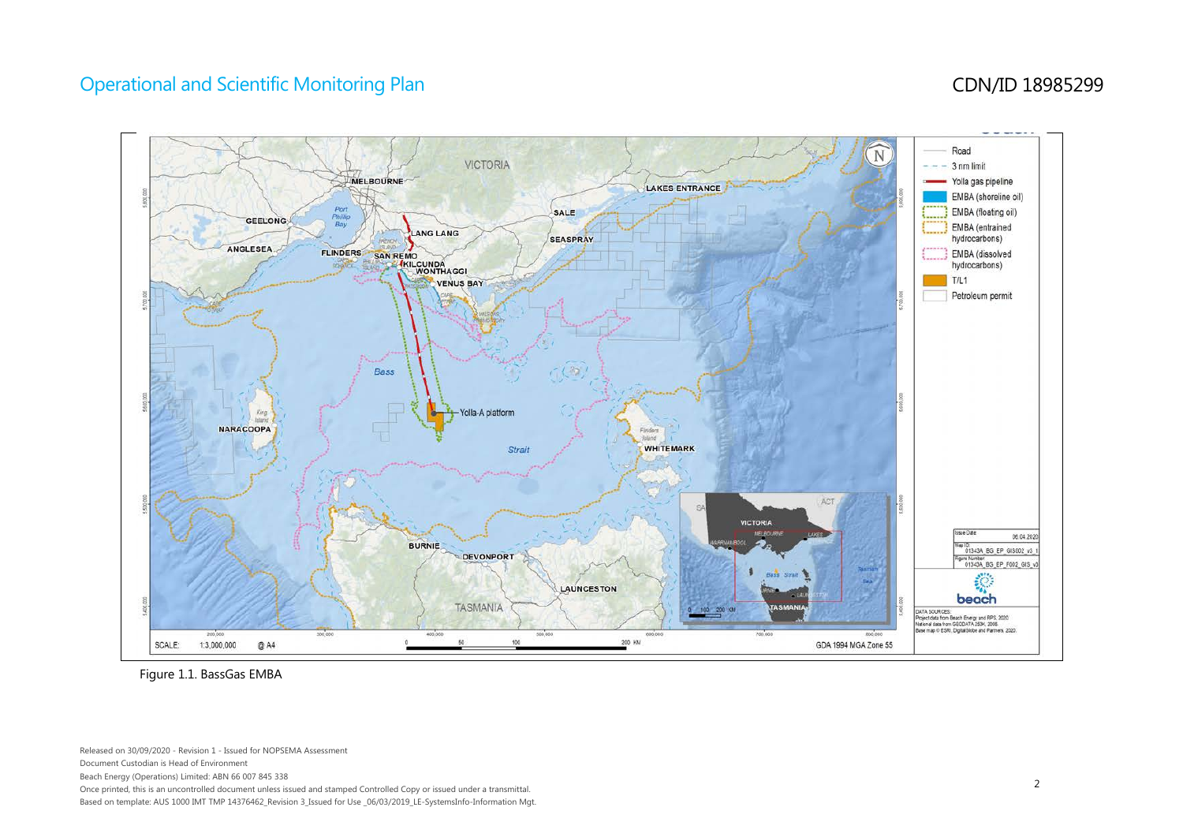Road

3 nm limit

Yolla gas pipeline

EMBA (shoreline oil)

EMBA (floating oil)

EMBA (entrained hydrocarbons)

EMBA (dissolved hydrocarbons)

T/L1

Petroleum permit

VICTORIA

MELBOURNE

LAKES ENTRANCE

SALE

GEELONG

LANG LANG

SEASPRAY

ANGLESEA

FLINDERS

SAN REMO

KILCUNDA

WONTHAGGI

VENUS BAY

Bass

Yolla-A platform

Strait

NARACOOPA

WHITEMARK

BURNIE

DEVONPORT

LAUNCESTON

TASMANIA

SCALE: 1:3,000,000 @ A4

GDA 1994 MGA Zone 55

Issue Date 06.04.2020

Map ID: 01343A_BG_EP_GIS002_v3_1

Figure Number 01343A_BG_EP_F002_GIS_v3

beach

DATA SOURCES:
Project data from Beach Energy and RPS, 2020.
National data from GEODATA 250K, 2006.
Base map © ESRI, DigitalGlobe and Partners, 2020.

Figure 1.1. BassGas EMBA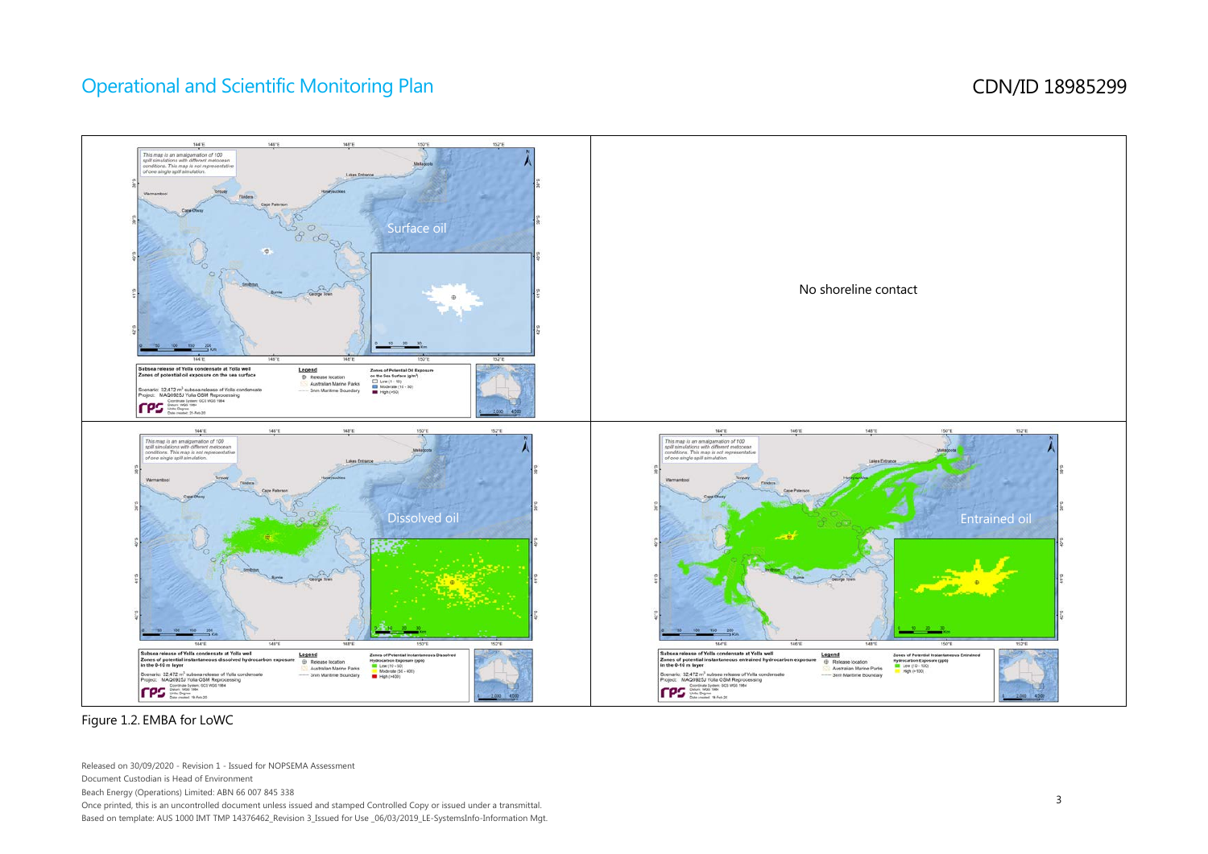This map is an amalgamation of 100 spill simulations with different metocean conditions. This map is not representative of one single spill simulation.

Surface oil

Subsea release of Yolla condensate at Yolla well
Zones of potential oil exposure on the sea surface

Scenario: 32,472 m³ subsea release of Yolla condensate
Project: NAQ0925J Yolla OSM Reprocessing

Legend
Release location
Australian Marine Parks
3nm Maritime Boundary

Zones of Potential Oil Exposure on the Sea Surface (g/m²)
Low (1 - 10)
Moderate (10 - 50)
High (>50)

No shoreline contact

This map is an amalgamation of 100 spill simulations with different metocean conditions. This map is not representative of one single spill simulation.

Dissolved oil

Subsea release of Yolla condensate at Yolla well
Zones of potential instantaneous dissolved hydrocarbon exposure in the 0-10 m layer

Scenario: 32,472 m³ subsea release of Yolla condensate
Project: NAQ0925J Yolla OSM Reprocessing

Legend
Release location
Australian Marine Parks
3nm Maritime Boundary

Zones of Potential Instantaneous Dissolved Hydrocarbon Exposure (ppb)
Low (10 - 50)
Moderate (50 - 400)
High (>400)

This map is an amalgamation of 100 spill simulations with different metocean conditions. This map is not representative of one single spill simulation.

Entrained oil

Subsea release of Yolla condensate at Yolla well
Zones of potential instantaneous entrained hydrocarbon exposure in the 0-10 m layer

Scenario: 32,472 m³ subsea release of Yolla condensate
Project: NAQ0925J Yolla OSM Reprocessing

Legend
Release location
Australian Marine Parks
3nm Maritime Boundary

Zones of Potential Instantaneous Entrained Hydrocarbon Exposure (ppb)
Low (10 - 100)
High (>100)

Figure 1.2. EMBA for LoWC

Released on 30/09/2020 - Revision 1 - Issued for NOPSEMA Assessment
Document Custodian is Head of Environment
Beach Energy (Operations) Limited: ABN 66 007 845 338
Once printed, this is an uncontrolled document unless issued and stamped Controlled Copy or issued under a transmittal.
Based on template: AUS 1000 IMT TMP 14376462_Revision 3_Issued for Use _06/03/2019_LE-SystemsInfo-Information Mgt.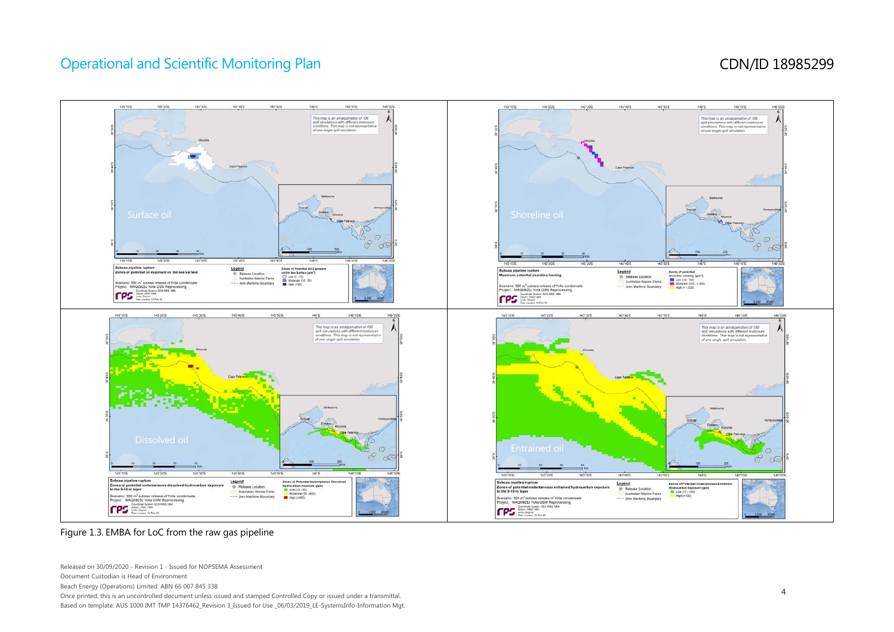Surface oil

This map is an amalgamation of 100 spill simulations with different metocean conditions. This map is not representative of one single spill simulation.

Subsea pipeline rupture
Zones of potential oil exposure on the sea surface

Legend
Release Location
Australian Marine Parks
3nm Maritime Boundary

Zones of Potential Oil Exposure on the Sea Surface (g/m²)
Low (1 - 10)
Moderate (10 - 50)
High (>50)

Scenario: 500 m³ subsea release of Yolla condensate
Project: MAQ0925J Yolla OSM Reprocessing

Shoreline oil

This map is an amalgamation of 100 spill simulations with different metocean conditions. This map is not representative of one single spill simulation.

Subsea pipeline rupture
Maximum potential shoreline loading

Legend
Release Location
Australian Marine Parks
3nm Maritime Boundary

Zones of potential shoreline loading (g/m²)
Low (10 - 100)
Moderate (100 - 1,000)
High (> 1,000)

Scenario: 500 m³ subsea release of Yolla condensate
Project: MAQ0925J Yolla OSM Reprocessing

Dissolved oil

This map is an amalgamation of 100 spill simulations with different metocean conditions. This map is not representative of one single spill simulation.

Subsea pipeline rupture
Zones of potential instantaneous dissolved hydrocarbon exposure in the 0-10 m layer

Legend
Release Location
Australian Marine Parks
3nm Maritime Boundary

Zones of Potential Instantaneous Dissolved Hydrocarbon Exposure (ppb)
Low (10 - 50)
Moderate (50 - 400)
High (>400)

Scenario: 500 m³ subsea release of Yolla condensate
Project: MAQ0925J Yolla OSM Reprocessing

Entrained oil

This map is an amalgamation of 100 spill simulations with different metocean conditions. This map is not representative of one single spill simulation.

Subsea pipeline rupture
Zones of potential instantaneous entrained hydrocarbon exposure in the 0-10 m layer

Legend
Release Location
Australian Marine Parks
3nm Maritime Boundary

Zones of Potential Instantaneous Entrained Hydrocarbon Exposure (ppb)
Low (10 - 100)
High (>100)

Scenario: 500 m³ subsea release of Yolla condensate
Project: MAQ0925J Yolla OSM Reprocessing

Figure 1.3. EMBA for LoC from the raw gas pipeline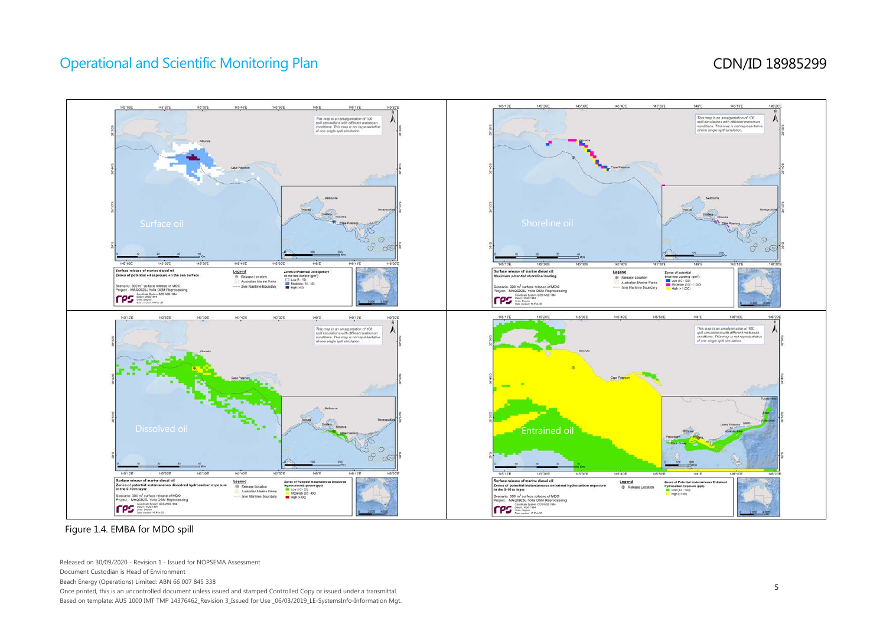Figure 1.4. EMBA for MDO spill

Released on 30/09/2020 - Revision 1 - Issued for NOPSEMA Assessment

Document Custodian is Head of Environment

Beach Energy (Operations) Limited: ABN 66 007 845 338

Once printed, this is an uncontrolled document unless issued and stamped Controlled Copy or issued under a transmittal.

Based on template: AUS 1000 IMT TMP 14376462_Revision 3_Issued for Use _06/03/2019_LE-SystemsInfo-Information Mgt.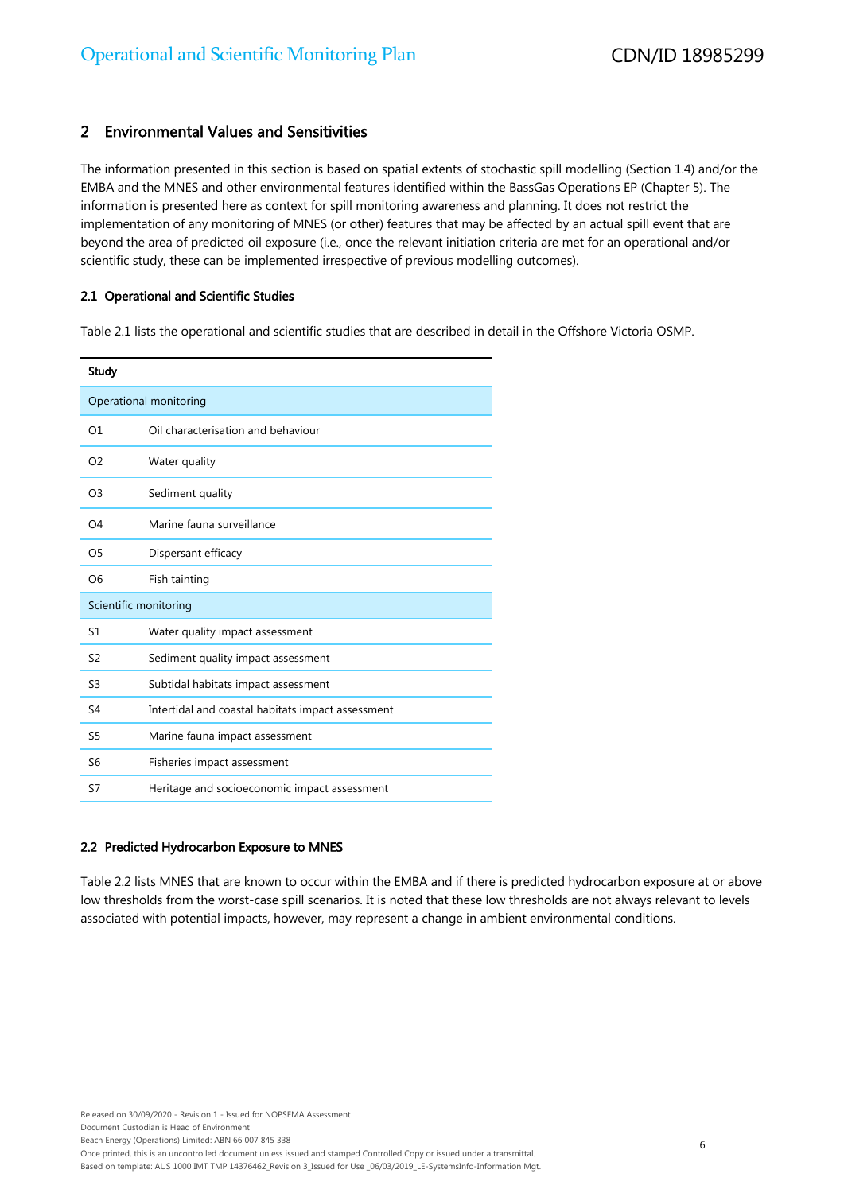## 2 Environmental Values and Sensitivities

The information presented in this section is based on spatial extents of stochastic spill modelling (Section 1.4) and/or the EMBA and the MNES and other environmental features identified within the BassGas Operations EP (Chapter 5). The information is presented here as context for spill monitoring awareness and planning. It does not restrict the implementation of any monitoring of MNES (or other) features that may be affected by an actual spill event that are beyond the area of predicted oil exposure (i.e., once the relevant initiation criteria are met for an operational and/or scientific study, these can be implemented irrespective of previous modelling outcomes).

### 2.1 Operational and Scientific Studies

Table 2.1 lists the operational and scientific studies that are described in detail in the Offshore Victoria OSMP.

| Study | |
|---|---|
| Operational monitoring | |
| O1 | Oil characterisation and behaviour |
| O2 | Water quality |
| O3 | Sediment quality |
| O4 | Marine fauna surveillance |
| O5 | Dispersant efficacy |
| O6 | Fish tainting |
| Scientific monitoring | |
| S1 | Water quality impact assessment |
| S2 | Sediment quality impact assessment |
| S3 | Subtidal habitats impact assessment |
| S4 | Intertidal and coastal habitats impact assessment |
| S5 | Marine fauna impact assessment |
| S6 | Fisheries impact assessment |
| S7 | Heritage and socioeconomic impact assessment |

### 2.2 Predicted Hydrocarbon Exposure to MNES

Table 2.2 lists MNES that are known to occur within the EMBA and if there is predicted hydrocarbon exposure at or above low thresholds from the worst-case spill scenarios. It is noted that these low thresholds are not always relevant to levels associated with potential impacts, however, may represent a change in ambient environmental conditions.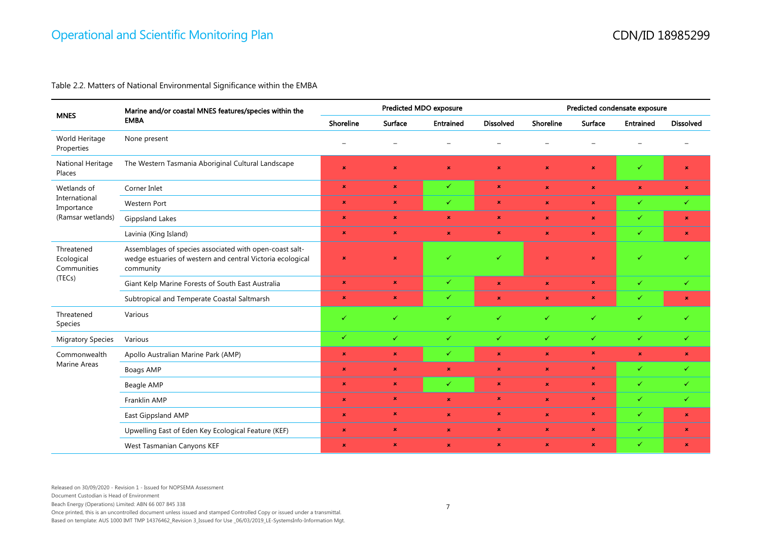Table 2.2. Matters of National Environmental Significance within the EMBA

| MNES | Marine and/or coastal MNES features/species within the EMBA | Predicted MDO exposure | | | | Predicted condensate exposure | | | |
|---|---|---|---|---|---|---|---|---|---|
| | | Shoreline | Surface | Entrained | Dissolved | Shoreline | Surface | Entrained | Dissolved |
| World Heritage Properties | None present | – | – | – | – | – | – | – | – |
| National Heritage Places | The Western Tasmania Aboriginal Cultural Landscape | × | × | × | × | × | × | ✓ | × |
| Wetlands of International Importance (Ramsar wetlands) | Corner Inlet | × | × | ✓ | × | × | × | × | × |
| | Western Port | × | × | ✓ | × | × | × | ✓ | ✓ |
| | Gippsland Lakes | × | × | × | × | × | × | ✓ | × |
| | Lavinia (King Island) | × | × | × | × | × | × | ✓ | × |
| Threatened Ecological Communities (TECs) | Assemblages of species associated with open-coast salt-wedge estuaries of western and central Victoria ecological community | × | × | ✓ | ✓ | × | × | ✓ | ✓ |
| | Giant Kelp Marine Forests of South East Australia | × | × | ✓ | × | × | × | ✓ | ✓ |
| | Subtropical and Temperate Coastal Saltmarsh | × | × | ✓ | × | × | × | ✓ | × |
| Threatened Species | Various | ✓ | ✓ | ✓ | ✓ | ✓ | ✓ | ✓ | ✓ |
| Migratory Species | Various | ✓ | ✓ | ✓ | ✓ | ✓ | ✓ | ✓ | ✓ |
| Commonwealth Marine Areas | Apollo Australian Marine Park (AMP) | × | × | ✓ | × | × | × | × | × |
| | Boags AMP | × | × | × | × | × | × | ✓ | ✓ |
| | Beagle AMP | × | × | ✓ | × | × | × | ✓ | ✓ |
| | Franklin AMP | × | × | × | × | × | × | ✓ | ✓ |
| | East Gippsland AMP | × | × | × | × | × | × | ✓ | × |
| | Upwelling East of Eden Key Ecological Feature (KEF) | × | × | × | × | × | × | ✓ | × |
| | West Tasmanian Canyons KEF | × | × | × | × | × | × | ✓ | × |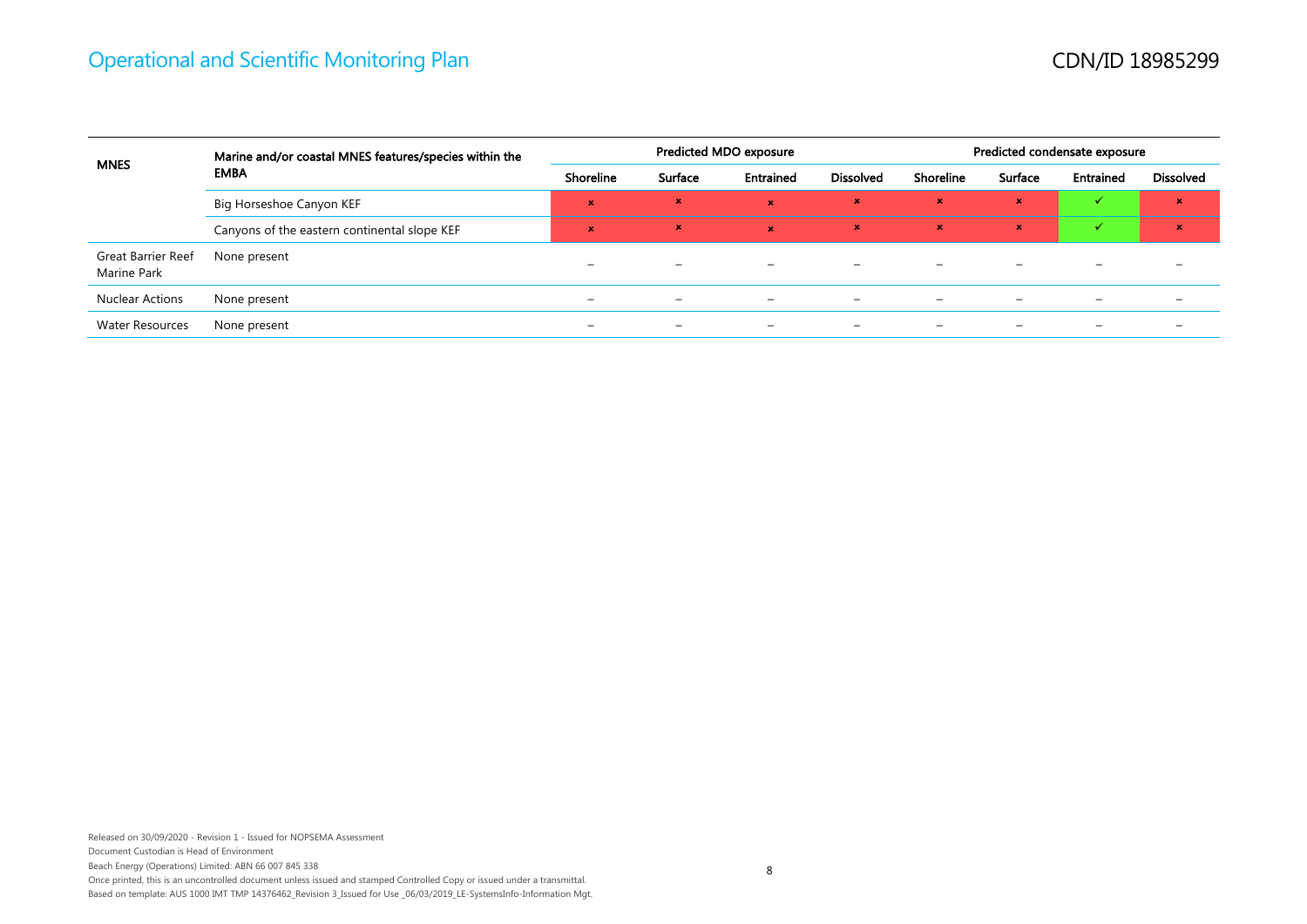| MNES | Marine and/or coastal MNES features/species within the EMBA | Predicted MDO exposure | | | | Predicted condensate exposure | | | |
|---|---|---|---|---|---|---|---|---|---|
| | | Shoreline | Surface | Entrained | Dissolved | Shoreline | Surface | Entrained | Dissolved |
| | Big Horseshoe Canyon KEF | × | × | × | × | × | × | ✓ | × |
| | Canyons of the eastern continental slope KEF | × | × | × | × | × | × | ✓ | × |
| Great Barrier Reef Marine Park | None present | – | – | – | – | – | – | – | – |
| Nuclear Actions | None present | – | – | – | – | – | – | – | – |
| Water Resources | None present | – | – | – | – | – | – | – | – |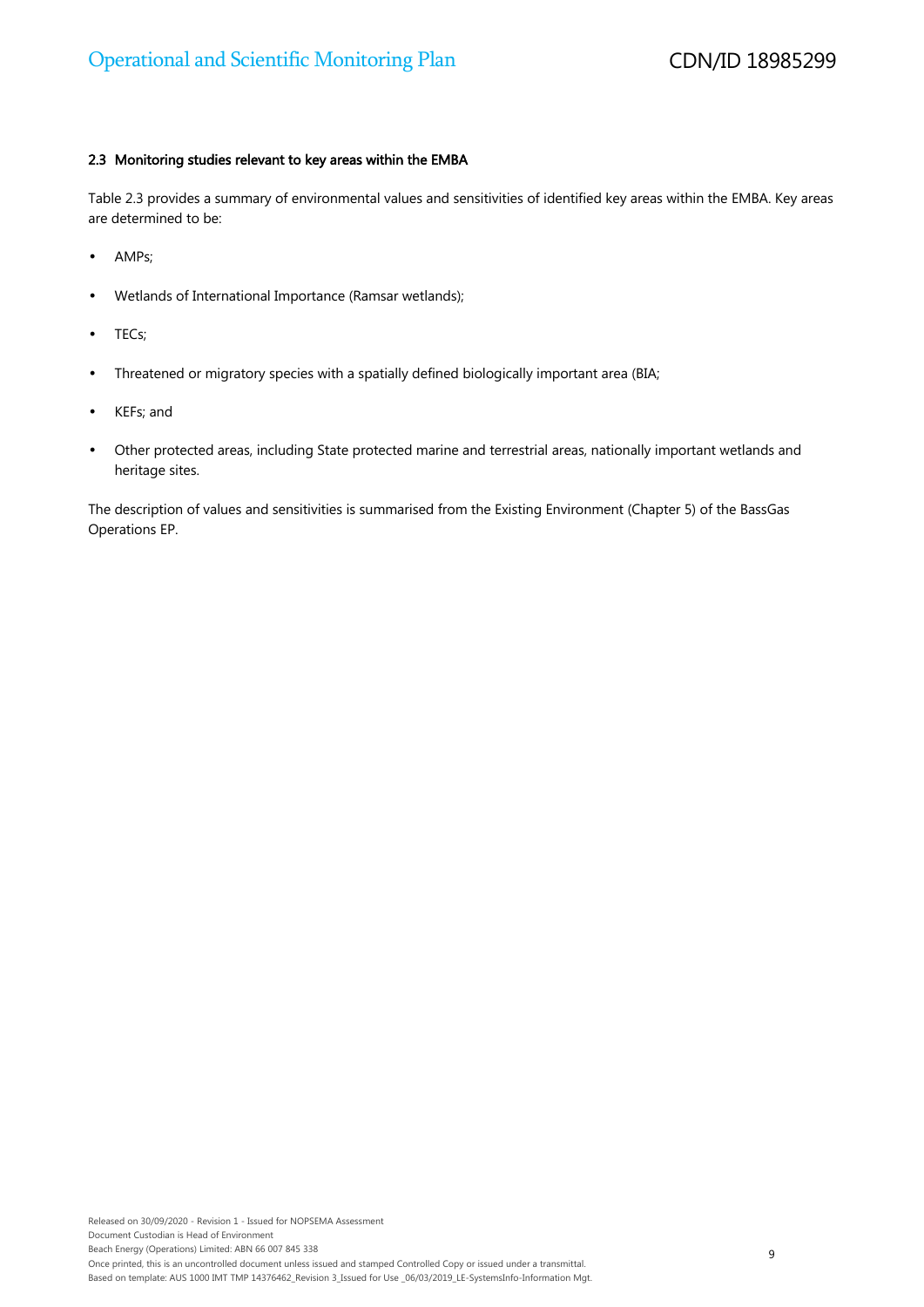### 2.3 Monitoring studies relevant to key areas within the EMBA

Table 2.3 provides a summary of environmental values and sensitivities of identified key areas within the EMBA. Key areas are determined to be:

- AMPs;
- Wetlands of International Importance (Ramsar wetlands);
- TECs;
- Threatened or migratory species with a spatially defined biologically important area (BIA;
- KEFs; and
- Other protected areas, including State protected marine and terrestrial areas, nationally important wetlands and heritage sites.

The description of values and sensitivities is summarised from the Existing Environment (Chapter 5) of the BassGas Operations EP.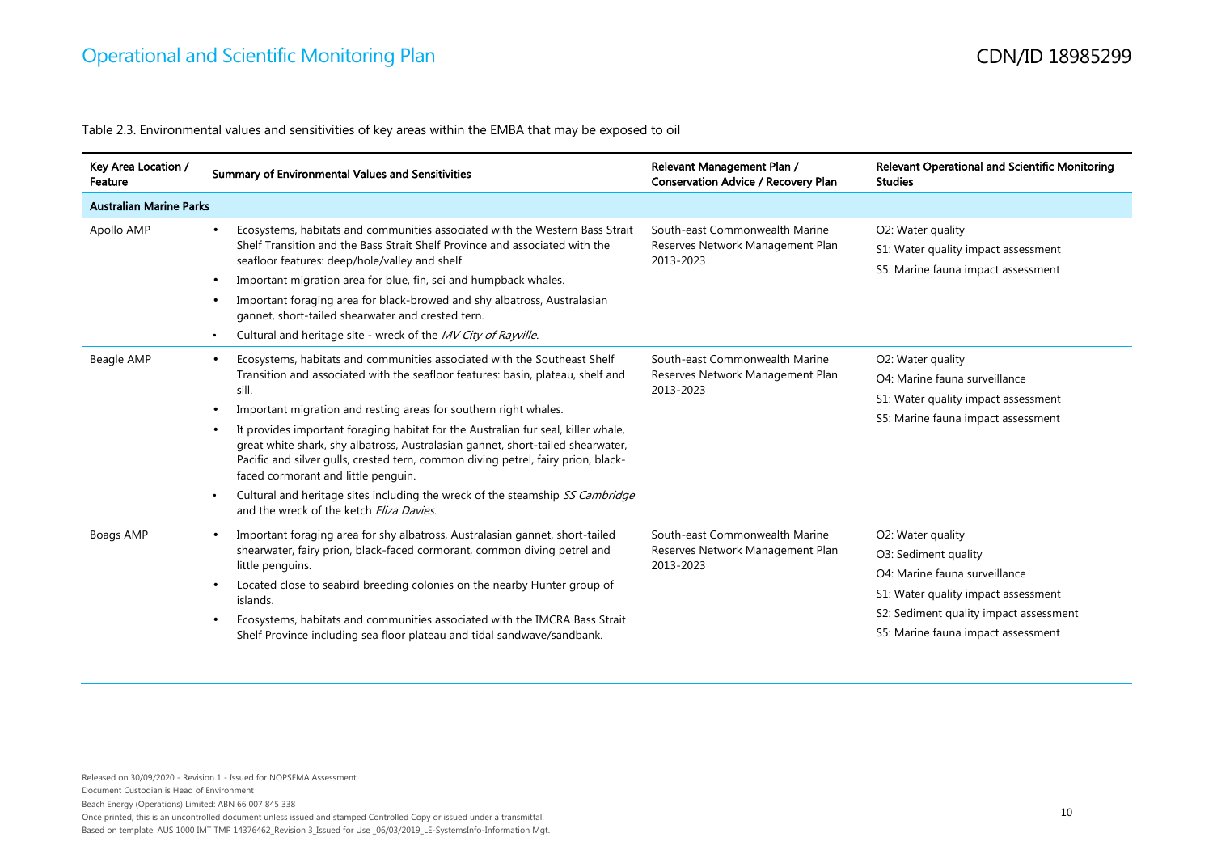Table 2.3. Environmental values and sensitivities of key areas within the EMBA that may be exposed to oil

| Key Area Location / Feature | Summary of Environmental Values and Sensitivities | Relevant Management Plan / Conservation Advice / Recovery Plan | Relevant Operational and Scientific Monitoring Studies |
|---|---|---|---|
| **Australian Marine Parks** | | | |
| Apollo AMP | • Ecosystems, habitats and communities associated with the Western Bass Strait Shelf Transition and the Bass Strait Shelf Province and associated with the seafloor features: deep/hole/valley and shelf.<br>• Important migration area for blue, fin, sei and humpback whales.<br>• Important foraging area for black-browed and shy albatross, Australasian gannet, short-tailed shearwater and crested tern.<br>• Cultural and heritage site - wreck of the *MV City of Rayville*. | South-east Commonwealth Marine Reserves Network Management Plan 2013-2023 | O2: Water quality<br>S1: Water quality impact assessment<br>S5: Marine fauna impact assessment |
| Beagle AMP | • Ecosystems, habitats and communities associated with the Southeast Shelf Transition and associated with the seafloor features: basin, plateau, shelf and sill.<br>• Important migration and resting areas for southern right whales.<br>• It provides important foraging habitat for the Australian fur seal, killer whale, great white shark, shy albatross, Australasian gannet, short-tailed shearwater, Pacific and silver gulls, crested tern, common diving petrel, fairy prion, black-faced cormorant and little penguin.<br>• Cultural and heritage sites including the wreck of the steamship *SS Cambridge* and the wreck of the ketch *Eliza Davies*. | South-east Commonwealth Marine Reserves Network Management Plan 2013-2023 | O2: Water quality<br>O4: Marine fauna surveillance<br>S1: Water quality impact assessment<br>S5: Marine fauna impact assessment |
| Boags AMP | • Important foraging area for shy albatross, Australasian gannet, short-tailed shearwater, fairy prion, black-faced cormorant, common diving petrel and little penguins.<br>• Located close to seabird breeding colonies on the nearby Hunter group of islands.<br>• Ecosystems, habitats and communities associated with the IMCRA Bass Strait Shelf Province including sea floor plateau and tidal sandwave/sandbank. | South-east Commonwealth Marine Reserves Network Management Plan 2013-2023 | O2: Water quality<br>O3: Sediment quality<br>O4: Marine fauna surveillance<br>S1: Water quality impact assessment<br>S2: Sediment quality impact assessment<br>S5: Marine fauna impact assessment |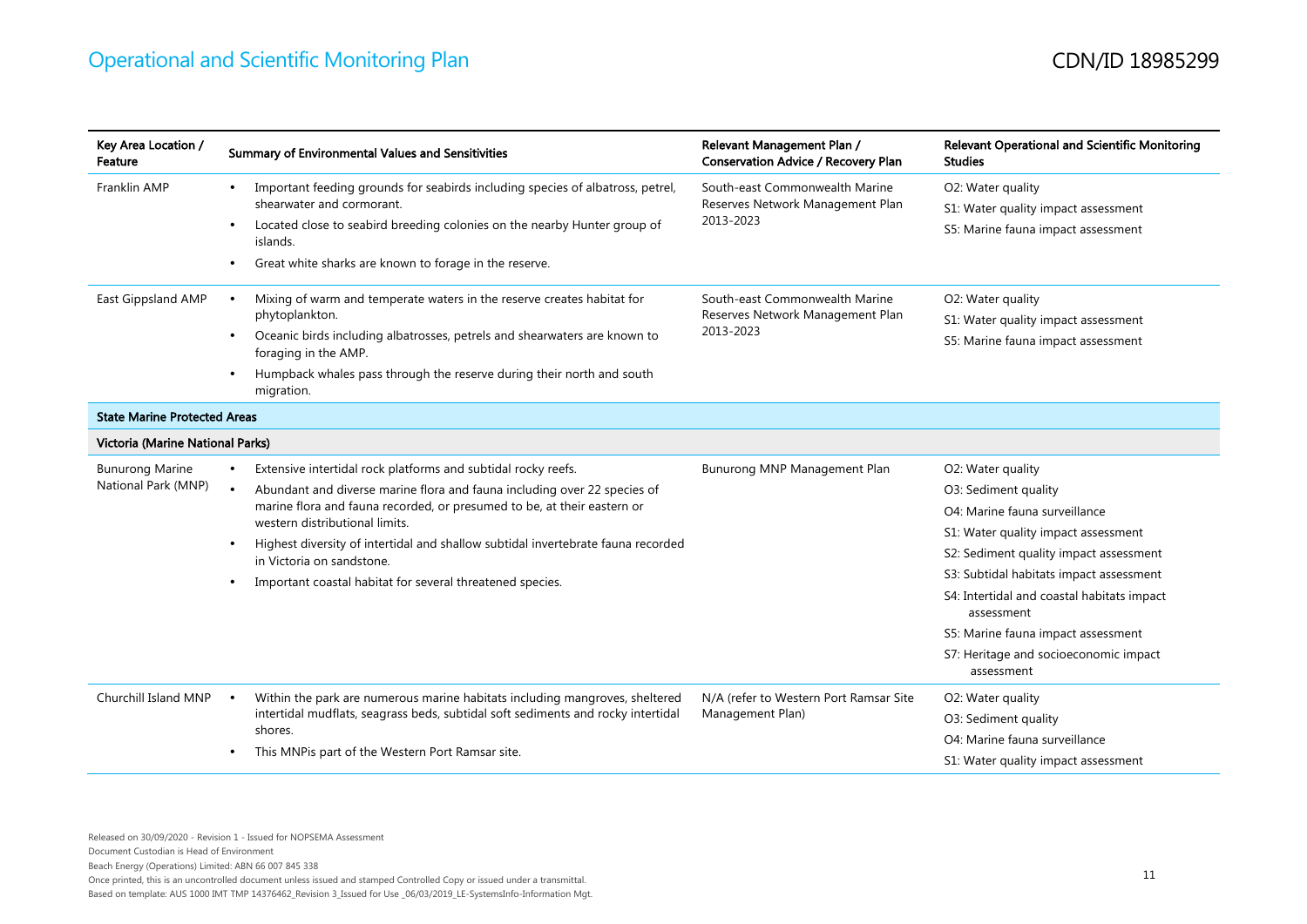| Key Area Location / Feature | Summary of Environmental Values and Sensitivities | Relevant Management Plan / Conservation Advice / Recovery Plan | Relevant Operational and Scientific Monitoring Studies |
|---|---|---|---|
| Franklin AMP | • Important feeding grounds for seabirds including species of albatross, petrel, shearwater and cormorant.<br>• Located close to seabird breeding colonies on the nearby Hunter group of islands.<br>• Great white sharks are known to forage in the reserve. | South-east Commonwealth Marine Reserves Network Management Plan 2013-2023 | O2: Water quality<br>S1: Water quality impact assessment<br>S5: Marine fauna impact assessment |
| East Gippsland AMP | • Mixing of warm and temperate waters in the reserve creates habitat for phytoplankton.<br>• Oceanic birds including albatrosses, petrels and shearwaters are known to foraging in the AMP.<br>• Humpback whales pass through the reserve during their north and south migration. | South-east Commonwealth Marine Reserves Network Management Plan 2013-2023 | O2: Water quality<br>S1: Water quality impact assessment<br>S5: Marine fauna impact assessment |
| **State Marine Protected Areas** | | | |
| **Victoria (Marine National Parks)** | | | |
| Bunurong Marine National Park (MNP) | • Extensive intertidal rock platforms and subtidal rocky reefs.<br>• Abundant and diverse marine flora and fauna including over 22 species of marine flora and fauna recorded, or presumed to be, at their eastern or western distributional limits.<br>• Highest diversity of intertidal and shallow subtidal invertebrate fauna recorded in Victoria on sandstone.<br>• Important coastal habitat for several threatened species. | Bunurong MNP Management Plan | O2: Water quality<br>O3: Sediment quality<br>O4: Marine fauna surveillance<br>S1: Water quality impact assessment<br>S2: Sediment quality impact assessment<br>S3: Subtidal habitats impact assessment<br>S4: Intertidal and coastal habitats impact assessment<br>S5: Marine fauna impact assessment<br>S7: Heritage and socioeconomic impact assessment |
| Churchill Island MNP | • Within the park are numerous marine habitats including mangroves, sheltered intertidal mudflats, seagrass beds, subtidal soft sediments and rocky intertidal shores.<br>• This MNPis part of the Western Port Ramsar site. | N/A (refer to Western Port Ramsar Site Management Plan) | O2: Water quality<br>O3: Sediment quality<br>O4: Marine fauna surveillance<br>S1: Water quality impact assessment |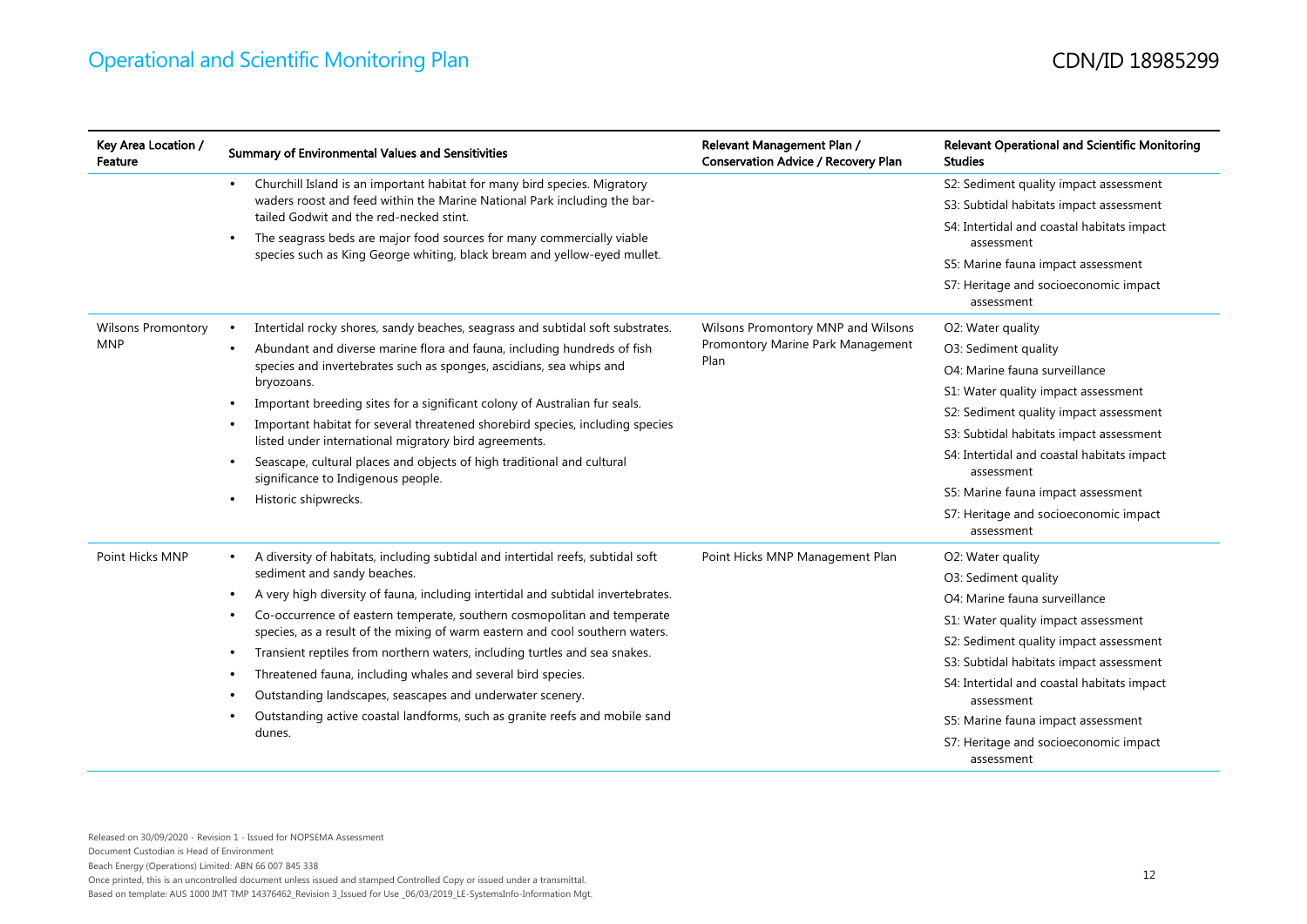| Key Area Location / Feature | Summary of Environmental Values and Sensitivities | Relevant Management Plan / Conservation Advice / Recovery Plan | Relevant Operational and Scientific Monitoring Studies |
|---|---|---|---|
| | • Churchill Island is an important habitat for many bird species. Migratory waders roost and feed within the Marine National Park including the bar-tailed Godwit and the red-necked stint.<br>• The seagrass beds are major food sources for many commercially viable species such as King George whiting, black bream and yellow-eyed mullet. | | S2: Sediment quality impact assessment<br>S3: Subtidal habitats impact assessment<br>S4: Intertidal and coastal habitats impact assessment<br>S5: Marine fauna impact assessment<br>S7: Heritage and socioeconomic impact assessment |
| Wilsons Promontory MNP | • Intertidal rocky shores, sandy beaches, seagrass and subtidal soft substrates.<br>• Abundant and diverse marine flora and fauna, including hundreds of fish species and invertebrates such as sponges, ascidians, sea whips and bryozoans.<br>• Important breeding sites for a significant colony of Australian fur seals.<br>• Important habitat for several threatened shorebird species, including species listed under international migratory bird agreements.<br>• Seascape, cultural places and objects of high traditional and cultural significance to Indigenous people.<br>• Historic shipwrecks. | Wilsons Promontory MNP and Wilsons Promontory Marine Park Management Plan | O2: Water quality<br>O3: Sediment quality<br>O4: Marine fauna surveillance<br>S1: Water quality impact assessment<br>S2: Sediment quality impact assessment<br>S3: Subtidal habitats impact assessment<br>S4: Intertidal and coastal habitats impact assessment<br>S5: Marine fauna impact assessment<br>S7: Heritage and socioeconomic impact assessment |
| Point Hicks MNP | • A diversity of habitats, including subtidal and intertidal reefs, subtidal soft sediment and sandy beaches.<br>• A very high diversity of fauna, including intertidal and subtidal invertebrates.<br>• Co-occurrence of eastern temperate, southern cosmopolitan and temperate species, as a result of the mixing of warm eastern and cool southern waters.<br>• Transient reptiles from northern waters, including turtles and sea snakes.<br>• Threatened fauna, including whales and several bird species.<br>• Outstanding landscapes, seascapes and underwater scenery.<br>• Outstanding active coastal landforms, such as granite reefs and mobile sand dunes. | Point Hicks MNP Management Plan | O2: Water quality<br>O3: Sediment quality<br>O4: Marine fauna surveillance<br>S1: Water quality impact assessment<br>S2: Sediment quality impact assessment<br>S3: Subtidal habitats impact assessment<br>S4: Intertidal and coastal habitats impact assessment<br>S5: Marine fauna impact assessment<br>S7: Heritage and socioeconomic impact assessment |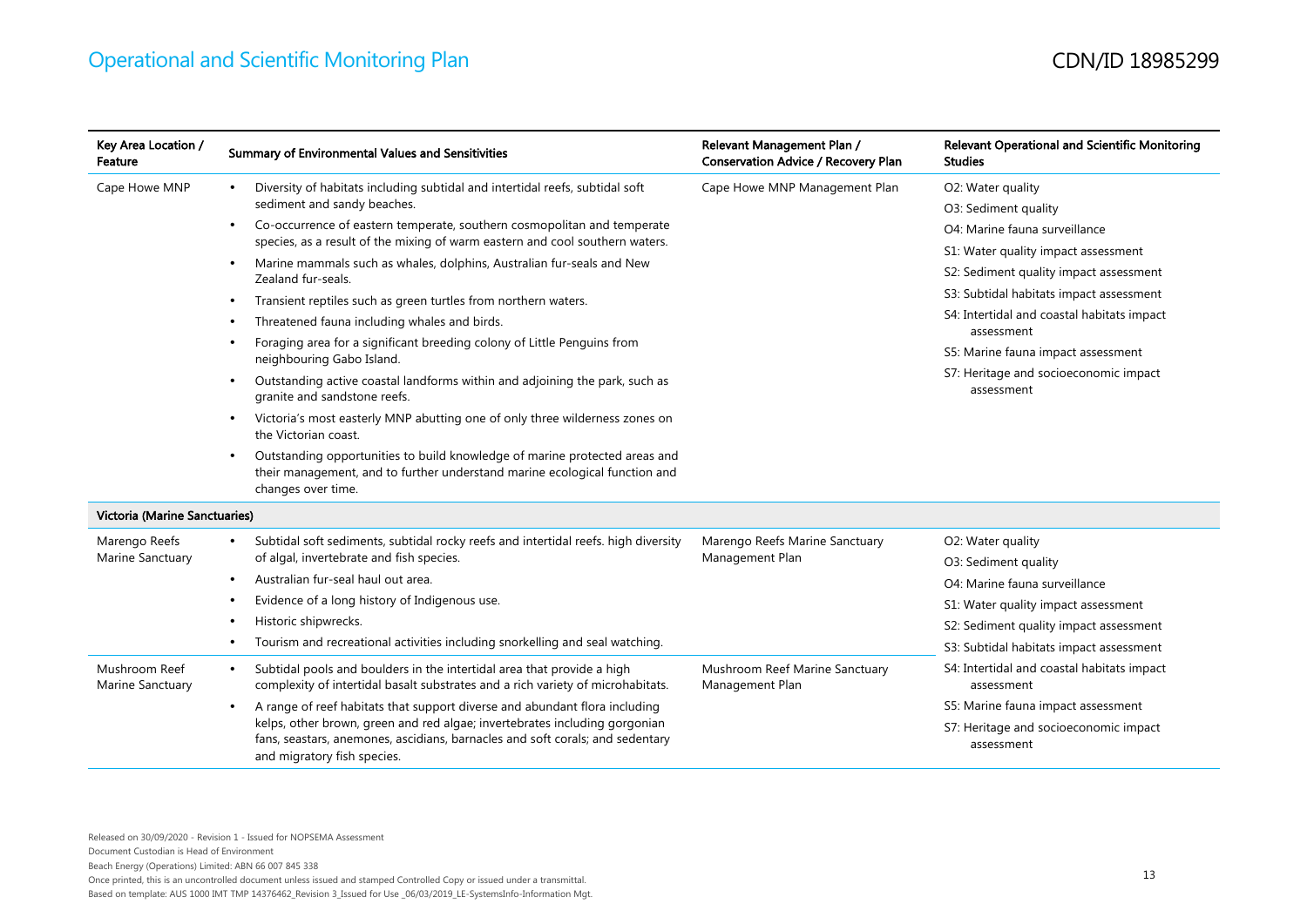| Key Area Location / Feature | Summary of Environmental Values and Sensitivities | Relevant Management Plan / Conservation Advice / Recovery Plan | Relevant Operational and Scientific Monitoring Studies |
|---|---|---|---|
| Cape Howe MNP | • Diversity of habitats including subtidal and intertidal reefs, subtidal soft sediment and sandy beaches.<br>• Co-occurrence of eastern temperate, southern cosmopolitan and temperate species, as a result of the mixing of warm eastern and cool southern waters.<br>• Marine mammals such as whales, dolphins, Australian fur-seals and New Zealand fur-seals.<br>• Transient reptiles such as green turtles from northern waters.<br>• Threatened fauna including whales and birds.<br>• Foraging area for a significant breeding colony of Little Penguins from neighbouring Gabo Island.<br>• Outstanding active coastal landforms within and adjoining the park, such as granite and sandstone reefs.<br>• Victoria's most easterly MNP abutting one of only three wilderness zones on the Victorian coast.<br>• Outstanding opportunities to build knowledge of marine protected areas and their management, and to further understand marine ecological function and changes over time. | Cape Howe MNP Management Plan | O2: Water quality<br>O3: Sediment quality<br>O4: Marine fauna surveillance<br>S1: Water quality impact assessment<br>S2: Sediment quality impact assessment<br>S3: Subtidal habitats impact assessment<br>S4: Intertidal and coastal habitats impact assessment<br>S5: Marine fauna impact assessment<br>S7: Heritage and socioeconomic impact assessment |
| **Victoria (Marine Sanctuaries)** | | | |
| Marengo Reefs Marine Sanctuary | • Subtidal soft sediments, subtidal rocky reefs and intertidal reefs. high diversity of algal, invertebrate and fish species.<br>• Australian fur-seal haul out area.<br>• Evidence of a long history of Indigenous use.<br>• Historic shipwrecks.<br>• Tourism and recreational activities including snorkelling and seal watching. | Marengo Reefs Marine Sanctuary Management Plan | O2: Water quality<br>O3: Sediment quality<br>O4: Marine fauna surveillance<br>S1: Water quality impact assessment<br>S2: Sediment quality impact assessment<br>S3: Subtidal habitats impact assessment<br>S4: Intertidal and coastal habitats impact assessment<br>S5: Marine fauna impact assessment<br>S7: Heritage and socioeconomic impact assessment |
| Mushroom Reef Marine Sanctuary | • Subtidal pools and boulders in the intertidal area that provide a high complexity of intertidal basalt substrates and a rich variety of microhabitats.<br>• A range of reef habitats that support diverse and abundant flora including kelps, other brown, green and red algae; invertebrates including gorgonian fans, seastars, anemones, ascidians, barnacles and soft corals; and sedentary and migratory fish species. | Mushroom Reef Marine Sanctuary Management Plan | |

Released on 30/09/2020 - Revision 1 - Issued for NOPSEMA Assessment
Document Custodian is Head of Environment
Beach Energy (Operations) Limited: ABN 66 007 845 338
Once printed, this is an uncontrolled document unless issued and stamped Controlled Copy or issued under a transmittal.
Based on template: AUS 1000 IMT TMP 14376462_Revision 3_Issued for Use _06/03/2019_LE-SystemsInfo-Information Mgt.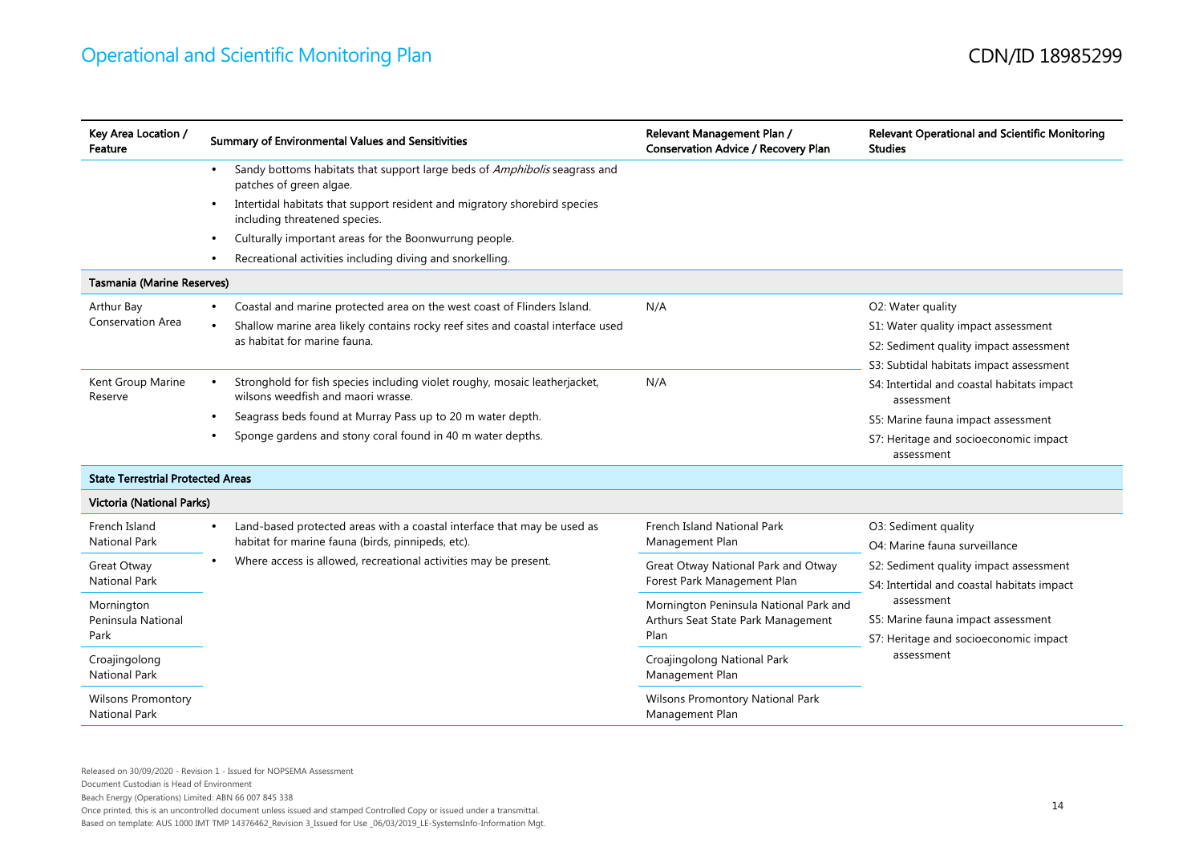| Key Area Location / Feature | Summary of Environmental Values and Sensitivities | Relevant Management Plan / Conservation Advice / Recovery Plan | Relevant Operational and Scientific Monitoring Studies |
|---|---|---|---|
| | • Sandy bottoms habitats that support large beds of *Amphibolis* seagrass and patches of green algae.<br>• Intertidal habitats that support resident and migratory shorebird species including threatened species.<br>• Culturally important areas for the Boonwurrung people.<br>• Recreational activities including diving and snorkelling. | | |
| **Tasmania (Marine Reserves)** | | | |
| Arthur Bay Conservation Area | • Coastal and marine protected area on the west coast of Flinders Island.<br>• Shallow marine area likely contains rocky reef sites and coastal interface used as habitat for marine fauna. | N/A | O2: Water quality<br>S1: Water quality impact assessment<br>S2: Sediment quality impact assessment<br>S3: Subtidal habitats impact assessment<br>S4: Intertidal and coastal habitats impact assessment<br>S5: Marine fauna impact assessment<br>S7: Heritage and socioeconomic impact assessment |
| Kent Group Marine Reserve | • Stronghold for fish species including violet roughy, mosaic leatherjacket, wilsons weedfish and maori wrasse.<br>• Seagrass beds found at Murray Pass up to 20 m water depth.<br>• Sponge gardens and stony coral found in 40 m water depths. | N/A | |
| **State Terrestrial Protected Areas** | | | |
| **Victoria (National Parks)** | | | |
| French Island National Park | • Land-based protected areas with a coastal interface that may be used as habitat for marine fauna (birds, pinnipeds, etc).<br>• Where access is allowed, recreational activities may be present. | French Island National Park Management Plan | O3: Sediment quality<br>O4: Marine fauna surveillance<br>S2: Sediment quality impact assessment<br>S4: Intertidal and coastal habitats impact assessment<br>S5: Marine fauna impact assessment<br>S7: Heritage and socioeconomic impact assessment |
| Great Otway National Park | | Great Otway National Park and Otway Forest Park Management Plan | |
| Mornington Peninsula National Park | | Mornington Peninsula National Park and Arthurs Seat State Park Management Plan | |
| Croajingolong National Park | | Croajingolong National Park Management Plan | |
| Wilsons Promontory National Park | | Wilsons Promontory National Park Management Plan | |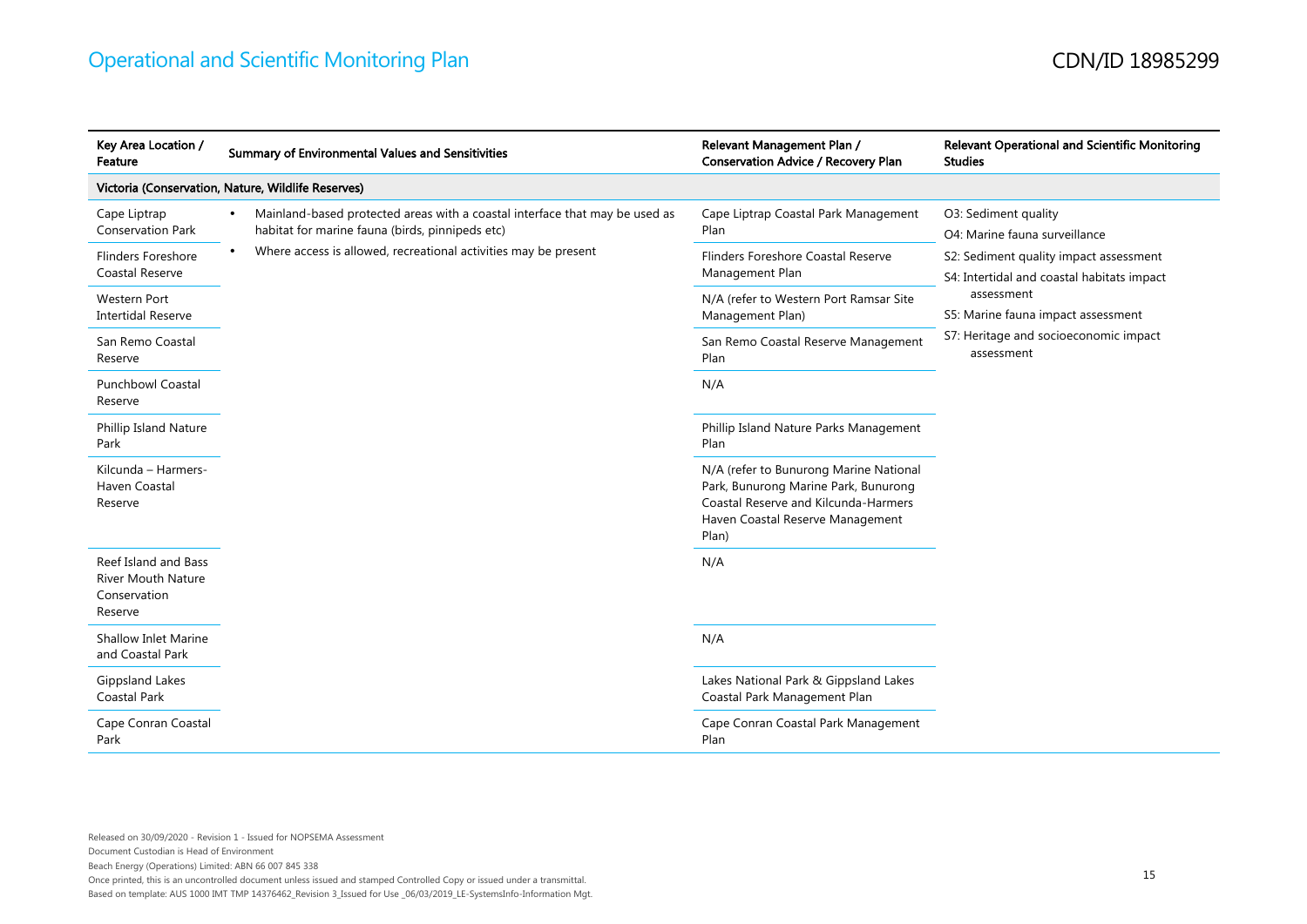| Key Area Location / Feature | Summary of Environmental Values and Sensitivities | Relevant Management Plan / Conservation Advice / Recovery Plan | Relevant Operational and Scientific Monitoring Studies |
|---|---|---|---|
| **Victoria (Conservation, Nature, Wildlife Reserves)** | | | |
| Cape Liptrap Conservation Park | • Mainland-based protected areas with a coastal interface that may be used as habitat for marine fauna (birds, pinnipeds etc)<br>• Where access is allowed, recreational activities may be present | Cape Liptrap Coastal Park Management Plan | O3: Sediment quality<br>O4: Marine fauna surveillance<br>S2: Sediment quality impact assessment<br>S4: Intertidal and coastal habitats impact assessment<br>S5: Marine fauna impact assessment<br>S7: Heritage and socioeconomic impact assessment |
| Flinders Foreshore Coastal Reserve | | Flinders Foreshore Coastal Reserve Management Plan | |
| Western Port Intertidal Reserve | | N/A (refer to Western Port Ramsar Site Management Plan) | |
| San Remo Coastal Reserve | | San Remo Coastal Reserve Management Plan | |
| Punchbowl Coastal Reserve | | N/A | |
| Phillip Island Nature Park | | Phillip Island Nature Parks Management Plan | |
| Kilcunda – Harmers-Haven Coastal Reserve | | N/A (refer to Bunurong Marine National Park, Bunurong Marine Park, Bunurong Coastal Reserve and Kilcunda-Harmers Haven Coastal Reserve Management Plan) | |
| Reef Island and Bass River Mouth Nature Conservation Reserve | | N/A | |
| Shallow Inlet Marine and Coastal Park | | N/A | |
| Gippsland Lakes Coastal Park | | Lakes National Park & Gippsland Lakes Coastal Park Management Plan | |
| Cape Conran Coastal Park | | Cape Conran Coastal Park Management Plan | |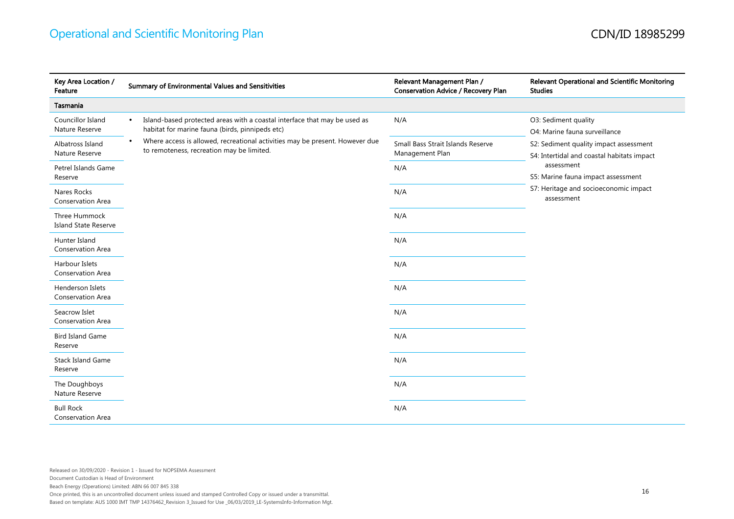| Key Area Location / Feature | Summary of Environmental Values and Sensitivities | Relevant Management Plan / Conservation Advice / Recovery Plan | Relevant Operational and Scientific Monitoring Studies |
|---|---|---|---|
| **Tasmania** | | | |
| Councillor Island Nature Reserve | • Island-based protected areas with a coastal interface that may be used as habitat for marine fauna (birds, pinnipeds etc) <br> • Where access is allowed, recreational activities may be present. However due to remoteness, recreation may be limited. | N/A | O3: Sediment quality <br> O4: Marine fauna surveillance <br> S2: Sediment quality impact assessment <br> S4: Intertidal and coastal habitats impact assessment <br> S5: Marine fauna impact assessment <br> S7: Heritage and socioeconomic impact assessment |
| Albatross Island Nature Reserve | | Small Bass Strait Islands Reserve Management Plan | |
| Petrel Islands Game Reserve | | N/A | |
| Nares Rocks Conservation Area | | N/A | |
| Three Hummock Island State Reserve | | N/A | |
| Hunter Island Conservation Area | | N/A | |
| Harbour Islets Conservation Area | | N/A | |
| Henderson Islets Conservation Area | | N/A | |
| Seacrow Islet Conservation Area | | N/A | |
| Bird Island Game Reserve | | N/A | |
| Stack Island Game Reserve | | N/A | |
| The Doughboys Nature Reserve | | N/A | |
| Bull Rock Conservation Area | | N/A | |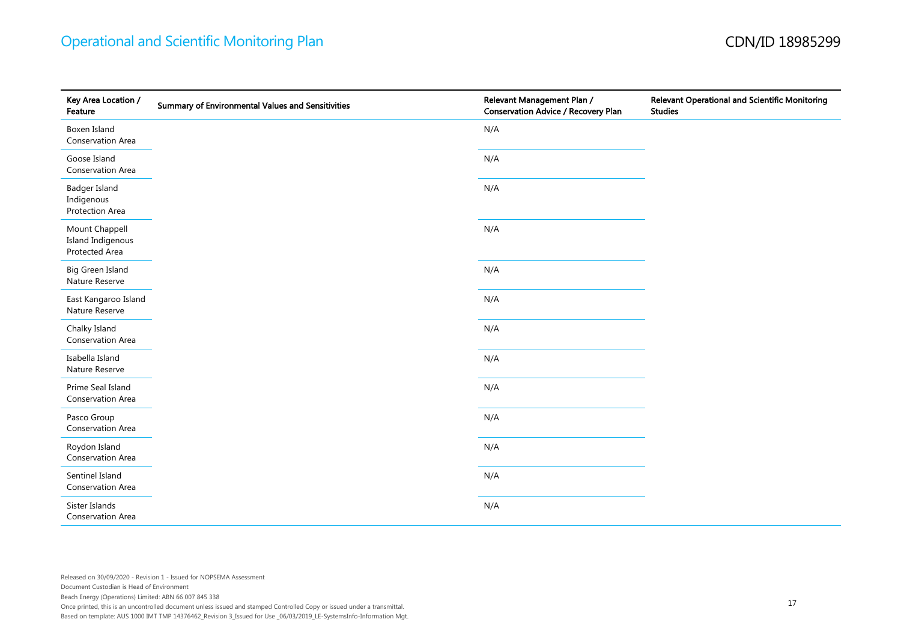| Key Area Location / Feature | Summary of Environmental Values and Sensitivities | Relevant Management Plan / Conservation Advice / Recovery Plan | Relevant Operational and Scientific Monitoring Studies |
|---|---|---|---|
| Boxen Island Conservation Area | | N/A | |
| Goose Island Conservation Area | | N/A | |
| Badger Island Indigenous Protection Area | | N/A | |
| Mount Chappell Island Indigenous Protected Area | | N/A | |
| Big Green Island Nature Reserve | | N/A | |
| East Kangaroo Island Nature Reserve | | N/A | |
| Chalky Island Conservation Area | | N/A | |
| Isabella Island Nature Reserve | | N/A | |
| Prime Seal Island Conservation Area | | N/A | |
| Pasco Group Conservation Area | | N/A | |
| Roydon Island Conservation Area | | N/A | |
| Sentinel Island Conservation Area | | N/A | |
| Sister Islands Conservation Area | | N/A | |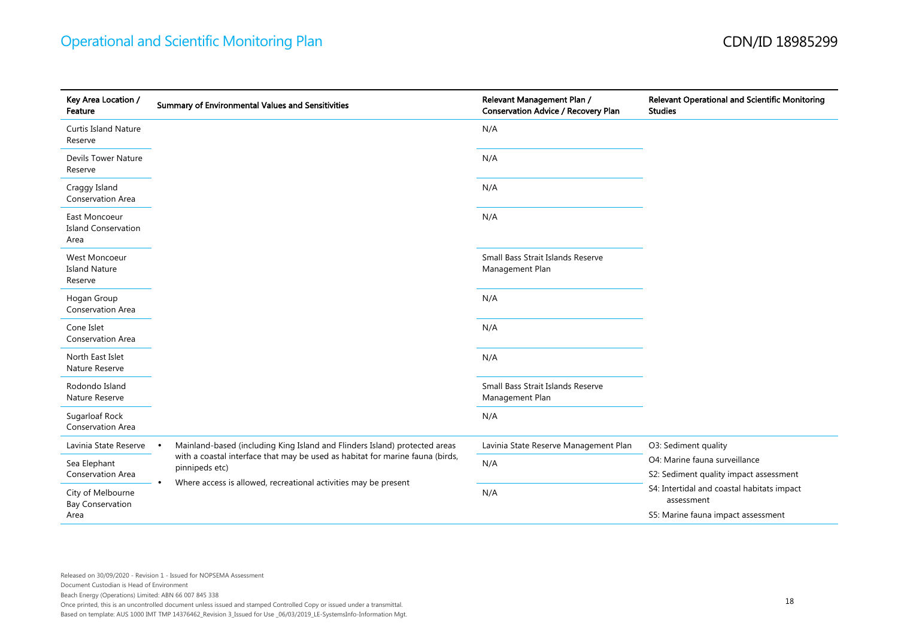| Key Area Location / Feature | Summary of Environmental Values and Sensitivities | Relevant Management Plan / Conservation Advice / Recovery Plan | Relevant Operational and Scientific Monitoring Studies |
|---|---|---|---|
| Curtis Island Nature Reserve | | N/A | |
| Devils Tower Nature Reserve | | N/A | |
| Craggy Island Conservation Area | | N/A | |
| East Moncoeur Island Conservation Area | | N/A | |
| West Moncoeur Island Nature Reserve | | Small Bass Strait Islands Reserve Management Plan | |
| Hogan Group Conservation Area | | N/A | |
| Cone Islet Conservation Area | | N/A | |
| North East Islet Nature Reserve | | N/A | |
| Rodondo Island Nature Reserve | | Small Bass Strait Islands Reserve Management Plan | |
| Sugarloaf Rock Conservation Area | | N/A | |
| Lavinia State Reserve | • Mainland-based (including King Island and Flinders Island) protected areas with a coastal interface that may be used as habitat for marine fauna (birds, pinnipeds etc)<br>• Where access is allowed, recreational activities may be present | Lavinia State Reserve Management Plan | O3: Sediment quality<br>O4: Marine fauna surveillance<br>S2: Sediment quality impact assessment<br>S4: Intertidal and coastal habitats impact assessment<br>S5: Marine fauna impact assessment |
| Sea Elephant Conservation Area | | N/A | |
| City of Melbourne Bay Conservation Area | | N/A | |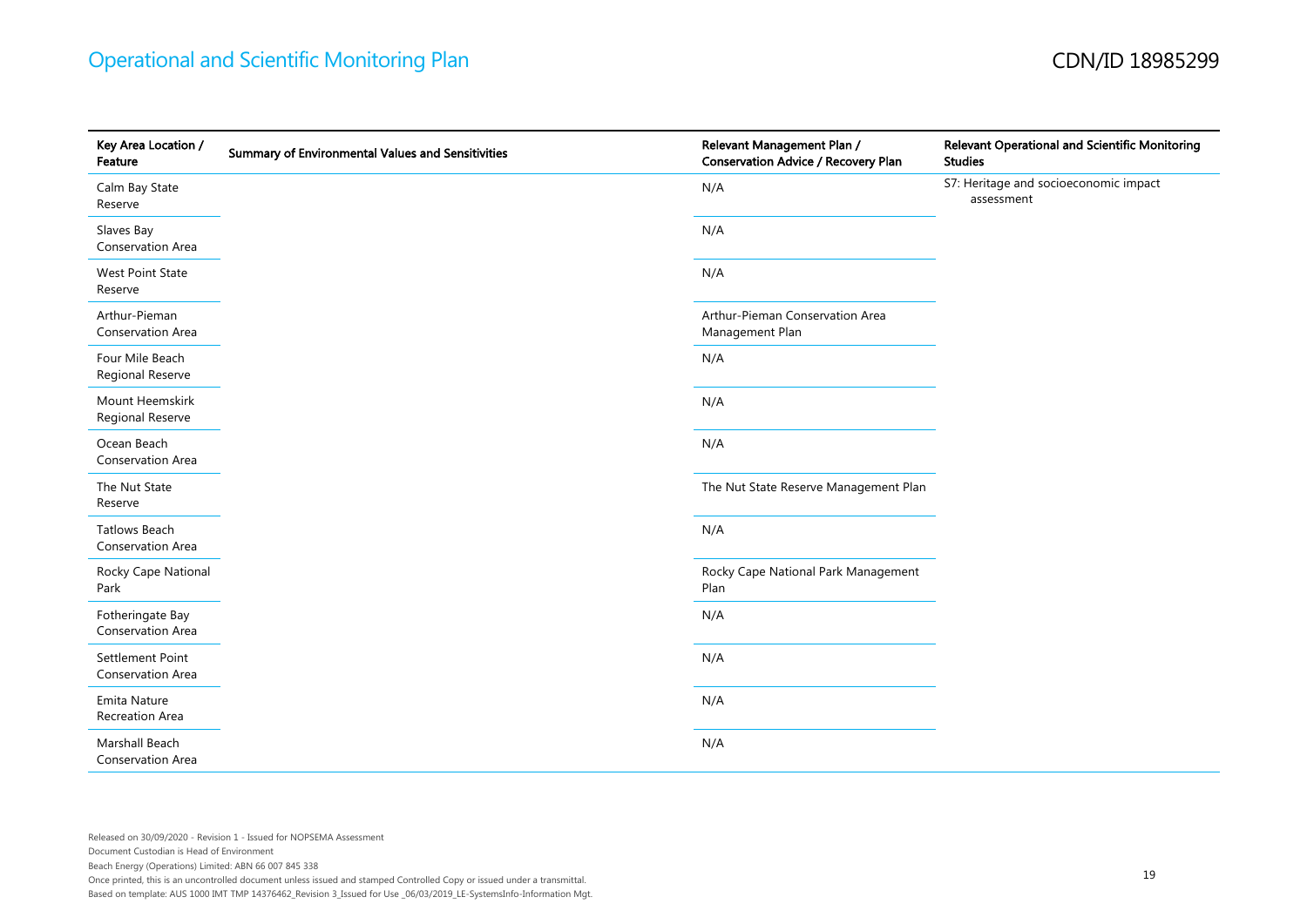| Key Area Location / Feature | Summary of Environmental Values and Sensitivities | Relevant Management Plan / Conservation Advice / Recovery Plan | Relevant Operational and Scientific Monitoring Studies |
|---|---|---|---|
| Calm Bay State Reserve | | N/A | S7: Heritage and socioeconomic impact assessment |
| Slaves Bay Conservation Area | | N/A | |
| West Point State Reserve | | N/A | |
| Arthur-Pieman Conservation Area | | Arthur-Pieman Conservation Area Management Plan | |
| Four Mile Beach Regional Reserve | | N/A | |
| Mount Heemskirk Regional Reserve | | N/A | |
| Ocean Beach Conservation Area | | N/A | |
| The Nut State Reserve | | The Nut State Reserve Management Plan | |
| Tatlows Beach Conservation Area | | N/A | |
| Rocky Cape National Park | | Rocky Cape National Park Management Plan | |
| Fotheringate Bay Conservation Area | | N/A | |
| Settlement Point Conservation Area | | N/A | |
| Emita Nature Recreation Area | | N/A | |
| Marshall Beach Conservation Area | | N/A | |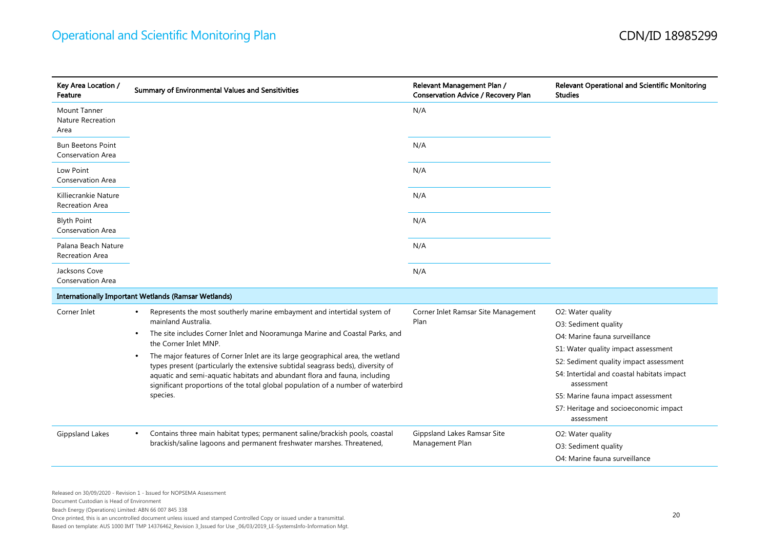| Key Area Location / Feature | Summary of Environmental Values and Sensitivities | Relevant Management Plan / Conservation Advice / Recovery Plan | Relevant Operational and Scientific Monitoring Studies |
|---|---|---|---|
| Mount Tanner Nature Recreation Area | | N/A | |
| Bun Beetons Point Conservation Area | | N/A | |
| Low Point Conservation Area | | N/A | |
| Killiecrankie Nature Recreation Area | | N/A | |
| Blyth Point Conservation Area | | N/A | |
| Palana Beach Nature Recreation Area | | N/A | |
| Jacksons Cove Conservation Area | | N/A | |
| **Internationally Important Wetlands (Ramsar Wetlands)** | | | |
| Corner Inlet | • Represents the most southerly marine embayment and intertidal system of mainland Australia.<br>• The site includes Corner Inlet and Nooramunga Marine and Coastal Parks, and the Corner Inlet MNP.<br>• The major features of Corner Inlet are its large geographical area, the wetland types present (particularly the extensive subtidal seagrass beds), diversity of aquatic and semi-aquatic habitats and abundant flora and fauna, including significant proportions of the total global population of a number of waterbird species. | Corner Inlet Ramsar Site Management Plan | O2: Water quality<br>O3: Sediment quality<br>O4: Marine fauna surveillance<br>S1: Water quality impact assessment<br>S2: Sediment quality impact assessment<br>S4: Intertidal and coastal habitats impact assessment<br>S5: Marine fauna impact assessment<br>S7: Heritage and socioeconomic impact assessment |
| Gippsland Lakes | • Contains three main habitat types; permanent saline/brackish pools, coastal brackish/saline lagoons and permanent freshwater marshes. Threatened, | Gippsland Lakes Ramsar Site Management Plan | O2: Water quality<br>O3: Sediment quality<br>O4: Marine fauna surveillance |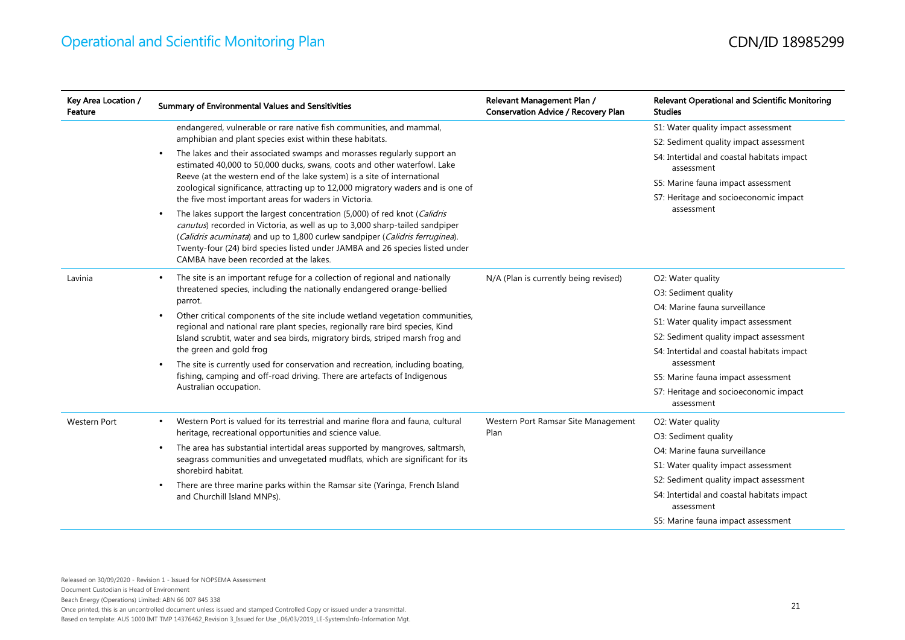| Key Area Location / Feature | Summary of Environmental Values and Sensitivities | Relevant Management Plan / Conservation Advice / Recovery Plan | Relevant Operational and Scientific Monitoring Studies |
|---|---|---|---|
| | endangered, vulnerable or rare native fish communities, and mammal, amphibian and plant species exist within these habitats.<br>• The lakes and their associated swamps and morasses regularly support an estimated 40,000 to 50,000 ducks, swans, coots and other waterfowl. Lake Reeve (at the western end of the lake system) is a site of international zoological significance, attracting up to 12,000 migratory waders and is one of the five most important areas for waders in Victoria.<br>• The lakes support the largest concentration (5,000) of red knot (*Calidris canutus*) recorded in Victoria, as well as up to 3,000 sharp-tailed sandpiper (*Calidris acuminata*) and up to 1,800 curlew sandpiper (*Calidris ferruginea*). Twenty-four (24) bird species listed under JAMBA and 26 species listed under CAMBA have been recorded at the lakes. | | S1: Water quality impact assessment<br>S2: Sediment quality impact assessment<br>S4: Intertidal and coastal habitats impact assessment<br>S5: Marine fauna impact assessment<br>S7: Heritage and socioeconomic impact assessment |
| Lavinia | • The site is an important refuge for a collection of regional and nationally threatened species, including the nationally endangered orange-bellied parrot.<br>• Other critical components of the site include wetland vegetation communities, regional and national rare plant species, regionally rare bird species, Kind Island scrubtit, water and sea birds, migratory birds, striped marsh frog and the green and gold frog<br>• The site is currently used for conservation and recreation, including boating, fishing, camping and off-road driving. There are artefacts of Indigenous Australian occupation. | N/A (Plan is currently being revised) | O2: Water quality<br>O3: Sediment quality<br>O4: Marine fauna surveillance<br>S1: Water quality impact assessment<br>S2: Sediment quality impact assessment<br>S4: Intertidal and coastal habitats impact assessment<br>S5: Marine fauna impact assessment<br>S7: Heritage and socioeconomic impact assessment |
| Western Port | • Western Port is valued for its terrestrial and marine flora and fauna, cultural heritage, recreational opportunities and science value.<br>• The area has substantial intertidal areas supported by mangroves, saltmarsh, seagrass communities and unvegetated mudflats, which are significant for its shorebird habitat.<br>• There are three marine parks within the Ramsar site (Yaringa, French Island and Churchill Island MNPs). | Western Port Ramsar Site Management Plan | O2: Water quality<br>O3: Sediment quality<br>O4: Marine fauna surveillance<br>S1: Water quality impact assessment<br>S2: Sediment quality impact assessment<br>S4: Intertidal and coastal habitats impact assessment<br>S5: Marine fauna impact assessment |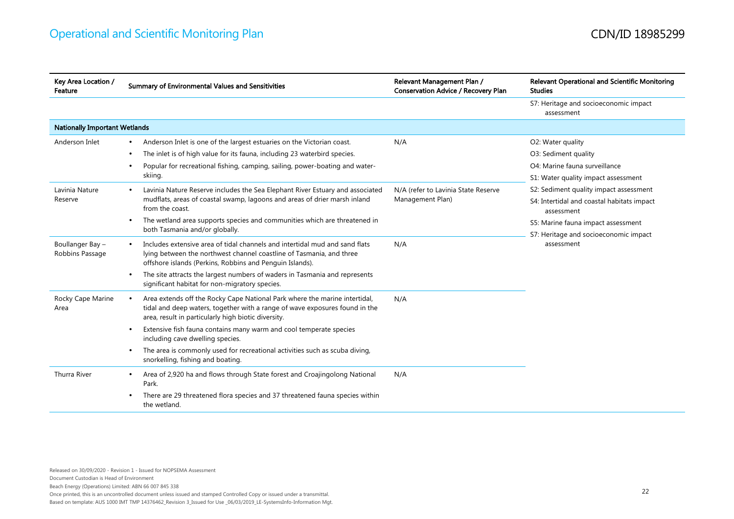| Key Area Location / Feature | Summary of Environmental Values and Sensitivities | Relevant Management Plan / Conservation Advice / Recovery Plan | Relevant Operational and Scientific Monitoring Studies |
|---|---|---|---|
| | | | S7: Heritage and socioeconomic impact assessment |
| **Nationally Important Wetlands** | | | |
| Anderson Inlet | • Anderson Inlet is one of the largest estuaries on the Victorian coast.<br>• The inlet is of high value for its fauna, including 23 waterbird species.<br>• Popular for recreational fishing, camping, sailing, power-boating and water-skiing. | N/A | O2: Water quality<br>O3: Sediment quality<br>O4: Marine fauna surveillance<br>S1: Water quality impact assessment<br>S2: Sediment quality impact assessment<br>S4: Intertidal and coastal habitats impact assessment<br>S5: Marine fauna impact assessment<br>S7: Heritage and socioeconomic impact assessment |
| Lavinia Nature Reserve | • Lavinia Nature Reserve includes the Sea Elephant River Estuary and associated mudflats, areas of coastal swamp, lagoons and areas of drier marsh inland from the coast.<br>• The wetland area supports species and communities which are threatened in both Tasmania and/or globally. | N/A (refer to Lavinia State Reserve Management Plan) | |
| Boullanger Bay – Robbins Passage | • Includes extensive area of tidal channels and intertidal mud and sand flats lying between the northwest channel coastline of Tasmania, and three offshore islands (Perkins, Robbins and Penguin Islands).<br>• The site attracts the largest numbers of waders in Tasmania and represents significant habitat for non-migratory species. | N/A | |
| Rocky Cape Marine Area | • Area extends off the Rocky Cape National Park where the marine intertidal, tidal and deep waters, together with a range of wave exposures found in the area, result in particularly high biotic diversity.<br>• Extensive fish fauna contains many warm and cool temperate species including cave dwelling species.<br>• The area is commonly used for recreational activities such as scuba diving, snorkelling, fishing and boating. | N/A | |
| Thurra River | • Area of 2,920 ha and flows through State forest and Croajingolong National Park.<br>• There are 29 threatened flora species and 37 threatened fauna species within the wetland. | N/A | |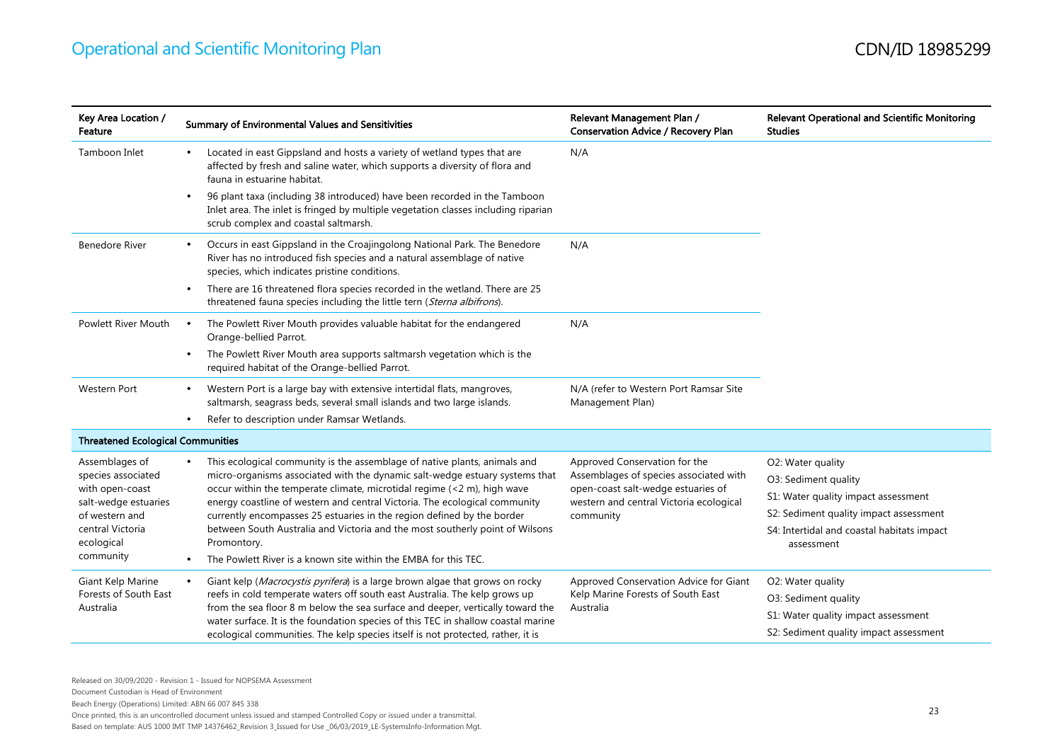| Key Area Location / Feature | Summary of Environmental Values and Sensitivities | Relevant Management Plan / Conservation Advice / Recovery Plan | Relevant Operational and Scientific Monitoring Studies |
|---|---|---|---|
| Tamboon Inlet | • Located in east Gippsland and hosts a variety of wetland types that are affected by fresh and saline water, which supports a diversity of flora and fauna in estuarine habitat.<br>• 96 plant taxa (including 38 introduced) have been recorded in the Tamboon Inlet area. The inlet is fringed by multiple vegetation classes including riparian scrub complex and coastal saltmarsh. | N/A | |
| Benedore River | • Occurs in east Gippsland in the Croajingolong National Park. The Benedore River has no introduced fish species and a natural assemblage of native species, which indicates pristine conditions.<br>• There are 16 threatened flora species recorded in the wetland. There are 25 threatened fauna species including the little tern (*Sterna albifrons*). | N/A | |
| Powlett River Mouth | • The Powlett River Mouth provides valuable habitat for the endangered Orange-bellied Parrot.<br>• The Powlett River Mouth area supports saltmarsh vegetation which is the required habitat of the Orange-bellied Parrot. | N/A | |
| Western Port | • Western Port is a large bay with extensive intertidal flats, mangroves, saltmarsh, seagrass beds, several small islands and two large islands.<br>• Refer to description under Ramsar Wetlands. | N/A (refer to Western Port Ramsar Site Management Plan) | |
| **Threatened Ecological Communities** | | | |
| Assemblages of species associated with open-coast salt-wedge estuaries of western and central Victoria ecological community | • This ecological community is the assemblage of native plants, animals and micro-organisms associated with the dynamic salt-wedge estuary systems that occur within the temperate climate, microtidal regime (<2 m), high wave energy coastline of western and central Victoria. The ecological community currently encompasses 25 estuaries in the region defined by the border between South Australia and Victoria and the most southerly point of Wilsons Promontory.<br>• The Powlett River is a known site within the EMBA for this TEC. | Approved Conservation for the Assemblages of species associated with open-coast salt-wedge estuaries of western and central Victoria ecological community | O2: Water quality<br>O3: Sediment quality<br>S1: Water quality impact assessment<br>S2: Sediment quality impact assessment<br>S4: Intertidal and coastal habitats impact assessment |
| Giant Kelp Marine Forests of South East Australia | • Giant kelp (*Macrocystis pyrifera*) is a large brown algae that grows on rocky reefs in cold temperate waters off south east Australia. The kelp grows up from the sea floor 8 m below the sea surface and deeper, vertically toward the water surface. It is the foundation species of this TEC in shallow coastal marine ecological communities. The kelp species itself is not protected, rather, it is | Approved Conservation Advice for Giant Kelp Marine Forests of South East Australia | O2: Water quality<br>O3: Sediment quality<br>S1: Water quality impact assessment<br>S2: Sediment quality impact assessment |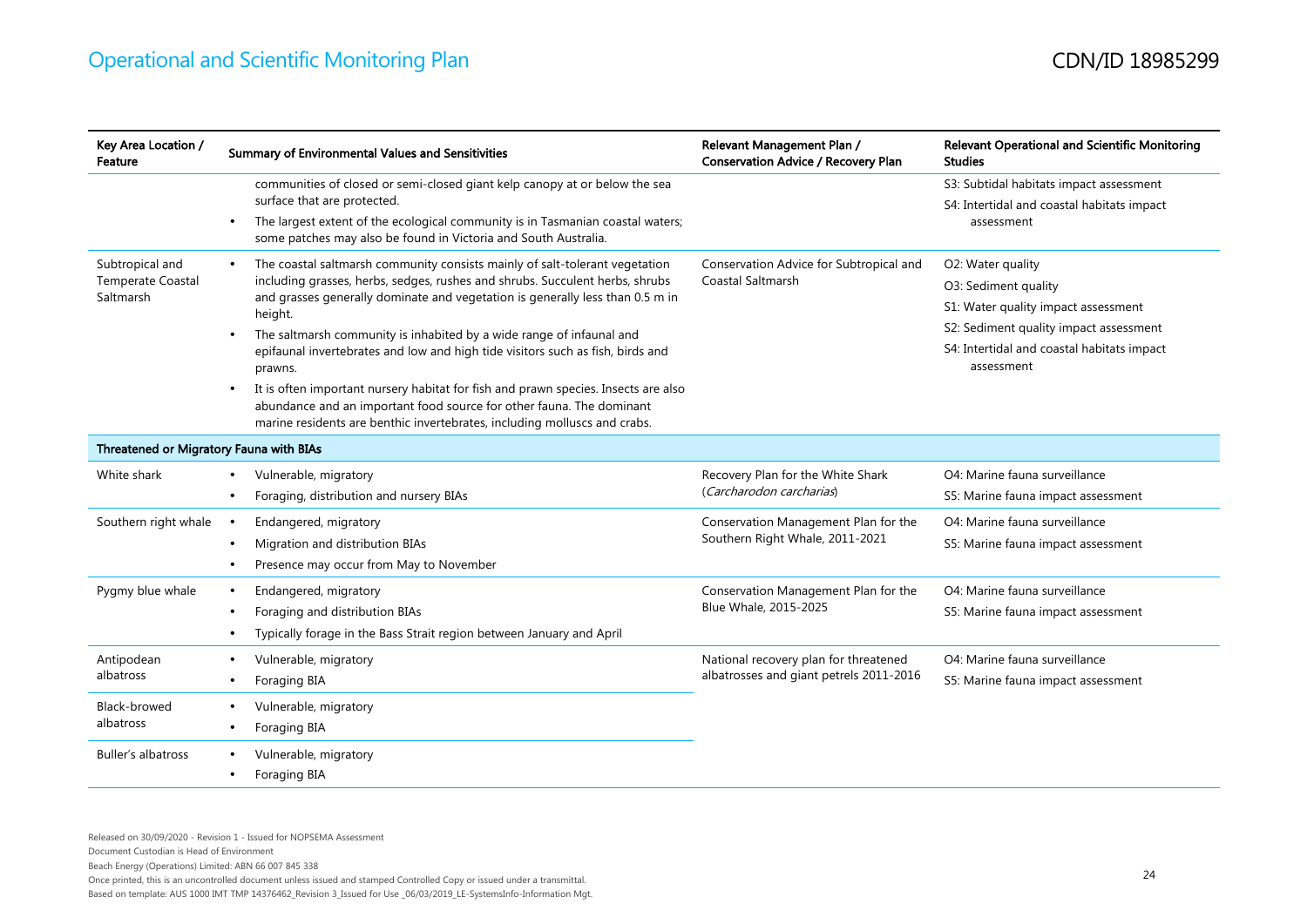| Key Area Location / Feature | Summary of Environmental Values and Sensitivities | Relevant Management Plan / Conservation Advice / Recovery Plan | Relevant Operational and Scientific Monitoring Studies |
|---|---|---|---|
| | communities of closed or semi-closed giant kelp canopy at or below the sea surface that are protected.<br>• The largest extent of the ecological community is in Tasmanian coastal waters; some patches may also be found in Victoria and South Australia. | | S3: Subtidal habitats impact assessment<br>S4: Intertidal and coastal habitats impact assessment |
| Subtropical and Temperate Coastal Saltmarsh | • The coastal saltmarsh community consists mainly of salt-tolerant vegetation including grasses, herbs, sedges, rushes and shrubs. Succulent herbs, shrubs and grasses generally dominate and vegetation is generally less than 0.5 m in height.<br>• The saltmarsh community is inhabited by a wide range of infaunal and epifaunal invertebrates and low and high tide visitors such as fish, birds and prawns.<br>• It is often important nursery habitat for fish and prawn species. Insects are also abundance and an important food source for other fauna. The dominant marine residents are benthic invertebrates, including molluscs and crabs. | Conservation Advice for Subtropical and Coastal Saltmarsh | O2: Water quality<br>O3: Sediment quality<br>S1: Water quality impact assessment<br>S2: Sediment quality impact assessment<br>S4: Intertidal and coastal habitats impact assessment |
| **Threatened or Migratory Fauna with BIAs** | | | |
| White shark | • Vulnerable, migratory<br>• Foraging, distribution and nursery BIAs | Recovery Plan for the White Shark (*Carcharodon carcharias*) | O4: Marine fauna surveillance<br>S5: Marine fauna impact assessment |
| Southern right whale | • Endangered, migratory<br>• Migration and distribution BIAs<br>• Presence may occur from May to November | Conservation Management Plan for the Southern Right Whale, 2011-2021 | O4: Marine fauna surveillance<br>S5: Marine fauna impact assessment |
| Pygmy blue whale | • Endangered, migratory<br>• Foraging and distribution BIAs<br>• Typically forage in the Bass Strait region between January and April | Conservation Management Plan for the Blue Whale, 2015-2025 | O4: Marine fauna surveillance<br>S5: Marine fauna impact assessment |
| Antipodean albatross | • Vulnerable, migratory<br>• Foraging BIA | National recovery plan for threatened albatrosses and giant petrels 2011-2016 | O4: Marine fauna surveillance<br>S5: Marine fauna impact assessment |
| Black-browed albatross | • Vulnerable, migratory<br>• Foraging BIA | | |
| Buller's albatross | • Vulnerable, migratory<br>• Foraging BIA | | |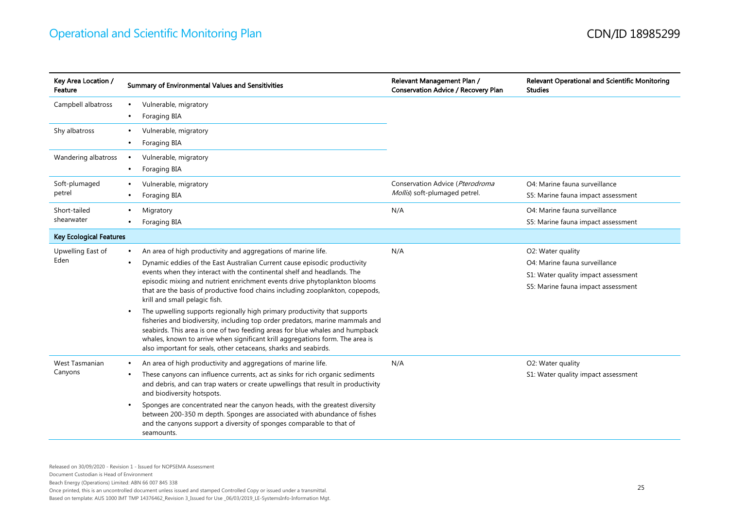| Key Area Location / Feature | Summary of Environmental Values and Sensitivities | Relevant Management Plan / Conservation Advice / Recovery Plan | Relevant Operational and Scientific Monitoring Studies |
|---|---|---|---|
| Campbell albatross | • Vulnerable, migratory<br>• Foraging BIA | | |
| Shy albatross | • Vulnerable, migratory<br>• Foraging BIA | | |
| Wandering albatross | • Vulnerable, migratory<br>• Foraging BIA | | |
| Soft-plumaged petrel | • Vulnerable, migratory<br>• Foraging BIA | Conservation Advice (*Pterodroma Mollis*) soft-plumaged petrel. | O4: Marine fauna surveillance<br>S5: Marine fauna impact assessment |
| Short-tailed shearwater | • Migratory<br>• Foraging BIA | N/A | O4: Marine fauna surveillance<br>S5: Marine fauna impact assessment |
| **Key Ecological Features** | | | |
| Upwelling East of Eden | • An area of high productivity and aggregations of marine life.<br>• Dynamic eddies of the East Australian Current cause episodic productivity events when they interact with the continental shelf and headlands. The episodic mixing and nutrient enrichment events drive phytoplankton blooms that are the basis of productive food chains including zooplankton, copepods, krill and small pelagic fish.<br>• The upwelling supports regionally high primary productivity that supports fisheries and biodiversity, including top order predators, marine mammals and seabirds. This area is one of two feeding areas for blue whales and humpback whales, known to arrive when significant krill aggregations form. The area is also important for seals, other cetaceans, sharks and seabirds. | N/A | O2: Water quality<br>O4: Marine fauna surveillance<br>S1: Water quality impact assessment<br>S5: Marine fauna impact assessment |
| West Tasmanian Canyons | • An area of high productivity and aggregations of marine life.<br>• These canyons can influence currents, act as sinks for rich organic sediments and debris, and can trap waters or create upwellings that result in productivity and biodiversity hotspots.<br>• Sponges are concentrated near the canyon heads, with the greatest diversity between 200-350 m depth. Sponges are associated with abundance of fishes and the canyons support a diversity of sponges comparable to that of seamounts. | N/A | O2: Water quality<br>S1: Water quality impact assessment |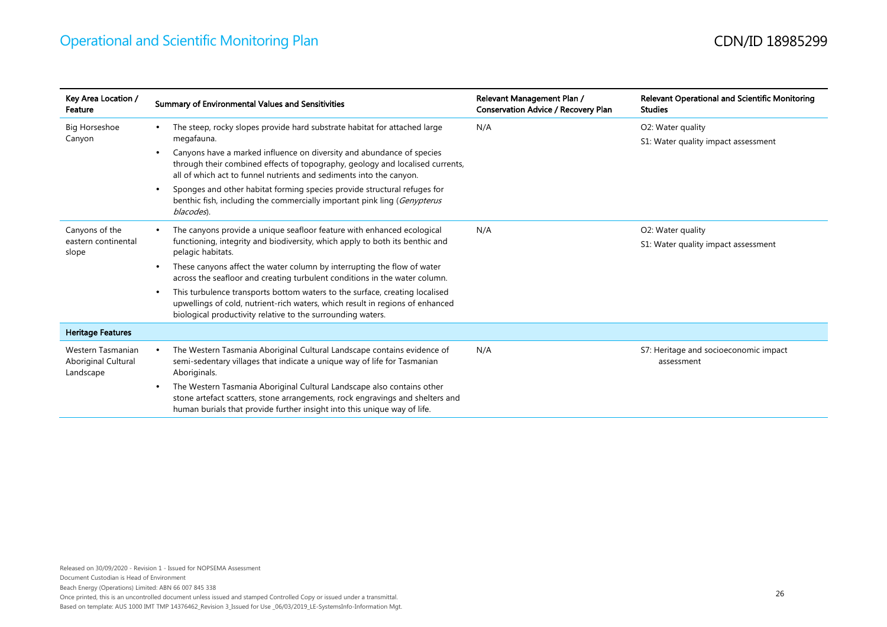| Key Area Location / Feature | Summary of Environmental Values and Sensitivities | Relevant Management Plan / Conservation Advice / Recovery Plan | Relevant Operational and Scientific Monitoring Studies |
|---|---|---|---|
| Big Horseshoe Canyon | • The steep, rocky slopes provide hard substrate habitat for attached large megafauna.<br>• Canyons have a marked influence on diversity and abundance of species through their combined effects of topography, geology and localised currents, all of which act to funnel nutrients and sediments into the canyon.<br>• Sponges and other habitat forming species provide structural refuges for benthic fish, including the commercially important pink ling (*Genypterus blacodes*). | N/A | O2: Water quality<br>S1: Water quality impact assessment |
| Canyons of the eastern continental slope | • The canyons provide a unique seafloor feature with enhanced ecological functioning, integrity and biodiversity, which apply to both its benthic and pelagic habitats.<br>• These canyons affect the water column by interrupting the flow of water across the seafloor and creating turbulent conditions in the water column.<br>• This turbulence transports bottom waters to the surface, creating localised upwellings of cold, nutrient-rich waters, which result in regions of enhanced biological productivity relative to the surrounding waters. | N/A | O2: Water quality<br>S1: Water quality impact assessment |
| **Heritage Features** | | | |
| Western Tasmanian Aboriginal Cultural Landscape | • The Western Tasmania Aboriginal Cultural Landscape contains evidence of semi-sedentary villages that indicate a unique way of life for Tasmanian Aboriginals.<br>• The Western Tasmania Aboriginal Cultural Landscape also contains other stone artefact scatters, stone arrangements, rock engravings and shelters and human burials that provide further insight into this unique way of life. | N/A | S7: Heritage and socioeconomic impact assessment |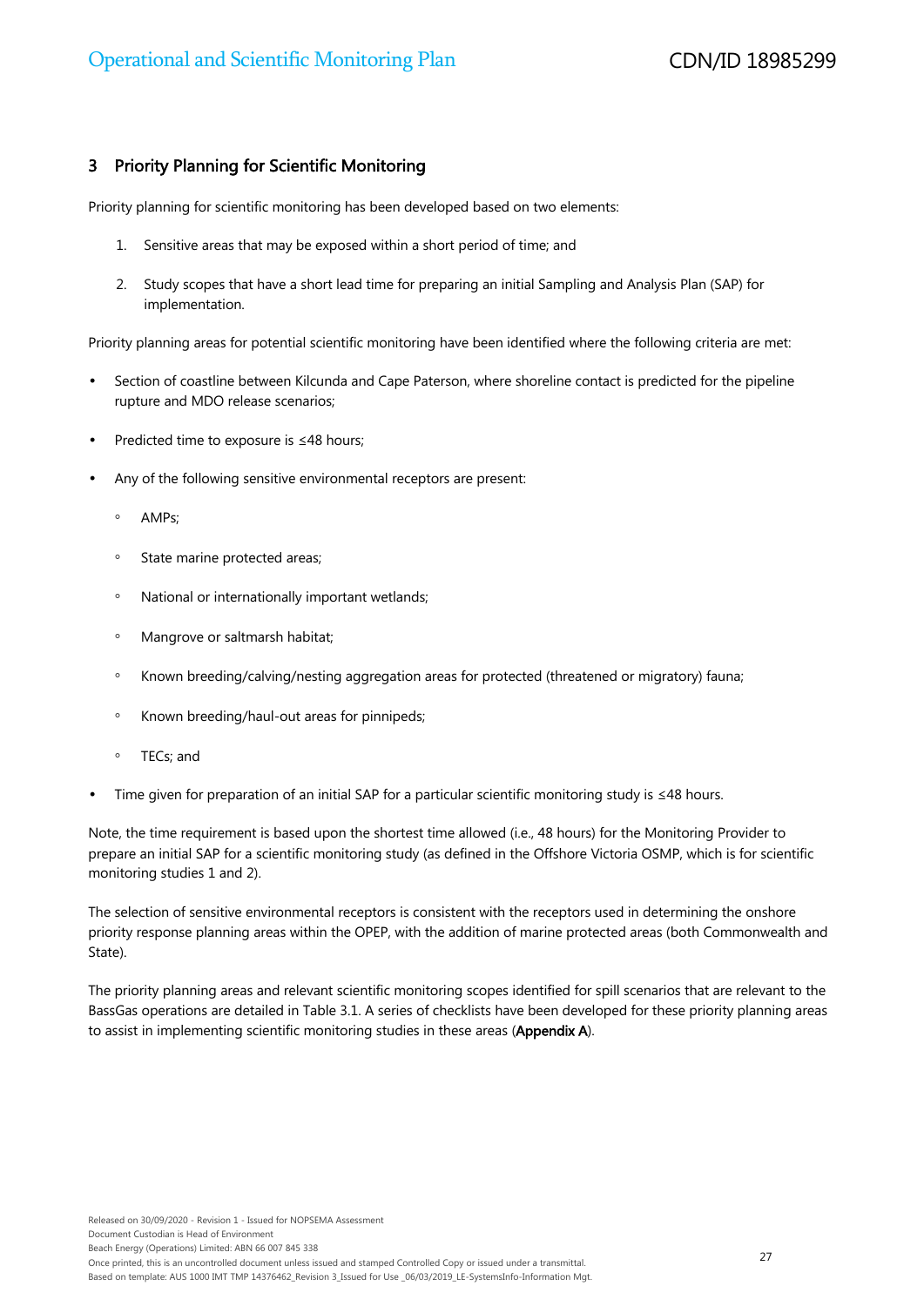## 3 Priority Planning for Scientific Monitoring

Priority planning for scientific monitoring has been developed based on two elements:

1. Sensitive areas that may be exposed within a short period of time; and
2. Study scopes that have a short lead time for preparing an initial Sampling and Analysis Plan (SAP) for implementation.

Priority planning areas for potential scientific monitoring have been identified where the following criteria are met:

- Section of coastline between Kilcunda and Cape Paterson, where shoreline contact is predicted for the pipeline rupture and MDO release scenarios;
- Predicted time to exposure is ≤48 hours;
- Any of the following sensitive environmental receptors are present:
  - AMPs;
  - State marine protected areas;
  - National or internationally important wetlands;
  - Mangrove or saltmarsh habitat;
  - Known breeding/calving/nesting aggregation areas for protected (threatened or migratory) fauna;
  - Known breeding/haul-out areas for pinnipeds;
  - TECs; and
- Time given for preparation of an initial SAP for a particular scientific monitoring study is ≤48 hours.

Note, the time requirement is based upon the shortest time allowed (i.e., 48 hours) for the Monitoring Provider to prepare an initial SAP for a scientific monitoring study (as defined in the Offshore Victoria OSMP, which is for scientific monitoring studies 1 and 2).

The selection of sensitive environmental receptors is consistent with the receptors used in determining the onshore priority response planning areas within the OPEP, with the addition of marine protected areas (both Commonwealth and State).

The priority planning areas and relevant scientific monitoring scopes identified for spill scenarios that are relevant to the BassGas operations are detailed in Table 3.1. A series of checklists have been developed for these priority planning areas to assist in implementing scientific monitoring studies in these areas (**Appendix A**).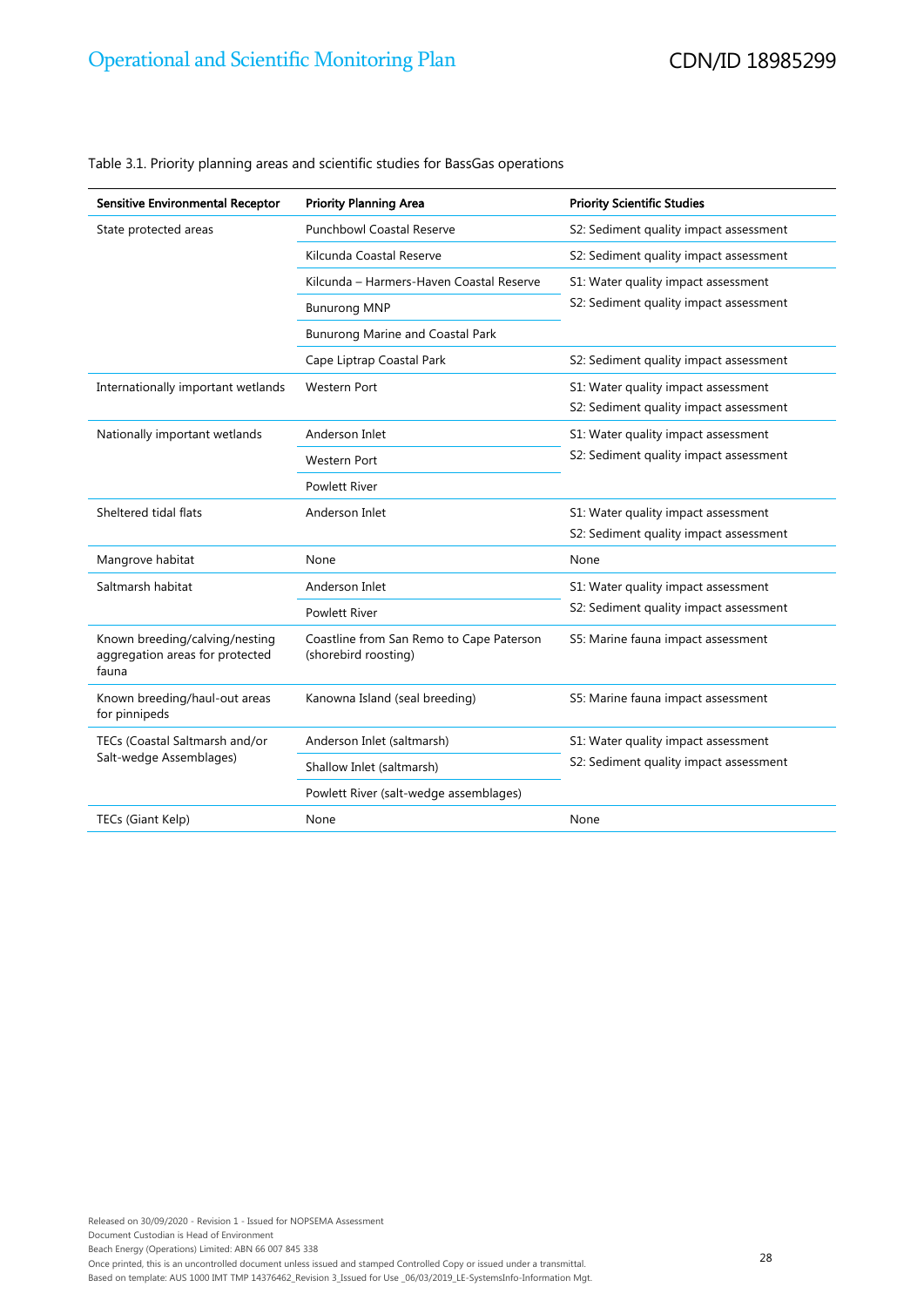Table 3.1. Priority planning areas and scientific studies for BassGas operations

| Sensitive Environmental Receptor | Priority Planning Area | Priority Scientific Studies |
|---|---|---|
| State protected areas | Punchbowl Coastal Reserve | S2: Sediment quality impact assessment |
| | Kilcunda Coastal Reserve | S2: Sediment quality impact assessment |
| | Kilcunda – Harmers-Haven Coastal Reserve | S1: Water quality impact assessment<br>S2: Sediment quality impact assessment |
| | Bunurong MNP | |
| | Bunurong Marine and Coastal Park | |
| | Cape Liptrap Coastal Park | S2: Sediment quality impact assessment |
| Internationally important wetlands | Western Port | S1: Water quality impact assessment<br>S2: Sediment quality impact assessment |
| Nationally important wetlands | Anderson Inlet | S1: Water quality impact assessment<br>S2: Sediment quality impact assessment |
| | Western Port | |
| | Powlett River | |
| Sheltered tidal flats | Anderson Inlet | S1: Water quality impact assessment<br>S2: Sediment quality impact assessment |
| Mangrove habitat | None | None |
| Saltmarsh habitat | Anderson Inlet | S1: Water quality impact assessment<br>S2: Sediment quality impact assessment |
| | Powlett River | |
| Known breeding/calving/nesting aggregation areas for protected fauna | Coastline from San Remo to Cape Paterson (shorebird roosting) | S5: Marine fauna impact assessment |
| Known breeding/haul-out areas for pinnipeds | Kanowna Island (seal breeding) | S5: Marine fauna impact assessment |
| TECs (Coastal Saltmarsh and/or Salt-wedge Assemblages) | Anderson Inlet (saltmarsh) | S1: Water quality impact assessment<br>S2: Sediment quality impact assessment |
| | Shallow Inlet (saltmarsh) | |
| | Powlett River (salt-wedge assemblages) | |
| TECs (Giant Kelp) | None | None |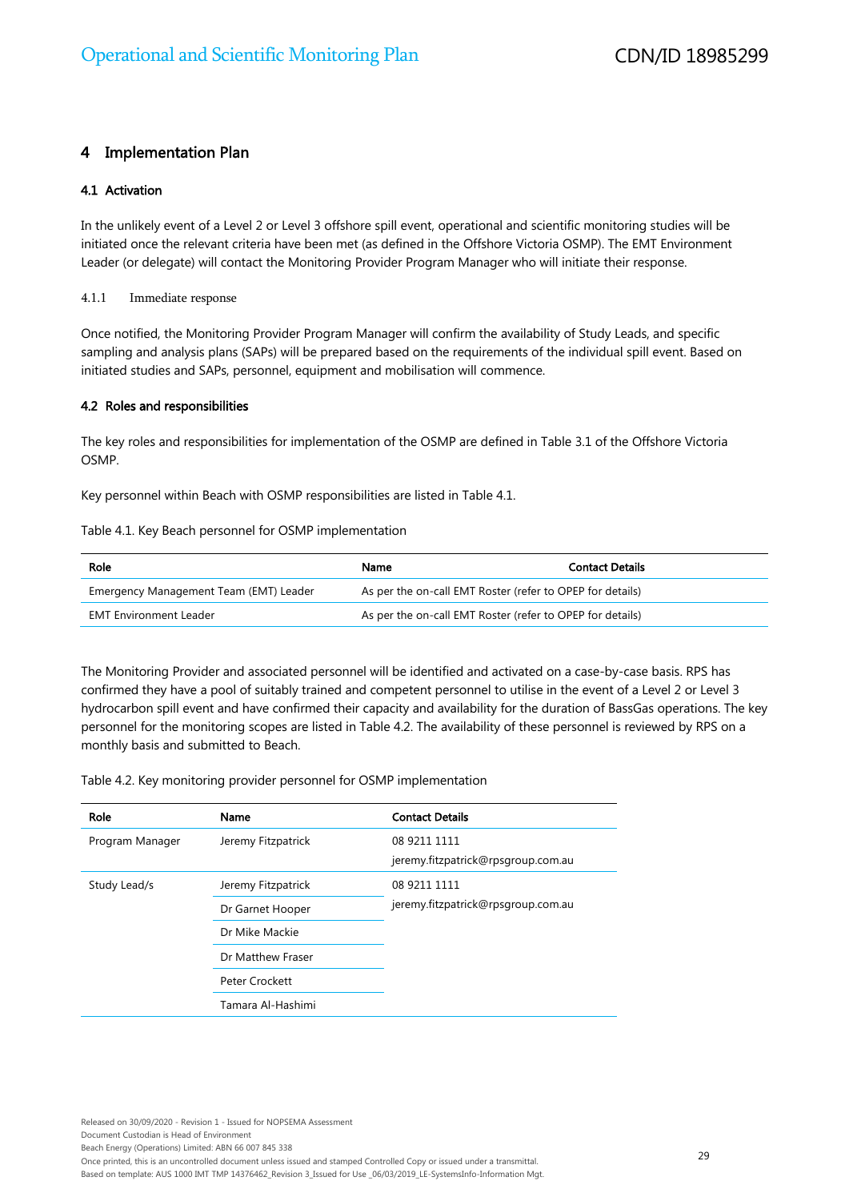# 4 Implementation Plan

## 4.1 Activation

In the unlikely event of a Level 2 or Level 3 offshore spill event, operational and scientific monitoring studies will be initiated once the relevant criteria have been met (as defined in the Offshore Victoria OSMP). The EMT Environment Leader (or delegate) will contact the Monitoring Provider Program Manager who will initiate their response.

### 4.1.1 Immediate response

Once notified, the Monitoring Provider Program Manager will confirm the availability of Study Leads, and specific sampling and analysis plans (SAPs) will be prepared based on the requirements of the individual spill event. Based on initiated studies and SAPs, personnel, equipment and mobilisation will commence.

## 4.2 Roles and responsibilities

The key roles and responsibilities for implementation of the OSMP are defined in Table 3.1 of the Offshore Victoria OSMP.

Key personnel within Beach with OSMP responsibilities are listed in Table 4.1.

Table 4.1. Key Beach personnel for OSMP implementation

| Role | Name | Contact Details |
|---|---|---|
| Emergency Management Team (EMT) Leader | As per the on-call EMT Roster (refer to OPEP for details) | |
| EMT Environment Leader | As per the on-call EMT Roster (refer to OPEP for details) | |

The Monitoring Provider and associated personnel will be identified and activated on a case-by-case basis. RPS has confirmed they have a pool of suitably trained and competent personnel to utilise in the event of a Level 2 or Level 3 hydrocarbon spill event and have confirmed their capacity and availability for the duration of BassGas operations. The key personnel for the monitoring scopes are listed in Table 4.2. The availability of these personnel is reviewed by RPS on a monthly basis and submitted to Beach.

Table 4.2. Key monitoring provider personnel for OSMP implementation

| Role | Name | Contact Details |
|---|---|---|
| Program Manager | Jeremy Fitzpatrick | 08 9211 1111<br>jeremy.fitzpatrick@rpsgroup.com.au |
| Study Lead/s | Jeremy Fitzpatrick | 08 9211 1111<br>jeremy.fitzpatrick@rpsgroup.com.au |
| | Dr Garnet Hooper | |
| | Dr Mike Mackie | |
| | Dr Matthew Fraser | |
| | Peter Crockett | |
| | Tamara Al-Hashimi | |

Released on 30/09/2020 - Revision 1 - Issued for NOPSEMA Assessment
Document Custodian is Head of Environment
Beach Energy (Operations) Limited: ABN 66 007 845 338
Once printed, this is an uncontrolled document unless issued and stamped Controlled Copy or issued under a transmittal.
Based on template: AUS 1000 IMT TMP 14376462_Revision 3_Issued for Use _06/03/2019_LE-SystemsInfo-Information Mgt.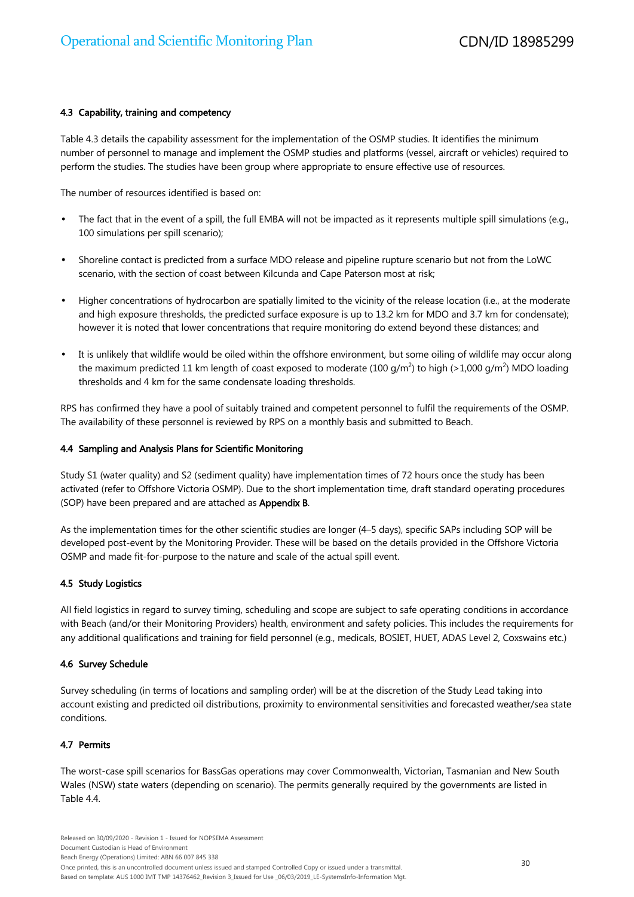### 4.3 Capability, training and competency

Table 4.3 details the capability assessment for the implementation of the OSMP studies. It identifies the minimum number of personnel to manage and implement the OSMP studies and platforms (vessel, aircraft or vehicles) required to perform the studies. The studies have been group where appropriate to ensure effective use of resources.

The number of resources identified is based on:

- The fact that in the event of a spill, the full EMBA will not be impacted as it represents multiple spill simulations (e.g., 100 simulations per spill scenario);
- Shoreline contact is predicted from a surface MDO release and pipeline rupture scenario but not from the LoWC scenario, with the section of coast between Kilcunda and Cape Paterson most at risk;
- Higher concentrations of hydrocarbon are spatially limited to the vicinity of the release location (i.e., at the moderate and high exposure thresholds, the predicted surface exposure is up to 13.2 km for MDO and 3.7 km for condensate); however it is noted that lower concentrations that require monitoring do extend beyond these distances; and
- It is unlikely that wildlife would be oiled within the offshore environment, but some oiling of wildlife may occur along the maximum predicted 11 km length of coast exposed to moderate (100 $g/m^2$) to high (>1,000 $g/m^2$) MDO loading thresholds and 4 km for the same condensate loading thresholds.

RPS has confirmed they have a pool of suitably trained and competent personnel to fulfil the requirements of the OSMP. The availability of these personnel is reviewed by RPS on a monthly basis and submitted to Beach.

### 4.4 Sampling and Analysis Plans for Scientific Monitoring

Study S1 (water quality) and S2 (sediment quality) have implementation times of 72 hours once the study has been activated (refer to Offshore Victoria OSMP). Due to the short implementation time, draft standard operating procedures (SOP) have been prepared and are attached as **Appendix B**.

As the implementation times for the other scientific studies are longer (4–5 days), specific SAPs including SOP will be developed post-event by the Monitoring Provider. These will be based on the details provided in the Offshore Victoria OSMP and made fit-for-purpose to the nature and scale of the actual spill event.

### 4.5 Study Logistics

All field logistics in regard to survey timing, scheduling and scope are subject to safe operating conditions in accordance with Beach (and/or their Monitoring Providers) health, environment and safety policies. This includes the requirements for any additional qualifications and training for field personnel (e.g., medicals, BOSIET, HUET, ADAS Level 2, Coxswains etc.)

### 4.6 Survey Schedule

Survey scheduling (in terms of locations and sampling order) will be at the discretion of the Study Lead taking into account existing and predicted oil distributions, proximity to environmental sensitivities and forecasted weather/sea state conditions.

### 4.7 Permits

The worst-case spill scenarios for BassGas operations may cover Commonwealth, Victorian, Tasmanian and New South Wales (NSW) state waters (depending on scenario). The permits generally required by the governments are listed in Table 4.4.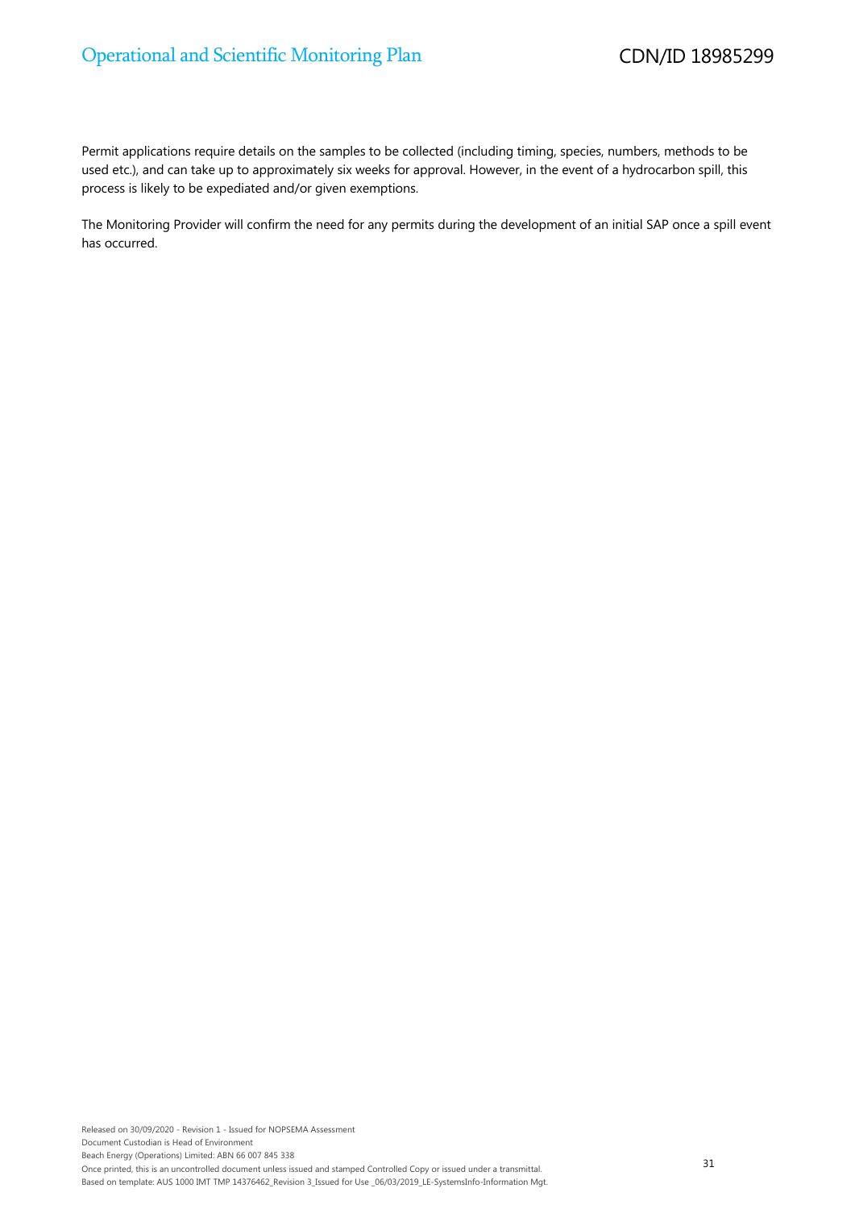Permit applications require details on the samples to be collected (including timing, species, numbers, methods to be used etc.), and can take up to approximately six weeks for approval. However, in the event of a hydrocarbon spill, this process is likely to be expediated and/or given exemptions.

The Monitoring Provider will confirm the need for any permits during the development of an initial SAP once a spill event has occurred.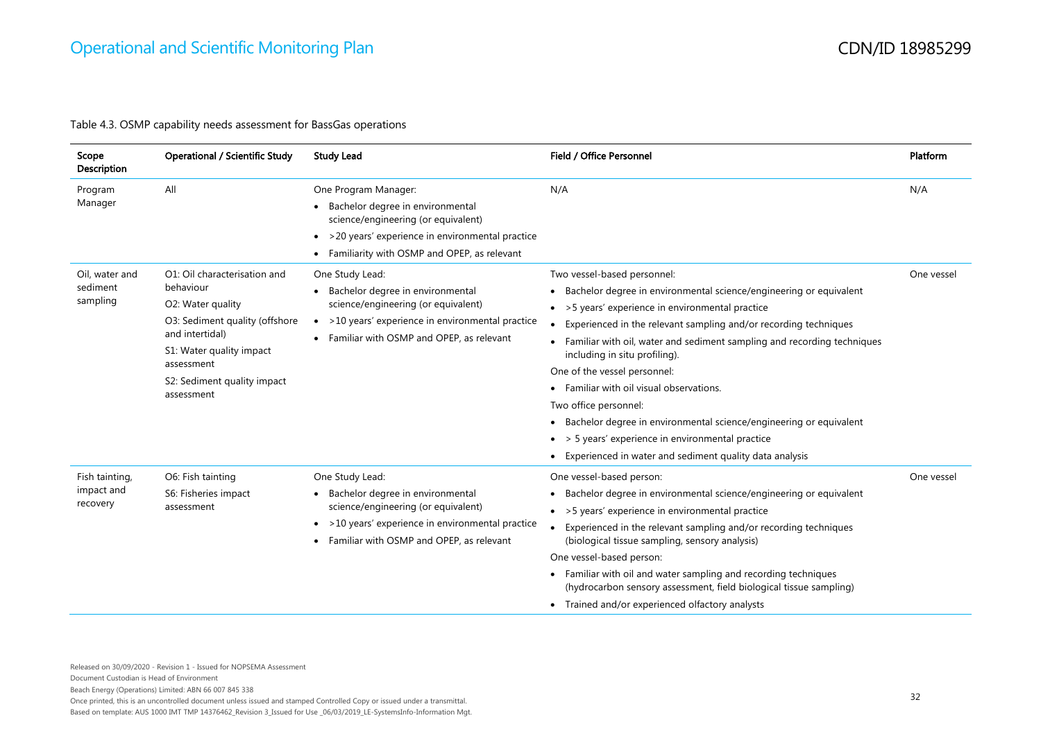Table 4.3. OSMP capability needs assessment for BassGas operations

| Scope Description | Operational / Scientific Study | Study Lead | Field / Office Personnel | Platform |
|---|---|---|---|---|
| Program Manager | All | One Program Manager:<br>• Bachelor degree in environmental science/engineering (or equivalent)<br>• >20 years' experience in environmental practice<br>• Familiarity with OSMP and OPEP, as relevant | N/A | N/A |
| Oil, water and sediment sampling | O1: Oil characterisation and behaviour<br>O2: Water quality<br>O3: Sediment quality (offshore and intertidal)<br>S1: Water quality impact assessment<br>S2: Sediment quality impact assessment | One Study Lead:<br>• Bachelor degree in environmental science/engineering (or equivalent)<br>• >10 years' experience in environmental practice<br>• Familiar with OSMP and OPEP, as relevant | Two vessel-based personnel:<br>• Bachelor degree in environmental science/engineering or equivalent<br>• >5 years' experience in environmental practice<br>• Experienced in the relevant sampling and/or recording techniques<br>• Familiar with oil, water and sediment sampling and recording techniques including in situ profiling).<br>One of the vessel personnel:<br>• Familiar with oil visual observations.<br>Two office personnel:<br>• Bachelor degree in environmental science/engineering or equivalent<br>• > 5 years' experience in environmental practice<br>• Experienced in water and sediment quality data analysis | One vessel |
| Fish tainting, impact and recovery | O6: Fish tainting<br>S6: Fisheries impact assessment | One Study Lead:<br>• Bachelor degree in environmental science/engineering (or equivalent)<br>• >10 years' experience in environmental practice<br>• Familiar with OSMP and OPEP, as relevant | One vessel-based person:<br>• Bachelor degree in environmental science/engineering or equivalent<br>• >5 years' experience in environmental practice<br>• Experienced in the relevant sampling and/or recording techniques (biological tissue sampling, sensory analysis)<br>One vessel-based person:<br>• Familiar with oil and water sampling and recording techniques (hydrocarbon sensory assessment, field biological tissue sampling)<br>• Trained and/or experienced olfactory analysts | One vessel |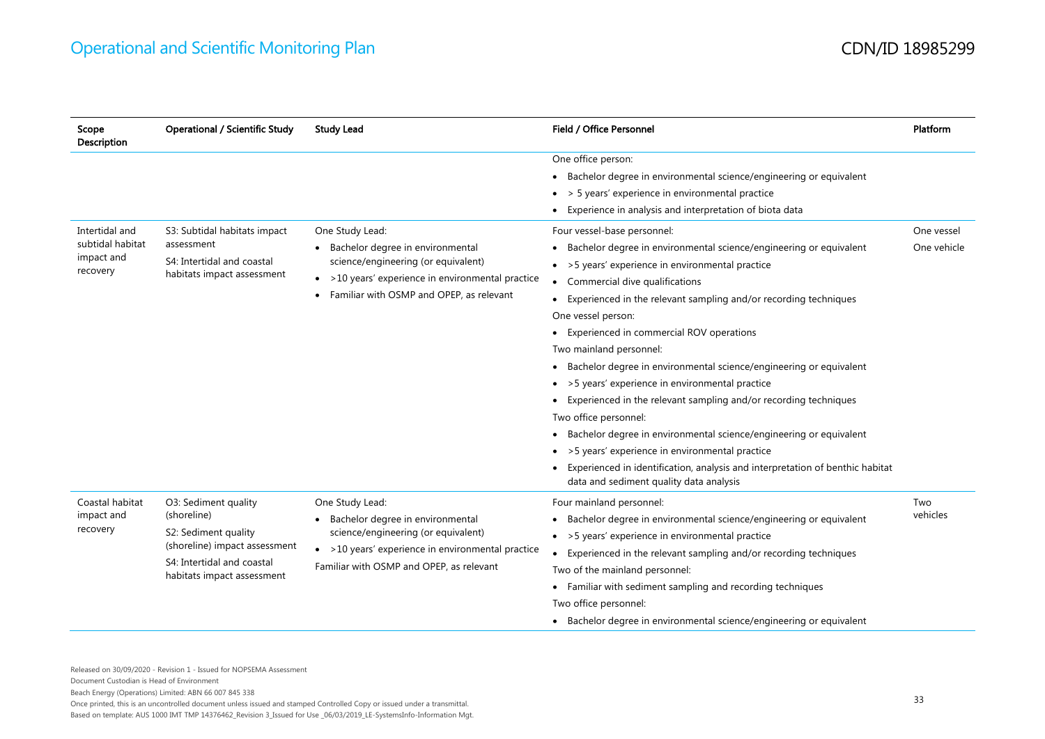| Scope Description | Operational / Scientific Study | Study Lead | Field / Office Personnel | Platform |
| --- | --- | --- | --- | --- |
| | | | One office person:<br>• Bachelor degree in environmental science/engineering or equivalent<br>• > 5 years' experience in environmental practice<br>• Experience in analysis and interpretation of biota data | |
| Intertidal and subtidal habitat impact and recovery | S3: Subtidal habitats impact assessment<br>S4: Intertidal and coastal habitats impact assessment | One Study Lead:<br>• Bachelor degree in environmental science/engineering (or equivalent)<br>• >10 years' experience in environmental practice<br>• Familiar with OSMP and OPEP, as relevant | Four vessel-base personnel:<br>• Bachelor degree in environmental science/engineering or equivalent<br>• >5 years' experience in environmental practice<br>• Commercial dive qualifications<br>• Experienced in the relevant sampling and/or recording techniques<br>One vessel person:<br>• Experienced in commercial ROV operations<br>Two mainland personnel:<br>• Bachelor degree in environmental science/engineering or equivalent<br>• >5 years' experience in environmental practice<br>• Experienced in the relevant sampling and/or recording techniques<br>Two office personnel:<br>• Bachelor degree in environmental science/engineering or equivalent<br>• >5 years' experience in environmental practice<br>• Experienced in identification, analysis and interpretation of benthic habitat data and sediment quality data analysis | One vessel<br>One vehicle |
| Coastal habitat impact and recovery | O3: Sediment quality (shoreline)<br>S2: Sediment quality (shoreline) impact assessment<br>S4: Intertidal and coastal habitats impact assessment | One Study Lead:<br>• Bachelor degree in environmental science/engineering (or equivalent)<br>• >10 years' experience in environmental practice<br>Familiar with OSMP and OPEP, as relevant | Four mainland personnel:<br>• Bachelor degree in environmental science/engineering or equivalent<br>• >5 years' experience in environmental practice<br>• Experienced in the relevant sampling and/or recording techniques<br>Two of the mainland personnel:<br>• Familiar with sediment sampling and recording techniques<br>Two office personnel:<br>• Bachelor degree in environmental science/engineering or equivalent | Two vehicles |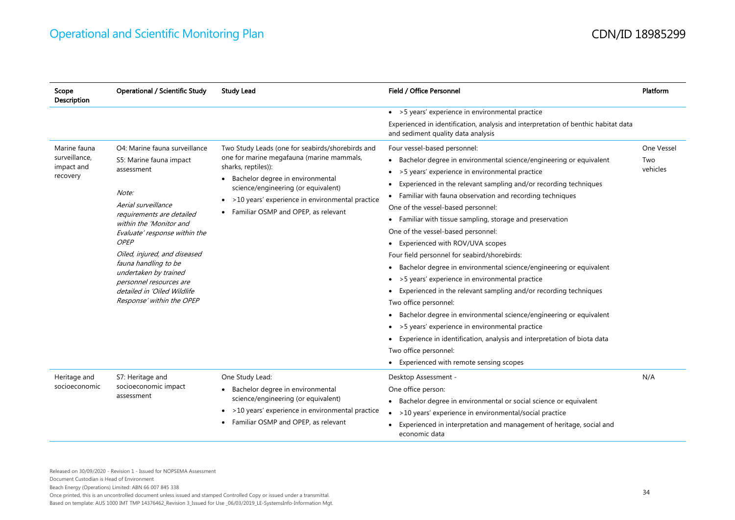| Scope Description | Operational / Scientific Study | Study Lead | Field / Office Personnel | Platform |
|---|---|---|---|---|
| | | | • >5 years' experience in environmental practice<br>Experienced in identification, analysis and interpretation of benthic habitat data and sediment quality data analysis | |
| Marine fauna surveillance, impact and recovery | O4: Marine fauna surveillance<br>S5: Marine fauna impact assessment<br><br>*Note:*<br>*Aerial surveillance requirements are detailed within the 'Monitor and Evaluate' response within the OPEP*<br>*Oiled, injured, and diseased fauna handling to be undertaken by trained personnel resources are detailed in 'Oiled Wildlife Response' within the OPEP* | Two Study Leads (one for seabirds/shorebirds and one for marine megafauna (marine mammals, sharks, reptiles)):<br>• Bachelor degree in environmental science/engineering (or equivalent)<br>• >10 years' experience in environmental practice<br>• Familiar OSMP and OPEP, as relevant | Four vessel-based personnel:<br>• Bachelor degree in environmental science/engineering or equivalent<br>• >5 years' experience in environmental practice<br>• Experienced in the relevant sampling and/or recording techniques<br>• Familiar with fauna observation and recording techniques<br>One of the vessel-based personnel:<br>• Familiar with tissue sampling, storage and preservation<br>One of the vessel-based personnel:<br>• Experienced with ROV/UVA scopes<br>Four field personnel for seabird/shorebirds:<br>• Bachelor degree in environmental science/engineering or equivalent<br>• >5 years' experience in environmental practice<br>• Experienced in the relevant sampling and/or recording techniques<br>Two office personnel:<br>• Bachelor degree in environmental science/engineering or equivalent<br>• >5 years' experience in environmental practice<br>• Experience in identification, analysis and interpretation of biota data<br>Two office personnel:<br>• Experienced with remote sensing scopes | One Vessel<br>Two vehicles |
| Heritage and socioeconomic | S7: Heritage and socioeconomic impact assessment | One Study Lead:<br>• Bachelor degree in environmental science/engineering (or equivalent)<br>• >10 years' experience in environmental practice<br>• Familiar OSMP and OPEP, as relevant | Desktop Assessment -<br>One office person:<br>• Bachelor degree in environmental or social science or equivalent<br>• >10 years' experience in environmental/social practice<br>• Experienced in interpretation and management of heritage, social and economic data | N/A |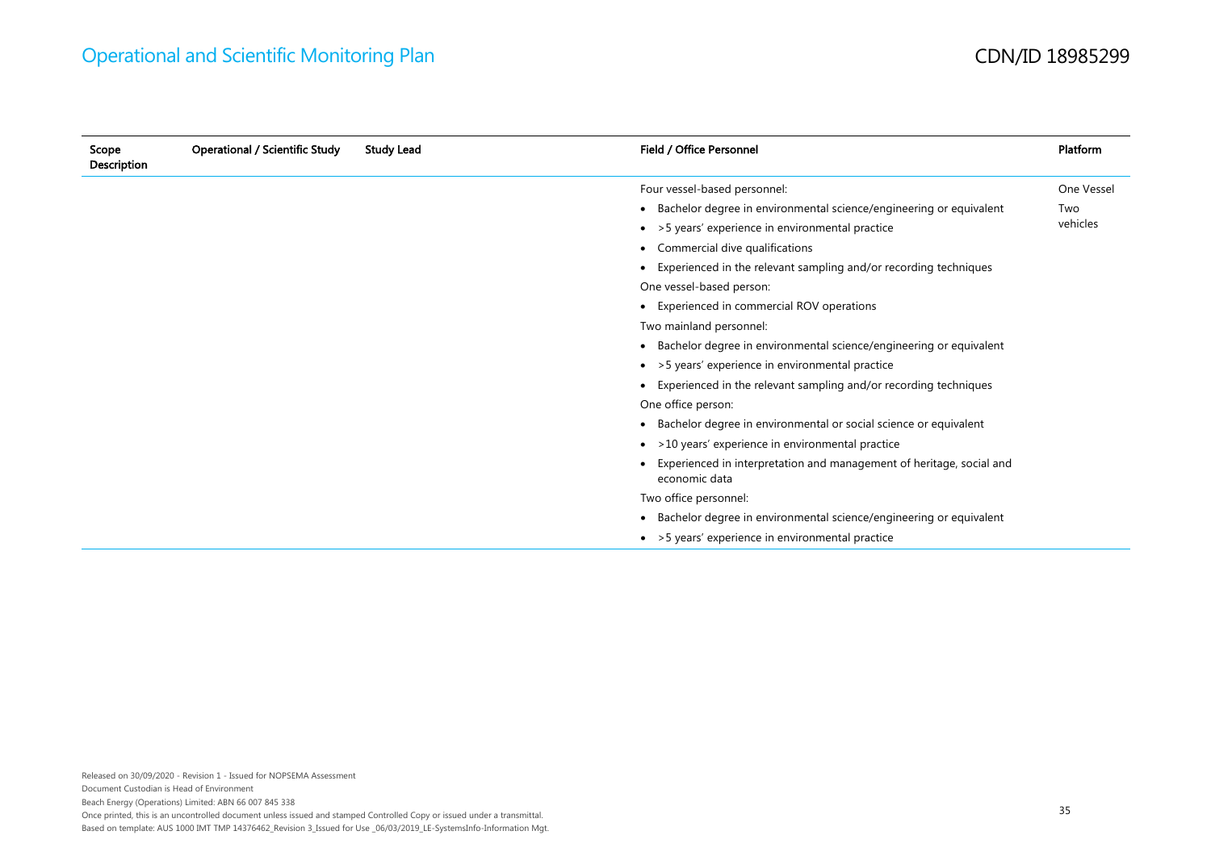| Scope Description | Operational / Scientific Study | Study Lead | Field / Office Personnel | Platform |
|---|---|---|---|---|
| | | | Four vessel-based personnel:<br>• Bachelor degree in environmental science/engineering or equivalent<br>• >5 years' experience in environmental practice<br>• Commercial dive qualifications<br>• Experienced in the relevant sampling and/or recording techniques<br>One vessel-based person:<br>• Experienced in commercial ROV operations<br>Two mainland personnel:<br>• Bachelor degree in environmental science/engineering or equivalent<br>• >5 years' experience in environmental practice<br>• Experienced in the relevant sampling and/or recording techniques<br>One office person:<br>• Bachelor degree in environmental or social science or equivalent<br>• >10 years' experience in environmental practice<br>• Experienced in interpretation and management of heritage, social and economic data<br>Two office personnel:<br>• Bachelor degree in environmental science/engineering or equivalent<br>• >5 years' experience in environmental practice | One Vessel<br>Two vehicles |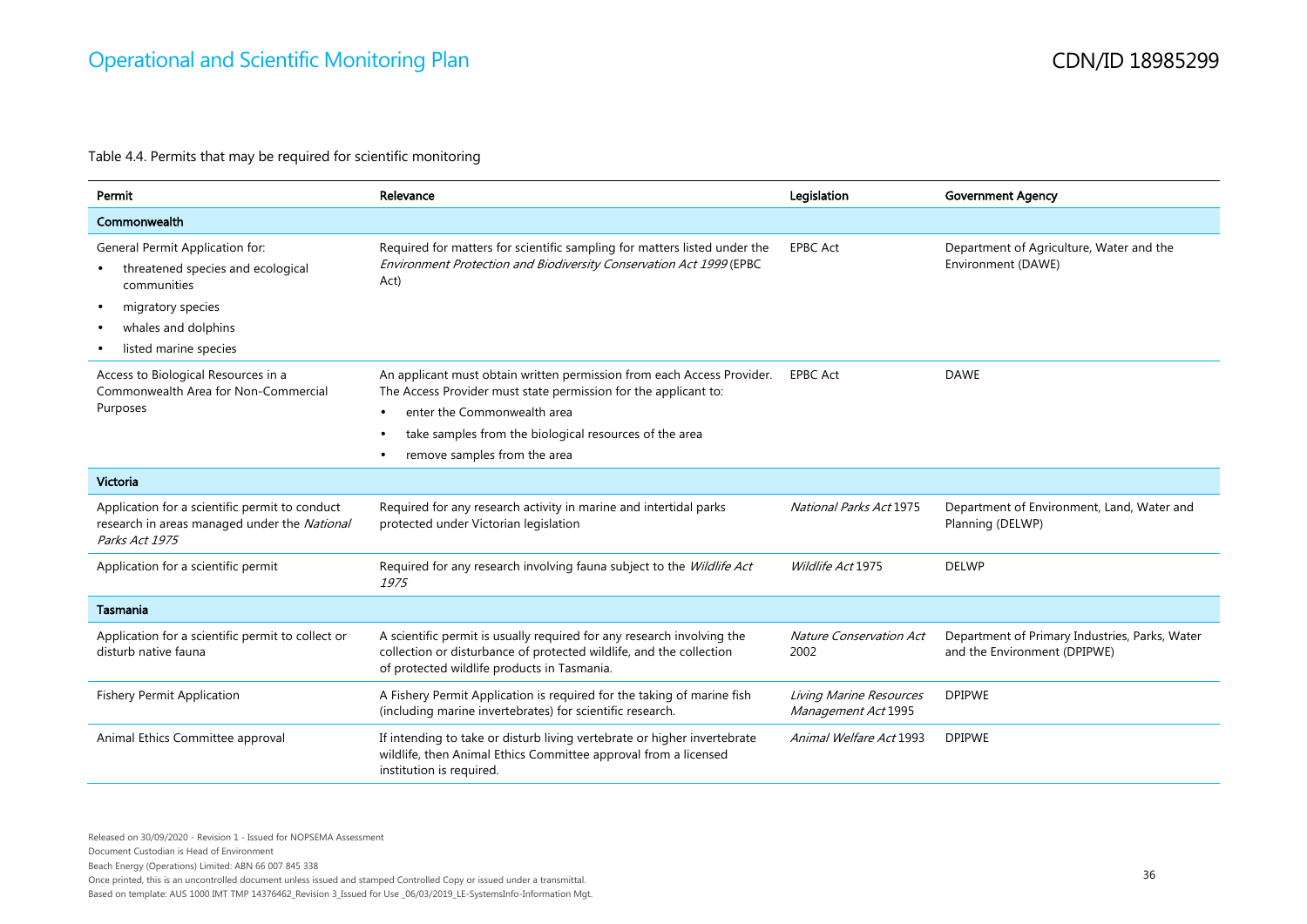Table 4.4. Permits that may be required for scientific monitoring

| Permit | Relevance | Legislation | Government Agency |
|---|---|---|---|
| **Commonwealth** | | | |
| General Permit Application for:<br>• threatened species and ecological communities<br>• migratory species<br>• whales and dolphins<br>• listed marine species | Required for matters for scientific sampling for matters listed under the *Environment Protection and Biodiversity Conservation Act 1999* (EPBC Act) | EPBC Act | Department of Agriculture, Water and the Environment (DAWE) |
| Access to Biological Resources in a Commonwealth Area for Non-Commercial Purposes | An applicant must obtain written permission from each Access Provider. The Access Provider must state permission for the applicant to:<br>• enter the Commonwealth area<br>• take samples from the biological resources of the area<br>• remove samples from the area | EPBC Act | DAWE |
| **Victoria** | | | |
| Application for a scientific permit to conduct research in areas managed under the *National Parks Act 1975* | Required for any research activity in marine and intertidal parks protected under Victorian legislation | *National Parks Act* 1975 | Department of Environment, Land, Water and Planning (DELWP) |
| Application for a scientific permit | Required for any research involving fauna subject to the *Wildlife Act 1975* | *Wildlife Act* 1975 | DELWP |
| **Tasmania** | | | |
| Application for a scientific permit to collect or disturb native fauna | A scientific permit is usually required for any research involving the collection or disturbance of protected wildlife, and the collection of protected wildlife products in Tasmania. | *Nature Conservation Act* 2002 | Department of Primary Industries, Parks, Water and the Environment (DPIPWE) |
| Fishery Permit Application | A Fishery Permit Application is required for the taking of marine fish (including marine invertebrates) for scientific research. | *Living Marine Resources Management Act* 1995 | DPIPWE |
| Animal Ethics Committee approval | If intending to take or disturb living vertebrate or higher invertebrate wildlife, then Animal Ethics Committee approval from a licensed institution is required. | *Animal Welfare Act* 1993 | DPIPWE |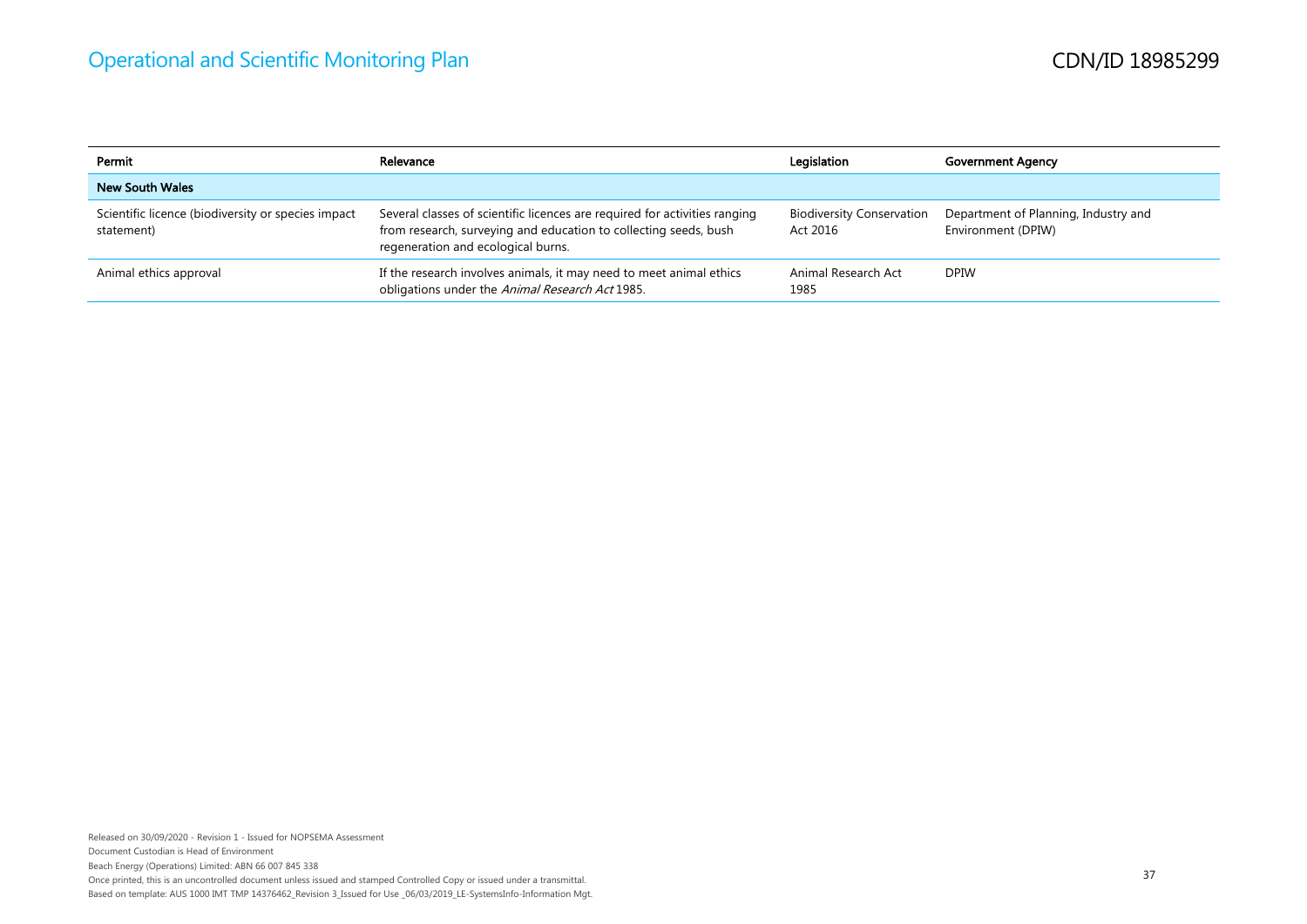| Permit | Relevance | Legislation | Government Agency |
|---|---|---|---|
| **New South Wales** | | | |
| Scientific licence (biodiversity or species impact statement) | Several classes of scientific licences are required for activities ranging from research, surveying and education to collecting seeds, bush regeneration and ecological burns. | Biodiversity Conservation Act 2016 | Department of Planning, Industry and Environment (DPIW) |
| Animal ethics approval | If the research involves animals, it may need to meet animal ethics obligations under the *Animal Research Act* 1985. | Animal Research Act 1985 | DPIW |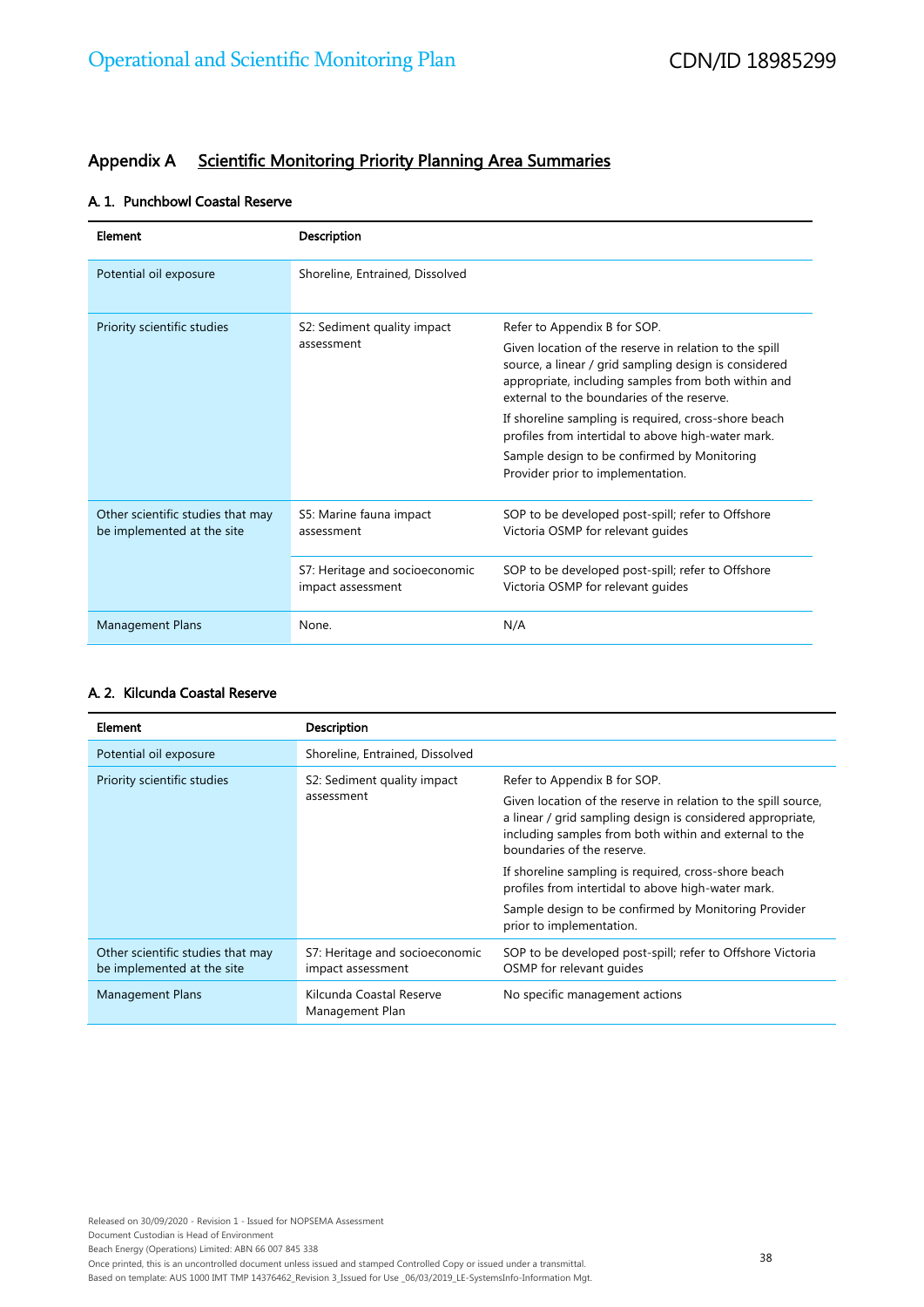## Appendix A Scientific Monitoring Priority Planning Area Summaries

### A. 1. Punchbowl Coastal Reserve

| Element | Description | |
|---|---|---|
| Potential oil exposure | Shoreline, Entrained, Dissolved | |
| Priority scientific studies | S2: Sediment quality impact assessment | Refer to Appendix B for SOP.<br>Given location of the reserve in relation to the spill source, a linear / grid sampling design is considered appropriate, including samples from both within and external to the boundaries of the reserve.<br>If shoreline sampling is required, cross-shore beach profiles from intertidal to above high-water mark.<br>Sample design to be confirmed by Monitoring Provider prior to implementation. |
| Other scientific studies that may be implemented at the site | S5: Marine fauna impact assessment | SOP to be developed post-spill; refer to Offshore Victoria OSMP for relevant guides |
| | S7: Heritage and socioeconomic impact assessment | SOP to be developed post-spill; refer to Offshore Victoria OSMP for relevant guides |
| Management Plans | None. | N/A |

### A. 2. Kilcunda Coastal Reserve

| Element | Description | |
|---|---|---|
| Potential oil exposure | Shoreline, Entrained, Dissolved | |
| Priority scientific studies | S2: Sediment quality impact assessment | Refer to Appendix B for SOP.<br>Given location of the reserve in relation to the spill source, a linear / grid sampling design is considered appropriate, including samples from both within and external to the boundaries of the reserve.<br>If shoreline sampling is required, cross-shore beach profiles from intertidal to above high-water mark.<br>Sample design to be confirmed by Monitoring Provider prior to implementation. |
| Other scientific studies that may be implemented at the site | S7: Heritage and socioeconomic impact assessment | SOP to be developed post-spill; refer to Offshore Victoria OSMP for relevant guides |
| Management Plans | Kilcunda Coastal Reserve Management Plan | No specific management actions |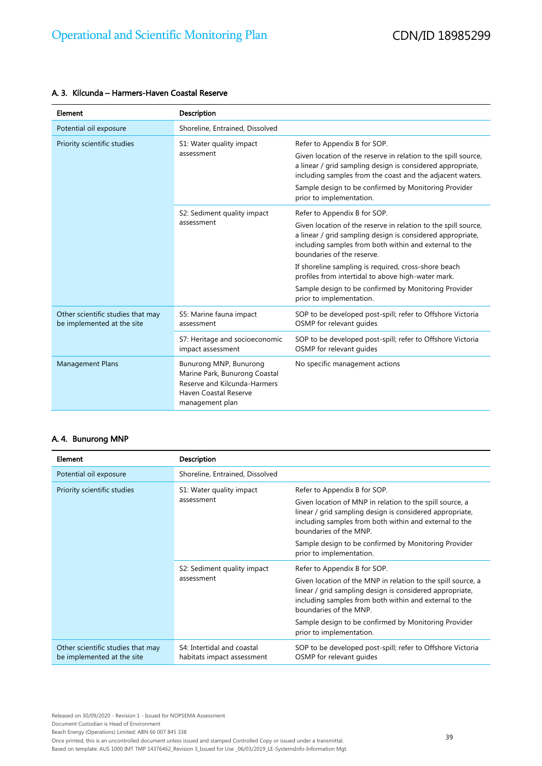### A. 3. Kilcunda – Harmers-Haven Coastal Reserve

| Element | Description | |
|---|---|---|
| Potential oil exposure | Shoreline, Entrained, Dissolved | |
| Priority scientific studies | S1: Water quality impact assessment | Refer to Appendix B for SOP.<br>Given location of the reserve in relation to the spill source, a linear / grid sampling design is considered appropriate, including samples from the coast and the adjacent waters.<br>Sample design to be confirmed by Monitoring Provider prior to implementation. |
| | S2: Sediment quality impact assessment | Refer to Appendix B for SOP.<br>Given location of the reserve in relation to the spill source, a linear / grid sampling design is considered appropriate, including samples from both within and external to the boundaries of the reserve.<br>If shoreline sampling is required, cross-shore beach profiles from intertidal to above high-water mark.<br>Sample design to be confirmed by Monitoring Provider prior to implementation. |
| Other scientific studies that may be implemented at the site | S5: Marine fauna impact assessment | SOP to be developed post-spill; refer to Offshore Victoria OSMP for relevant guides |
| | S7: Heritage and socioeconomic impact assessment | SOP to be developed post-spill; refer to Offshore Victoria OSMP for relevant guides |
| Management Plans | Bunurong MNP, Bunurong Marine Park, Bunurong Coastal Reserve and Kilcunda-Harmers Haven Coastal Reserve management plan | No specific management actions |

### A. 4. Bunurong MNP

| Element | Description | |
|---|---|---|
| Potential oil exposure | Shoreline, Entrained, Dissolved | |
| Priority scientific studies | S1: Water quality impact assessment | Refer to Appendix B for SOP.<br>Given location of MNP in relation to the spill source, a linear / grid sampling design is considered appropriate, including samples from both within and external to the boundaries of the MNP.<br>Sample design to be confirmed by Monitoring Provider prior to implementation. |
| | S2: Sediment quality impact assessment | Refer to Appendix B for SOP.<br>Given location of the MNP in relation to the spill source, a linear / grid sampling design is considered appropriate, including samples from both within and external to the boundaries of the MNP.<br>Sample design to be confirmed by Monitoring Provider prior to implementation. |
| Other scientific studies that may be implemented at the site | S4: Intertidal and coastal habitats impact assessment | SOP to be developed post-spill; refer to Offshore Victoria OSMP for relevant guides |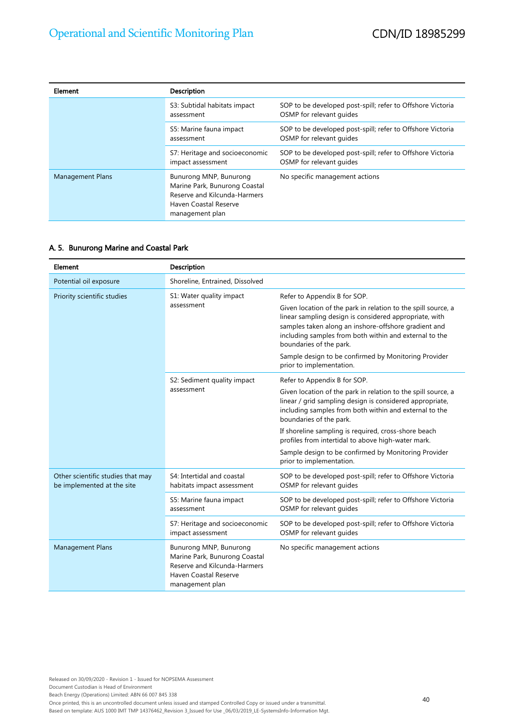| Element | Description | |
|---|---|---|
| | S3: Subtidal habitats impact assessment | SOP to be developed post-spill; refer to Offshore Victoria OSMP for relevant guides |
| | S5: Marine fauna impact assessment | SOP to be developed post-spill; refer to Offshore Victoria OSMP for relevant guides |
| | S7: Heritage and socioeconomic impact assessment | SOP to be developed post-spill; refer to Offshore Victoria OSMP for relevant guides |
| Management Plans | Bunurong MNP, Bunurong Marine Park, Bunurong Coastal Reserve and Kilcunda-Harmers Haven Coastal Reserve management plan | No specific management actions |

### A. 5. Bunurong Marine and Coastal Park

| Element | Description | |
|---|---|---|
| Potential oil exposure | Shoreline, Entrained, Dissolved | |
| Priority scientific studies | S1: Water quality impact assessment | Refer to Appendix B for SOP.<br><br>Given location of the park in relation to the spill source, a linear sampling design is considered appropriate, with samples taken along an inshore-offshore gradient and including samples from both within and external to the boundaries of the park.<br><br>Sample design to be confirmed by Monitoring Provider prior to implementation. |
| | S2: Sediment quality impact assessment | Refer to Appendix B for SOP.<br><br>Given location of the park in relation to the spill source, a linear / grid sampling design is considered appropriate, including samples from both within and external to the boundaries of the park.<br><br>If shoreline sampling is required, cross-shore beach profiles from intertidal to above high-water mark.<br><br>Sample design to be confirmed by Monitoring Provider prior to implementation. |
| Other scientific studies that may be implemented at the site | S4: Intertidal and coastal habitats impact assessment | SOP to be developed post-spill; refer to Offshore Victoria OSMP for relevant guides |
| | S5: Marine fauna impact assessment | SOP to be developed post-spill; refer to Offshore Victoria OSMP for relevant guides |
| | S7: Heritage and socioeconomic impact assessment | SOP to be developed post-spill; refer to Offshore Victoria OSMP for relevant guides |
| Management Plans | Bunurong MNP, Bunurong Marine Park, Bunurong Coastal Reserve and Kilcunda-Harmers Haven Coastal Reserve management plan | No specific management actions |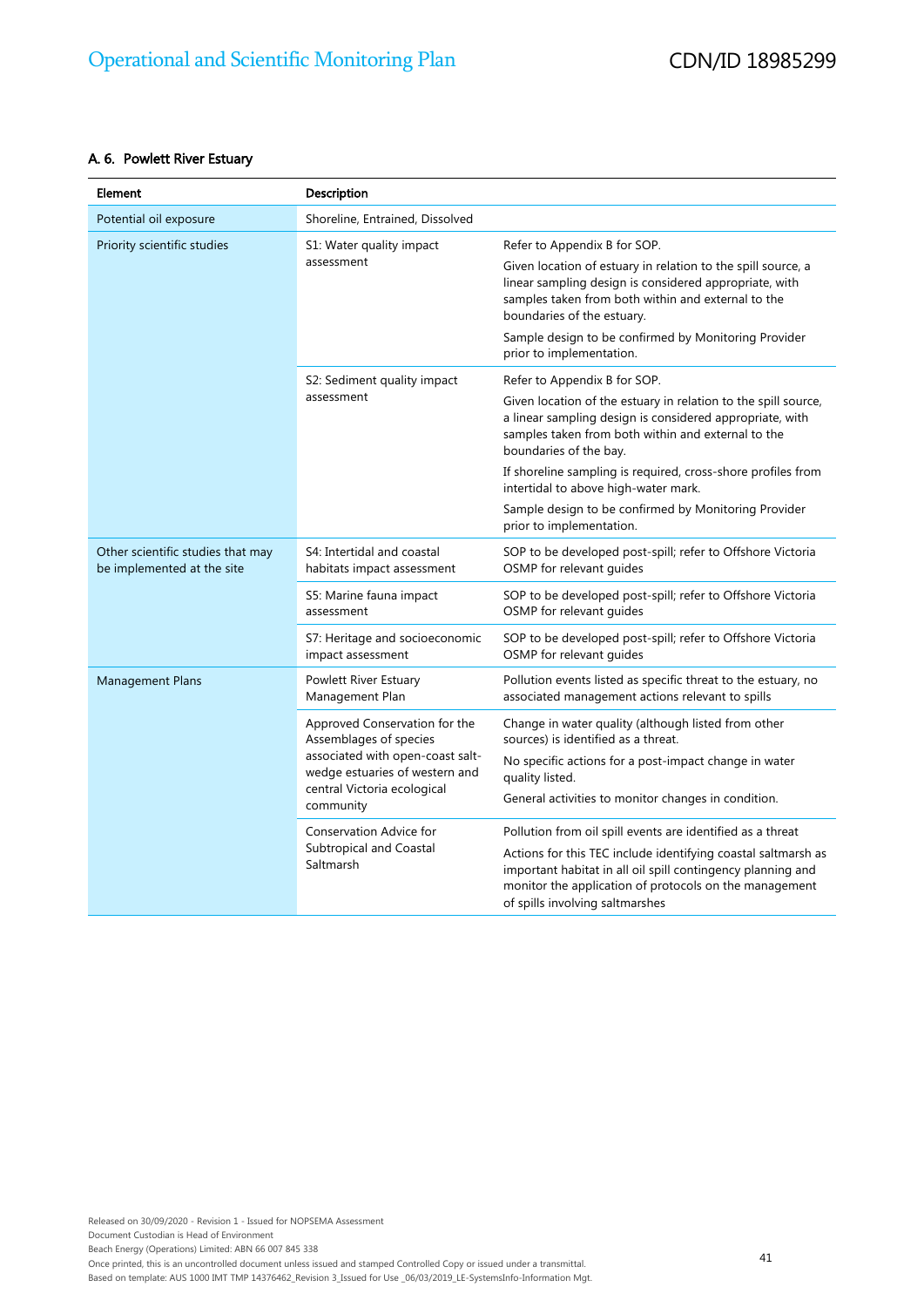### A. 6. Powlett River Estuary

| Element | Description | |
|---|---|---|
| Potential oil exposure | Shoreline, Entrained, Dissolved | |
| Priority scientific studies | S1: Water quality impact assessment | Refer to Appendix B for SOP. Given location of estuary in relation to the spill source, a linear sampling design is considered appropriate, with samples taken from both within and external to the boundaries of the estuary. Sample design to be confirmed by Monitoring Provider prior to implementation. |
| | S2: Sediment quality impact assessment | Refer to Appendix B for SOP. Given location of the estuary in relation to the spill source, a linear sampling design is considered appropriate, with samples taken from both within and external to the boundaries of the bay. If shoreline sampling is required, cross-shore profiles from intertidal to above high-water mark. Sample design to be confirmed by Monitoring Provider prior to implementation. |
| Other scientific studies that may be implemented at the site | S4: Intertidal and coastal habitats impact assessment | SOP to be developed post-spill; refer to Offshore Victoria OSMP for relevant guides |
| | S5: Marine fauna impact assessment | SOP to be developed post-spill; refer to Offshore Victoria OSMP for relevant guides |
| | S7: Heritage and socioeconomic impact assessment | SOP to be developed post-spill; refer to Offshore Victoria OSMP for relevant guides |
| Management Plans | Powlett River Estuary Management Plan | Pollution events listed as specific threat to the estuary, no associated management actions relevant to spills |
| | Approved Conservation for the Assemblages of species associated with open-coast salt-wedge estuaries of western and central Victoria ecological community | Change in water quality (although listed from other sources) is identified as a threat. No specific actions for a post-impact change in water quality listed. General activities to monitor changes in condition. |
| | Conservation Advice for Subtropical and Coastal Saltmarsh | Pollution from oil spill events are identified as a threat. Actions for this TEC include identifying coastal saltmarsh as important habitat in all oil spill contingency planning and monitor the application of protocols on the management of spills involving saltmarshes |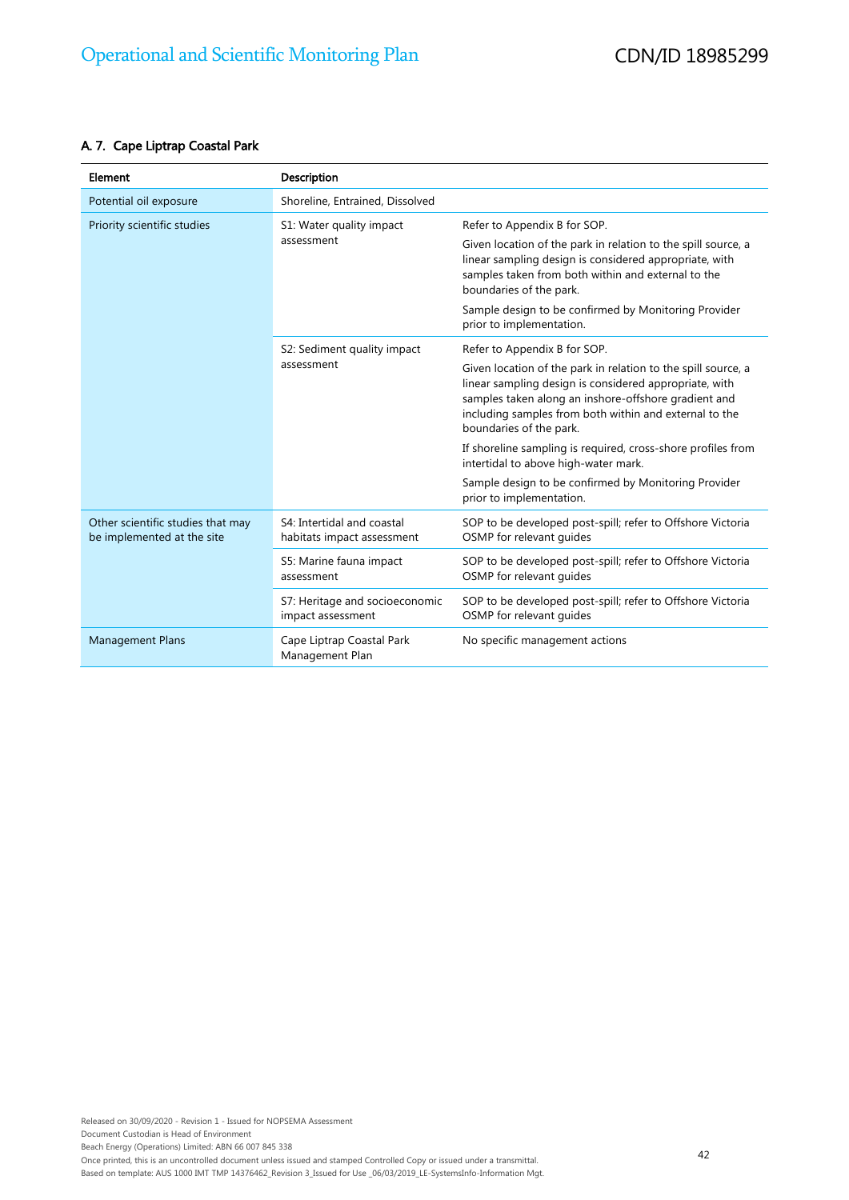### A. 7. Cape Liptrap Coastal Park

| Element | Description | |
|---|---|---|
| Potential oil exposure | Shoreline, Entrained, Dissolved | |
| Priority scientific studies | S1: Water quality impact assessment | Refer to Appendix B for SOP.<br><br>Given location of the park in relation to the spill source, a linear sampling design is considered appropriate, with samples taken from both within and external to the boundaries of the park.<br><br>Sample design to be confirmed by Monitoring Provider prior to implementation. |
| | S2: Sediment quality impact assessment | Refer to Appendix B for SOP.<br><br>Given location of the park in relation to the spill source, a linear sampling design is considered appropriate, with samples taken along an inshore-offshore gradient and including samples from both within and external to the boundaries of the park.<br><br>If shoreline sampling is required, cross-shore profiles from intertidal to above high-water mark.<br><br>Sample design to be confirmed by Monitoring Provider prior to implementation. |
| Other scientific studies that may be implemented at the site | S4: Intertidal and coastal habitats impact assessment | SOP to be developed post-spill; refer to Offshore Victoria OSMP for relevant guides |
| | S5: Marine fauna impact assessment | SOP to be developed post-spill; refer to Offshore Victoria OSMP for relevant guides |
| | S7: Heritage and socioeconomic impact assessment | SOP to be developed post-spill; refer to Offshore Victoria OSMP for relevant guides |
| Management Plans | Cape Liptrap Coastal Park Management Plan | No specific management actions |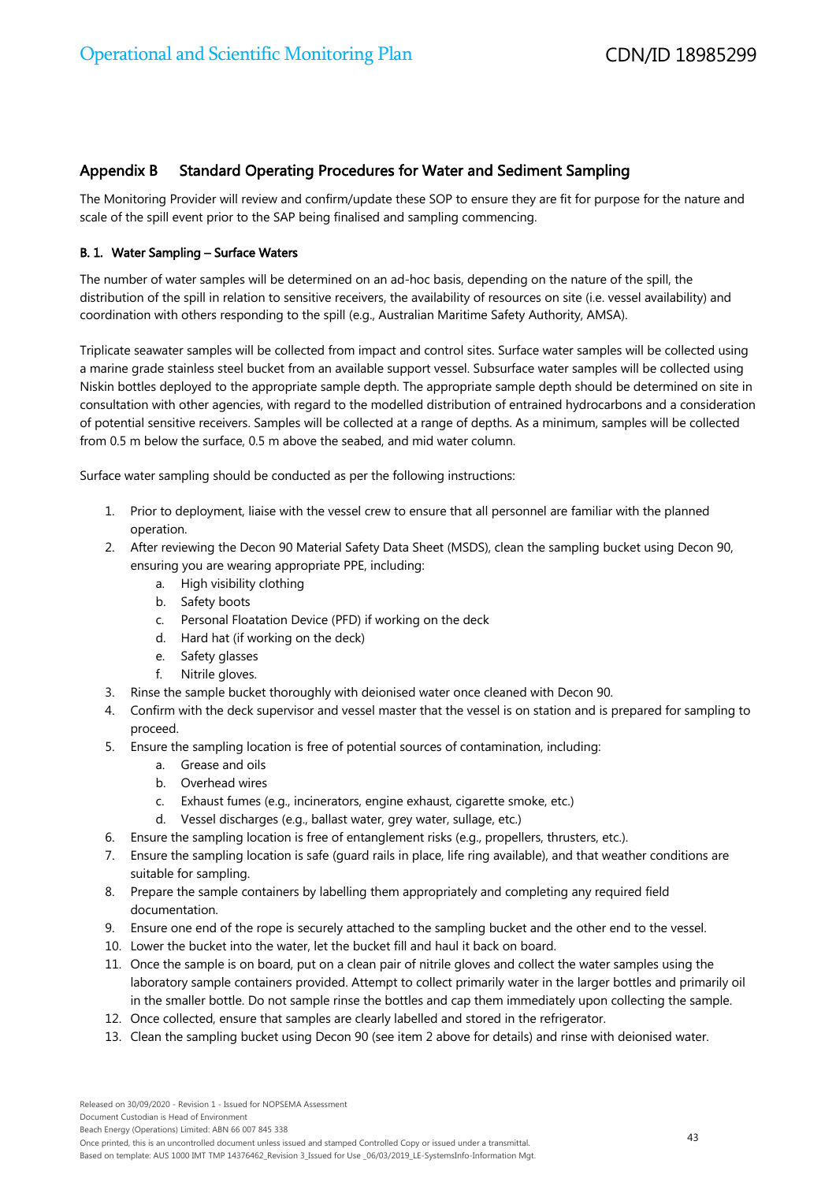## Appendix B Standard Operating Procedures for Water and Sediment Sampling

The Monitoring Provider will review and confirm/update these SOP to ensure they are fit for purpose for the nature and scale of the spill event prior to the SAP being finalised and sampling commencing.

### B. 1. Water Sampling – Surface Waters

The number of water samples will be determined on an ad-hoc basis, depending on the nature of the spill, the distribution of the spill in relation to sensitive receivers, the availability of resources on site (i.e. vessel availability) and coordination with others responding to the spill (e.g., Australian Maritime Safety Authority, AMSA).

Triplicate seawater samples will be collected from impact and control sites. Surface water samples will be collected using a marine grade stainless steel bucket from an available support vessel. Subsurface water samples will be collected using Niskin bottles deployed to the appropriate sample depth. The appropriate sample depth should be determined on site in consultation with other agencies, with regard to the modelled distribution of entrained hydrocarbons and a consideration of potential sensitive receivers. Samples will be collected at a range of depths. As a minimum, samples will be collected from 0.5 m below the surface, 0.5 m above the seabed, and mid water column.

Surface water sampling should be conducted as per the following instructions:

1. Prior to deployment, liaise with the vessel crew to ensure that all personnel are familiar with the planned operation.
2. After reviewing the Decon 90 Material Safety Data Sheet (MSDS), clean the sampling bucket using Decon 90, ensuring you are wearing appropriate PPE, including:
   a. High visibility clothing
   b. Safety boots
   c. Personal Floatation Device (PFD) if working on the deck
   d. Hard hat (if working on the deck)
   e. Safety glasses
   f. Nitrile gloves.
3. Rinse the sample bucket thoroughly with deionised water once cleaned with Decon 90.
4. Confirm with the deck supervisor and vessel master that the vessel is on station and is prepared for sampling to proceed.
5. Ensure the sampling location is free of potential sources of contamination, including:
   a. Grease and oils
   b. Overhead wires
   c. Exhaust fumes (e.g., incinerators, engine exhaust, cigarette smoke, etc.)
   d. Vessel discharges (e.g., ballast water, grey water, sullage, etc.)
6. Ensure the sampling location is free of entanglement risks (e.g., propellers, thrusters, etc.).
7. Ensure the sampling location is safe (guard rails in place, life ring available), and that weather conditions are suitable for sampling.
8. Prepare the sample containers by labelling them appropriately and completing any required field documentation.
9. Ensure one end of the rope is securely attached to the sampling bucket and the other end to the vessel.
10. Lower the bucket into the water, let the bucket fill and haul it back on board.
11. Once the sample is on board, put on a clean pair of nitrile gloves and collect the water samples using the laboratory sample containers provided. Attempt to collect primarily water in the larger bottles and primarily oil in the smaller bottle. Do not sample rinse the bottles and cap them immediately upon collecting the sample.
12. Once collected, ensure that samples are clearly labelled and stored in the refrigerator.
13. Clean the sampling bucket using Decon 90 (see item 2 above for details) and rinse with deionised water.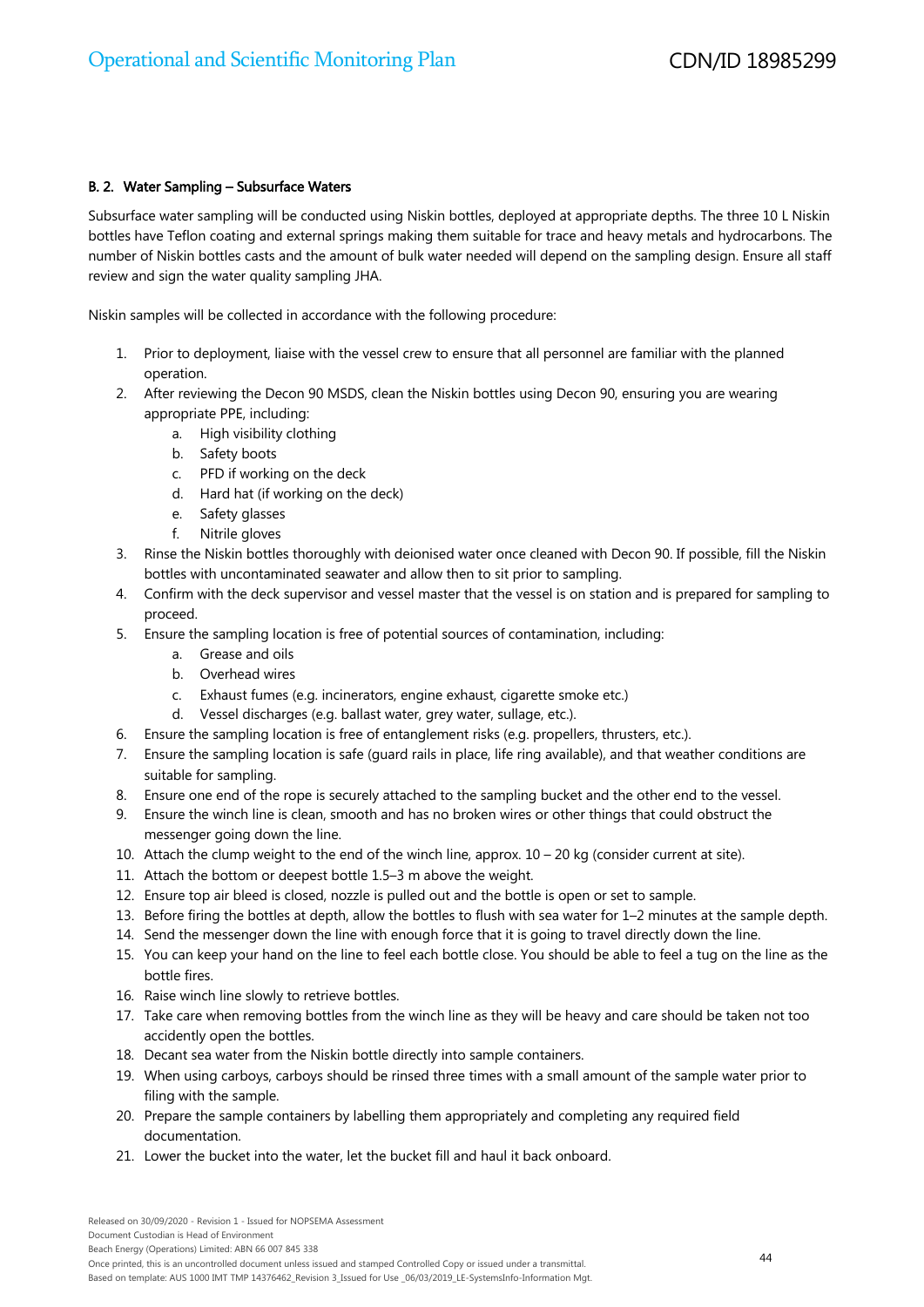#### B. 2. Water Sampling – Subsurface Waters

Subsurface water sampling will be conducted using Niskin bottles, deployed at appropriate depths. The three 10 L Niskin bottles have Teflon coating and external springs making them suitable for trace and heavy metals and hydrocarbons. The number of Niskin bottles casts and the amount of bulk water needed will depend on the sampling design. Ensure all staff review and sign the water quality sampling JHA.

Niskin samples will be collected in accordance with the following procedure:

1. Prior to deployment, liaise with the vessel crew to ensure that all personnel are familiar with the planned operation.
2. After reviewing the Decon 90 MSDS, clean the Niskin bottles using Decon 90, ensuring you are wearing appropriate PPE, including:
   a. High visibility clothing
   b. Safety boots
   c. PFD if working on the deck
   d. Hard hat (if working on the deck)
   e. Safety glasses
   f. Nitrile gloves
3. Rinse the Niskin bottles thoroughly with deionised water once cleaned with Decon 90. If possible, fill the Niskin bottles with uncontaminated seawater and allow then to sit prior to sampling.
4. Confirm with the deck supervisor and vessel master that the vessel is on station and is prepared for sampling to proceed.
5. Ensure the sampling location is free of potential sources of contamination, including:
   a. Grease and oils
   b. Overhead wires
   c. Exhaust fumes (e.g. incinerators, engine exhaust, cigarette smoke etc.)
   d. Vessel discharges (e.g. ballast water, grey water, sullage, etc.).
6. Ensure the sampling location is free of entanglement risks (e.g. propellers, thrusters, etc.).
7. Ensure the sampling location is safe (guard rails in place, life ring available), and that weather conditions are suitable for sampling.
8. Ensure one end of the rope is securely attached to the sampling bucket and the other end to the vessel.
9. Ensure the winch line is clean, smooth and has no broken wires or other things that could obstruct the messenger going down the line.
10. Attach the clump weight to the end of the winch line, approx. 10 – 20 kg (consider current at site).
11. Attach the bottom or deepest bottle 1.5–3 m above the weight.
12. Ensure top air bleed is closed, nozzle is pulled out and the bottle is open or set to sample.
13. Before firing the bottles at depth, allow the bottles to flush with sea water for 1–2 minutes at the sample depth.
14. Send the messenger down the line with enough force that it is going to travel directly down the line.
15. You can keep your hand on the line to feel each bottle close. You should be able to feel a tug on the line as the bottle fires.
16. Raise winch line slowly to retrieve bottles.
17. Take care when removing bottles from the winch line as they will be heavy and care should be taken not too accidently open the bottles.
18. Decant sea water from the Niskin bottle directly into sample containers.
19. When using carboys, carboys should be rinsed three times with a small amount of the sample water prior to filing with the sample.
20. Prepare the sample containers by labelling them appropriately and completing any required field documentation.
21. Lower the bucket into the water, let the bucket fill and haul it back onboard.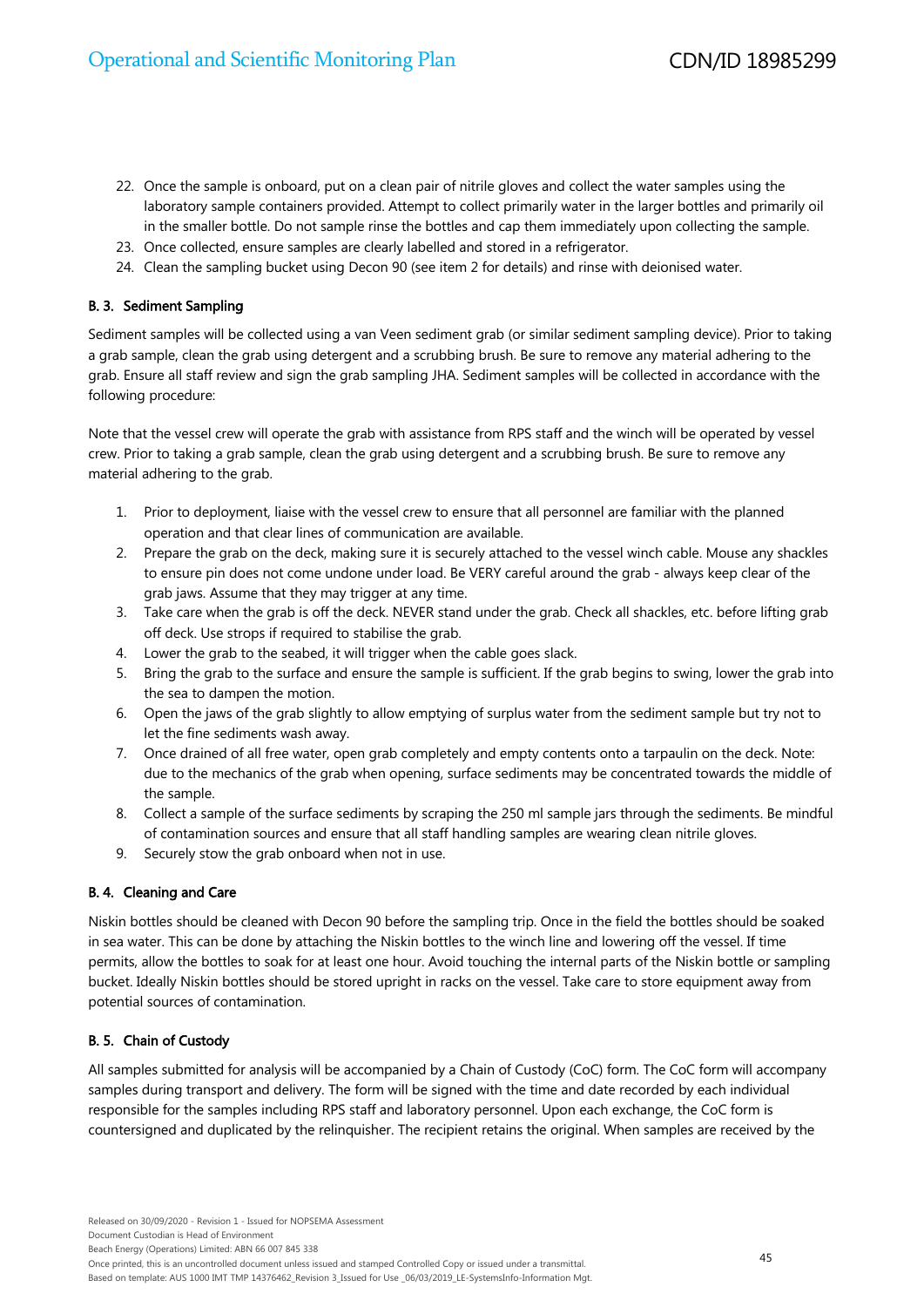22. Once the sample is onboard, put on a clean pair of nitrile gloves and collect the water samples using the laboratory sample containers provided. Attempt to collect primarily water in the larger bottles and primarily oil in the smaller bottle. Do not sample rinse the bottles and cap them immediately upon collecting the sample.
23. Once collected, ensure samples are clearly labelled and stored in a refrigerator.
24. Clean the sampling bucket using Decon 90 (see item 2 for details) and rinse with deionised water.

#### B. 3. Sediment Sampling

Sediment samples will be collected using a van Veen sediment grab (or similar sediment sampling device). Prior to taking a grab sample, clean the grab using detergent and a scrubbing brush. Be sure to remove any material adhering to the grab. Ensure all staff review and sign the grab sampling JHA. Sediment samples will be collected in accordance with the following procedure:

Note that the vessel crew will operate the grab with assistance from RPS staff and the winch will be operated by vessel crew. Prior to taking a grab sample, clean the grab using detergent and a scrubbing brush. Be sure to remove any material adhering to the grab.

1. Prior to deployment, liaise with the vessel crew to ensure that all personnel are familiar with the planned operation and that clear lines of communication are available.
2. Prepare the grab on the deck, making sure it is securely attached to the vessel winch cable. Mouse any shackles to ensure pin does not come undone under load. Be VERY careful around the grab - always keep clear of the grab jaws. Assume that they may trigger at any time.
3. Take care when the grab is off the deck. NEVER stand under the grab. Check all shackles, etc. before lifting grab off deck. Use strops if required to stabilise the grab.
4. Lower the grab to the seabed, it will trigger when the cable goes slack.
5. Bring the grab to the surface and ensure the sample is sufficient. If the grab begins to swing, lower the grab into the sea to dampen the motion.
6. Open the jaws of the grab slightly to allow emptying of surplus water from the sediment sample but try not to let the fine sediments wash away.
7. Once drained of all free water, open grab completely and empty contents onto a tarpaulin on the deck. Note: due to the mechanics of the grab when opening, surface sediments may be concentrated towards the middle of the sample.
8. Collect a sample of the surface sediments by scraping the 250 ml sample jars through the sediments. Be mindful of contamination sources and ensure that all staff handling samples are wearing clean nitrile gloves.
9. Securely stow the grab onboard when not in use.

#### B. 4. Cleaning and Care

Niskin bottles should be cleaned with Decon 90 before the sampling trip. Once in the field the bottles should be soaked in sea water. This can be done by attaching the Niskin bottles to the winch line and lowering off the vessel. If time permits, allow the bottles to soak for at least one hour. Avoid touching the internal parts of the Niskin bottle or sampling bucket. Ideally Niskin bottles should be stored upright in racks on the vessel. Take care to store equipment away from potential sources of contamination.

#### B. 5. Chain of Custody

All samples submitted for analysis will be accompanied by a Chain of Custody (CoC) form. The CoC form will accompany samples during transport and delivery. The form will be signed with the time and date recorded by each individual responsible for the samples including RPS staff and laboratory personnel. Upon each exchange, the CoC form is countersigned and duplicated by the relinquisher. The recipient retains the original. When samples are received by the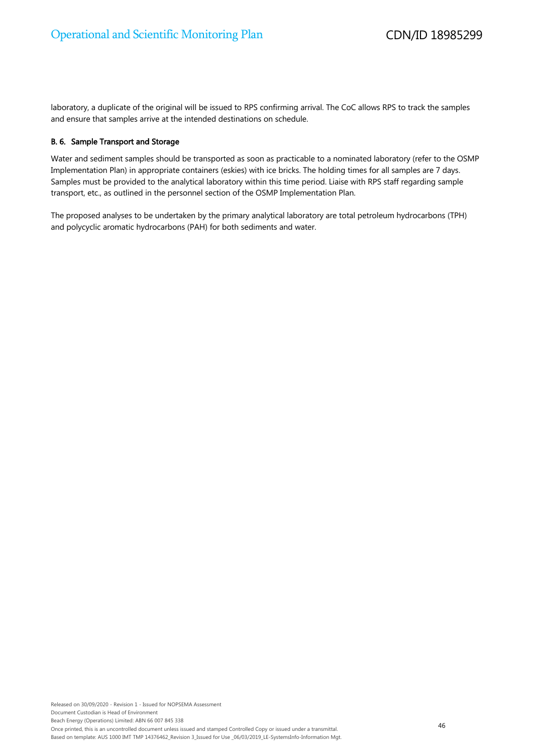laboratory, a duplicate of the original will be issued to RPS confirming arrival. The CoC allows RPS to track the samples and ensure that samples arrive at the intended destinations on schedule.

#### B. 6. Sample Transport and Storage

Water and sediment samples should be transported as soon as practicable to a nominated laboratory (refer to the OSMP Implementation Plan) in appropriate containers (eskies) with ice bricks. The holding times for all samples are 7 days. Samples must be provided to the analytical laboratory within this time period. Liaise with RPS staff regarding sample transport, etc., as outlined in the personnel section of the OSMP Implementation Plan.

The proposed analyses to be undertaken by the primary analytical laboratory are total petroleum hydrocarbons (TPH) and polycyclic aromatic hydrocarbons (PAH) for both sediments and water.